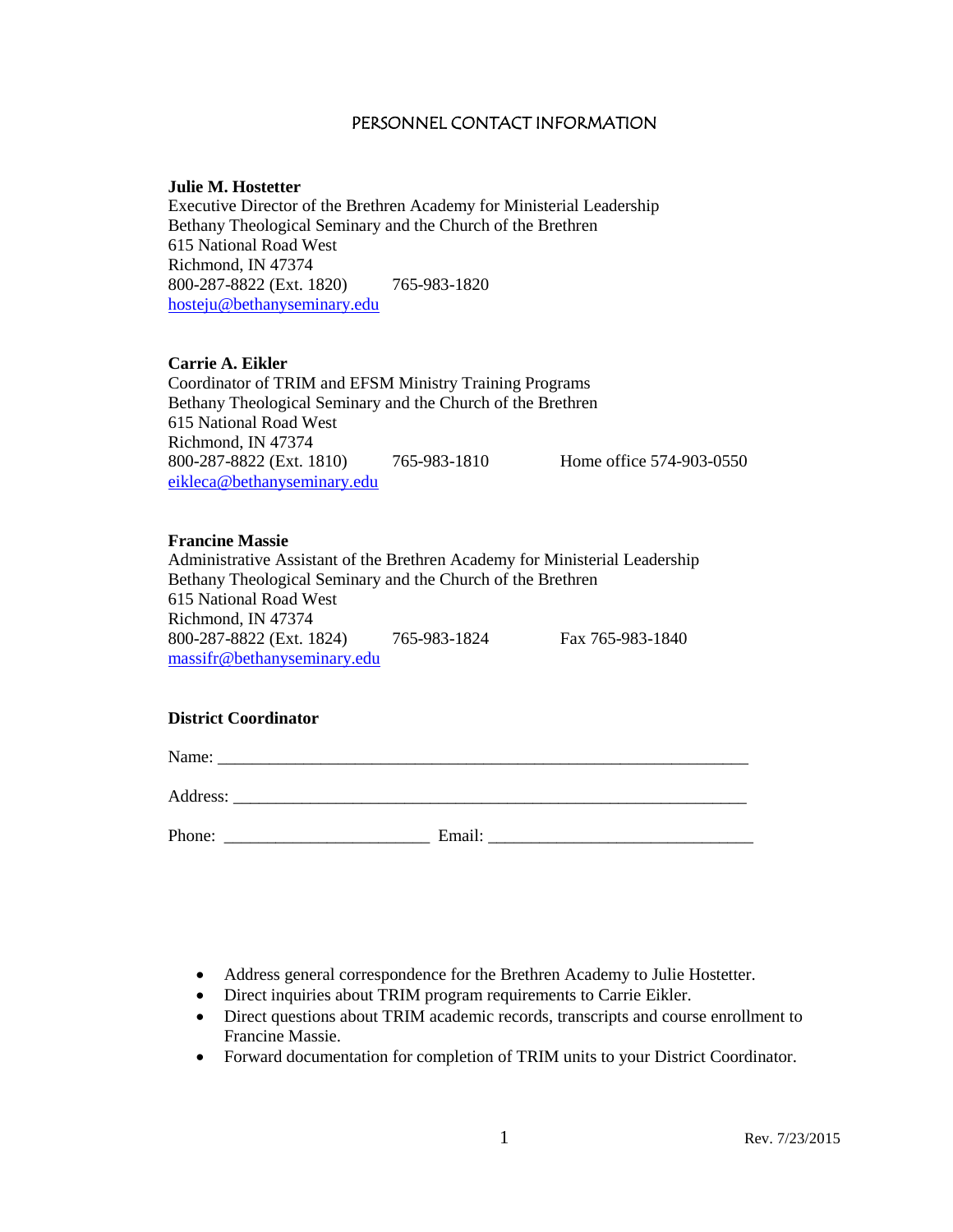# PERSONNEL CONTACT INFORMATION

**Julie M. Hostetter**
Executive Director of the Brethren Academy for Ministerial Leadership
Bethany Theological Seminary and the Church of the Brethren
615 National Road West
Richmond, IN 47374
800-287-8822 (Ext. 1820) 765-983-1820
hosteju@bethanyseminary.edu

**Carrie A. Eikler**
Coordinator of TRIM and EFSM Ministry Training Programs
Bethany Theological Seminary and the Church of the Brethren
615 National Road West
Richmond, IN 47374
800-287-8822 (Ext. 1810) 765-983-1810 Home office 574-903-0550
eikleca@bethanyseminary.edu

**Francine Massie**
Administrative Assistant of the Brethren Academy for Ministerial Leadership
Bethany Theological Seminary and the Church of the Brethren
615 National Road West
Richmond, IN 47374
800-287-8822 (Ext. 1824) 765-983-1824 Fax 765-983-1840
massifr@bethanyseminary.edu

**District Coordinator**

Name: ______________________________________________________________

Address: ____________________________________________________________

Phone: _______________________ Email: ______________________________

- Address general correspondence for the Brethren Academy to Julie Hostetter.
- Direct inquiries about TRIM program requirements to Carrie Eikler.
- Direct questions about TRIM academic records, transcripts and course enrollment to Francine Massie.
- Forward documentation for completion of TRIM units to your District Coordinator.

Rev. 7/23/2015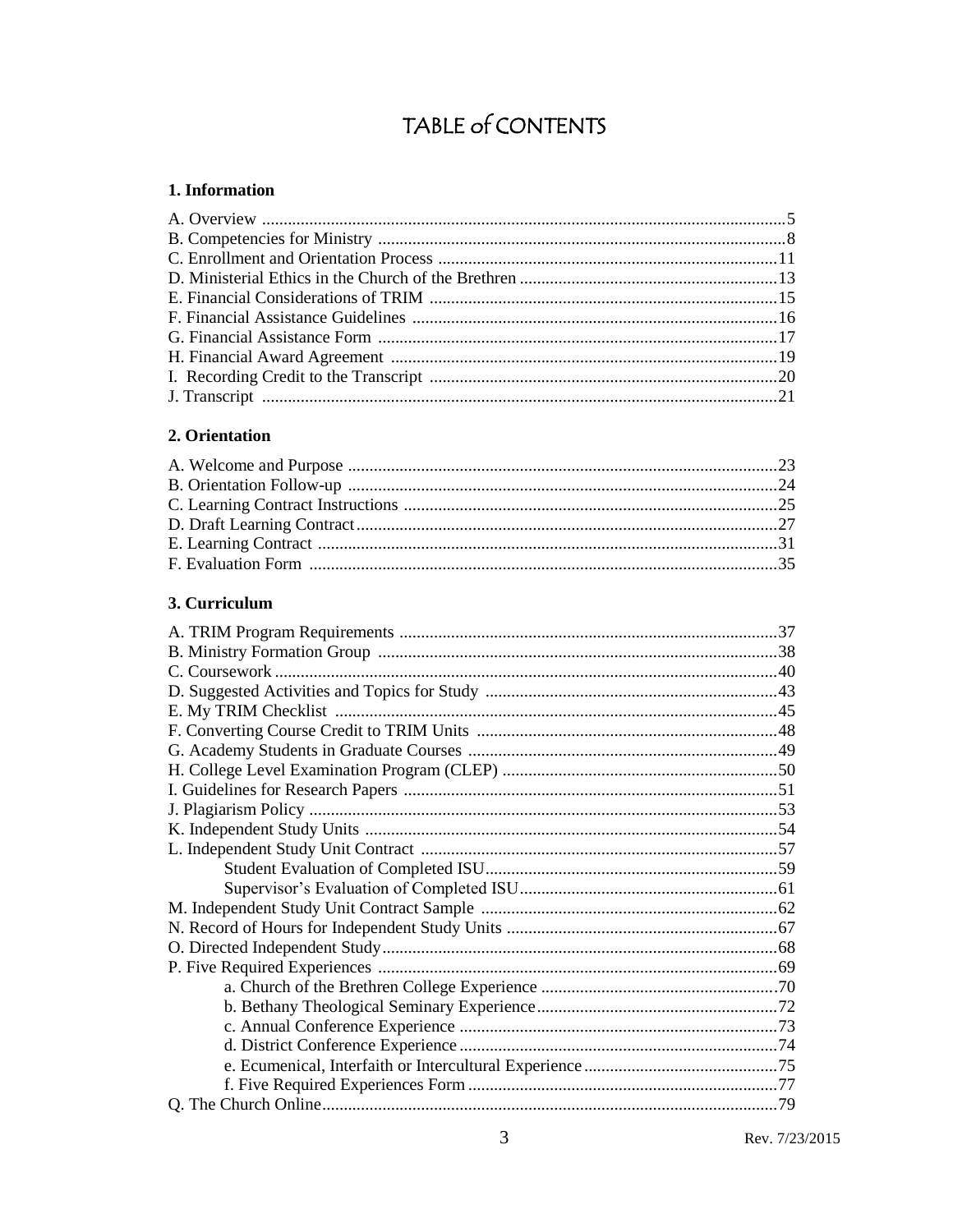# TABLE of CONTENTS

## 1. Information

A. Overview ....................................................5
B. Competencies for Ministry ....................................................8
C. Enrollment and Orientation Process ....................................................11
D. Ministerial Ethics in the Church of the Brethren ....................................................13
E. Financial Considerations of TRIM ....................................................15
F. Financial Assistance Guidelines ....................................................16
G. Financial Assistance Form ....................................................17
H. Financial Award Agreement ....................................................19
I. Recording Credit to the Transcript ....................................................20
J. Transcript ....................................................21

## 2. Orientation

A. Welcome and Purpose ....................................................23
B. Orientation Follow-up ....................................................24
C. Learning Contract Instructions ....................................................25
D. Draft Learning Contract ....................................................27
E. Learning Contract ....................................................31
F. Evaluation Form ....................................................35

## 3. Curriculum

A. TRIM Program Requirements ....................................................37
B. Ministry Formation Group ....................................................38
C. Coursework ....................................................40
D. Suggested Activities and Topics for Study ....................................................43
E. My TRIM Checklist ....................................................45
F. Converting Course Credit to TRIM Units ....................................................48
G. Academy Students in Graduate Courses ....................................................49
H. College Level Examination Program (CLEP) ....................................................50
I. Guidelines for Research Papers ....................................................51
J. Plagiarism Policy ....................................................53
K. Independent Study Units ....................................................54
L. Independent Study Unit Contract ....................................................57
- Student Evaluation of Completed ISU ....................................................59
- Supervisor's Evaluation of Completed ISU ....................................................61

M. Independent Study Unit Contract Sample ....................................................62
N. Record of Hours for Independent Study Units ....................................................67
O. Directed Independent Study ....................................................68
P. Five Required Experiences ....................................................69
- a. Church of the Brethren College Experience ....................................................70
- b. Bethany Theological Seminary Experience ....................................................72
- c. Annual Conference Experience ....................................................73
- d. District Conference Experience ....................................................74
- e. Ecumenical, Interfaith or Intercultural Experience ....................................................75
- f. Five Required Experiences Form ....................................................77

Q. The Church Online ....................................................79

Rev. 7/23/2015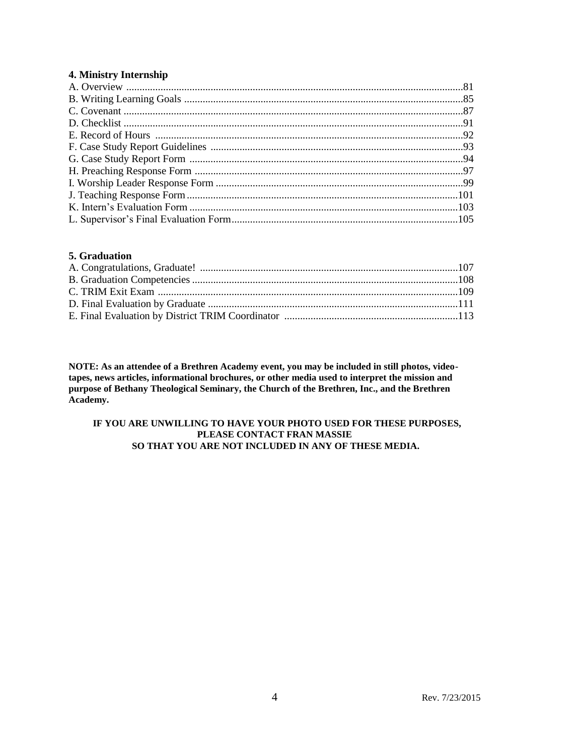**4. Ministry Internship**

A. Overview ...............................................................................................................81
B. Writing Learning Goals .........................................................................................85
C. Covenant ................................................................................................................87
D. Checklist ................................................................................................................91
E. Record of Hours ....................................................................................................92
F. Case Study Report Guidelines ...............................................................................93
G. Case Study Report Form .......................................................................................94
H. Preaching Response Form .....................................................................................97
I. Worship Leader Response Form .............................................................................99
J. Teaching Response Form .......................................................................................101
K. Intern's Evaluation Form ......................................................................................103
L. Supervisor's Final Evaluation Form......................................................................105

**5. Graduation**

A. Congratulations, Graduate! .................................................................................107
B. Graduation Competencies .....................................................................................108
C. TRIM Exit Exam ..................................................................................................109
D. Final Evaluation by Graduate ...............................................................................111
E. Final Evaluation by District TRIM Coordinator .................................................113

**NOTE: As an attendee of a Brethren Academy event, you may be included in still photos, video-tapes, news articles, informational brochures, or other media used to interpret the mission and purpose of Bethany Theological Seminary, the Church of the Brethren, Inc., and the Brethren Academy.**

**IF YOU ARE UNWILLING TO HAVE YOUR PHOTO USED FOR THESE PURPOSES, PLEASE CONTACT FRAN MASSIE SO THAT YOU ARE NOT INCLUDED IN ANY OF THESE MEDIA.**

Rev. 7/23/2015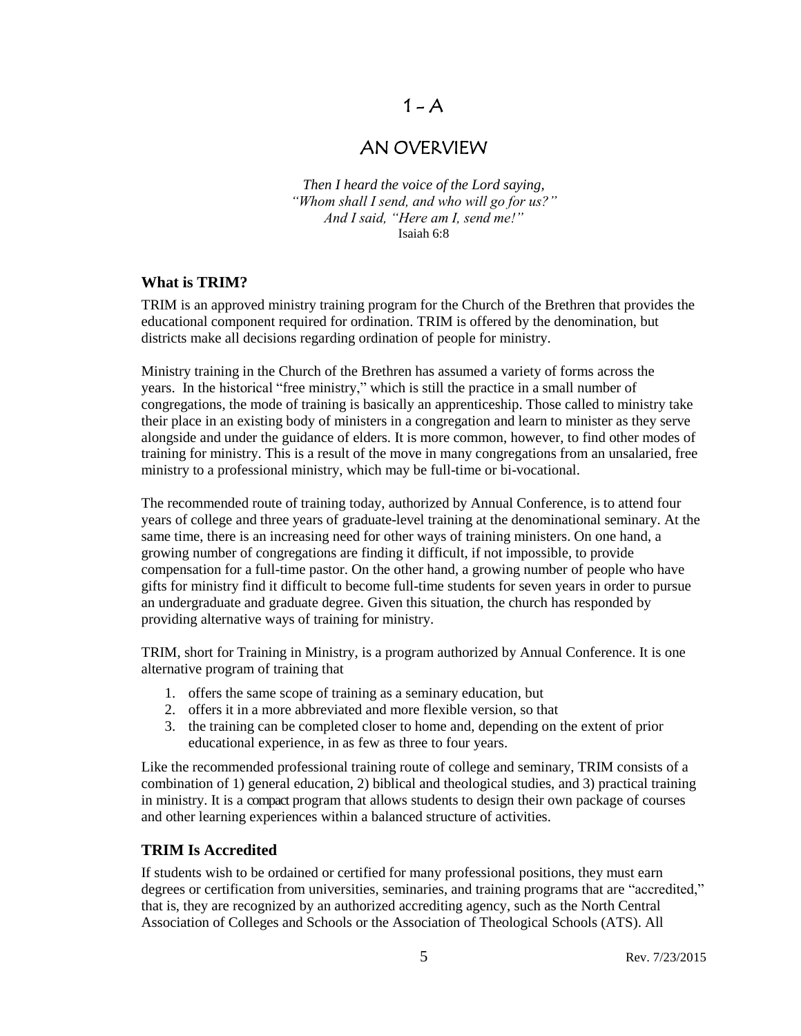# 1 – A

# AN OVERVIEW

*Then I heard the voice of the Lord saying,*
*"Whom shall I send, and who will go for us?"*
*And I said, "Here am I, send me!"*
Isaiah 6:8

### What is TRIM?

TRIM is an approved ministry training program for the Church of the Brethren that provides the educational component required for ordination. TRIM is offered by the denomination, but districts make all decisions regarding ordination of people for ministry.

Ministry training in the Church of the Brethren has assumed a variety of forms across the years. In the historical "free ministry," which is still the practice in a small number of congregations, the mode of training is basically an apprenticeship. Those called to ministry take their place in an existing body of ministers in a congregation and learn to minister as they serve alongside and under the guidance of elders. It is more common, however, to find other modes of training for ministry. This is a result of the move in many congregations from an unsalaried, free ministry to a professional ministry, which may be full-time or bi-vocational.

The recommended route of training today, authorized by Annual Conference, is to attend four years of college and three years of graduate-level training at the denominational seminary. At the same time, there is an increasing need for other ways of training ministers. On one hand, a growing number of congregations are finding it difficult, if not impossible, to provide compensation for a full-time pastor. On the other hand, a growing number of people who have gifts for ministry find it difficult to become full-time students for seven years in order to pursue an undergraduate and graduate degree. Given this situation, the church has responded by providing alternative ways of training for ministry.

TRIM, short for Training in Ministry, is a program authorized by Annual Conference. It is one alternative program of training that

1. offers the same scope of training as a seminary education, but
2. offers it in a more abbreviated and more flexible version, so that
3. the training can be completed closer to home and, depending on the extent of prior educational experience, in as few as three to four years.

Like the recommended professional training route of college and seminary, TRIM consists of a combination of 1) general education, 2) biblical and theological studies, and 3) practical training in ministry. It is a compact program that allows students to design their own package of courses and other learning experiences within a balanced structure of activities.

### TRIM Is Accredited

If students wish to be ordained or certified for many professional positions, they must earn degrees or certification from universities, seminaries, and training programs that are "accredited," that is, they are recognized by an authorized accrediting agency, such as the North Central Association of Colleges and Schools or the Association of Theological Schools (ATS). All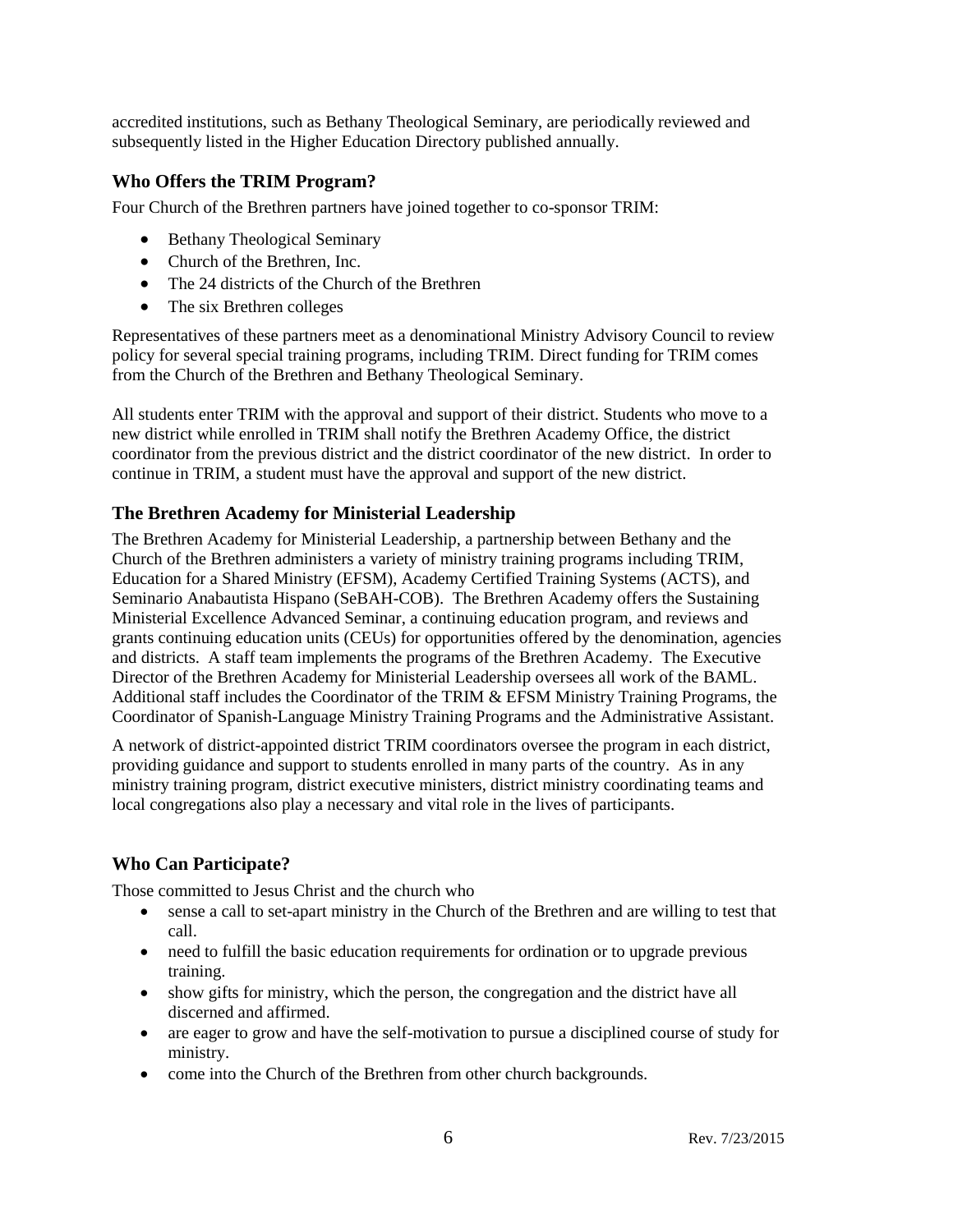accredited institutions, such as Bethany Theological Seminary, are periodically reviewed and subsequently listed in the Higher Education Directory published annually.

## Who Offers the TRIM Program?

Four Church of the Brethren partners have joined together to co-sponsor TRIM:

- Bethany Theological Seminary
- Church of the Brethren, Inc.
- The 24 districts of the Church of the Brethren
- The six Brethren colleges

Representatives of these partners meet as a denominational Ministry Advisory Council to review policy for several special training programs, including TRIM. Direct funding for TRIM comes from the Church of the Brethren and Bethany Theological Seminary.

All students enter TRIM with the approval and support of their district. Students who move to a new district while enrolled in TRIM shall notify the Brethren Academy Office, the district coordinator from the previous district and the district coordinator of the new district. In order to continue in TRIM, a student must have the approval and support of the new district.

## The Brethren Academy for Ministerial Leadership

The Brethren Academy for Ministerial Leadership, a partnership between Bethany and the Church of the Brethren administers a variety of ministry training programs including TRIM, Education for a Shared Ministry (EFSM), Academy Certified Training Systems (ACTS), and Seminario Anabautista Hispano (SeBAH-COB). The Brethren Academy offers the Sustaining Ministerial Excellence Advanced Seminar, a continuing education program, and reviews and grants continuing education units (CEUs) for opportunities offered by the denomination, agencies and districts. A staff team implements the programs of the Brethren Academy. The Executive Director of the Brethren Academy for Ministerial Leadership oversees all work of the BAML. Additional staff includes the Coordinator of the TRIM & EFSM Ministry Training Programs, the Coordinator of Spanish-Language Ministry Training Programs and the Administrative Assistant.

A network of district-appointed district TRIM coordinators oversee the program in each district, providing guidance and support to students enrolled in many parts of the country. As in any ministry training program, district executive ministers, district ministry coordinating teams and local congregations also play a necessary and vital role in the lives of participants.

## Who Can Participate?

Those committed to Jesus Christ and the church who

- sense a call to set-apart ministry in the Church of the Brethren and are willing to test that call.
- need to fulfill the basic education requirements for ordination or to upgrade previous training.
- show gifts for ministry, which the person, the congregation and the district have all discerned and affirmed.
- are eager to grow and have the self-motivation to pursue a disciplined course of study for ministry.
- come into the Church of the Brethren from other church backgrounds.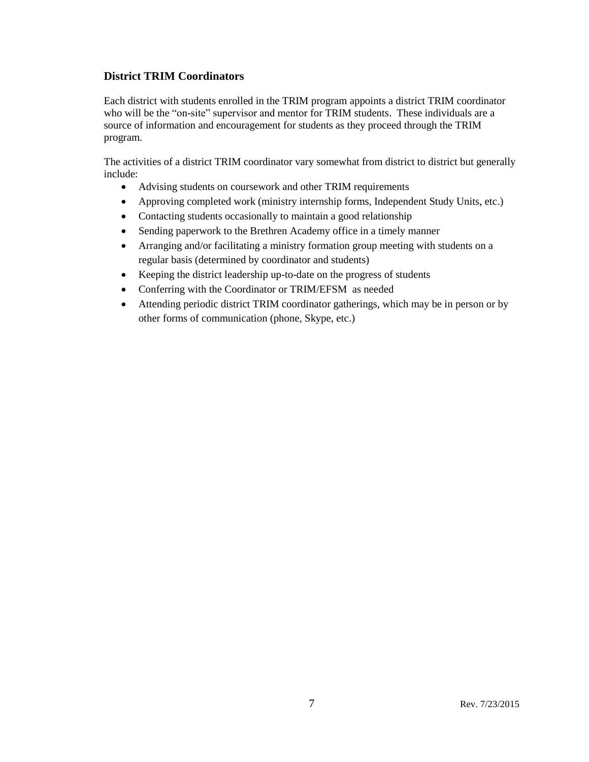### District TRIM Coordinators

Each district with students enrolled in the TRIM program appoints a district TRIM coordinator who will be the "on-site" supervisor and mentor for TRIM students. These individuals are a source of information and encouragement for students as they proceed through the TRIM program.

The activities of a district TRIM coordinator vary somewhat from district to district but generally include:

- Advising students on coursework and other TRIM requirements
- Approving completed work (ministry internship forms, Independent Study Units, etc.)
- Contacting students occasionally to maintain a good relationship
- Sending paperwork to the Brethren Academy office in a timely manner
- Arranging and/or facilitating a ministry formation group meeting with students on a regular basis (determined by coordinator and students)
- Keeping the district leadership up-to-date on the progress of students
- Conferring with the Coordinator or TRIM/EFSM as needed
- Attending periodic district TRIM coordinator gatherings, which may be in person or by other forms of communication (phone, Skype, etc.)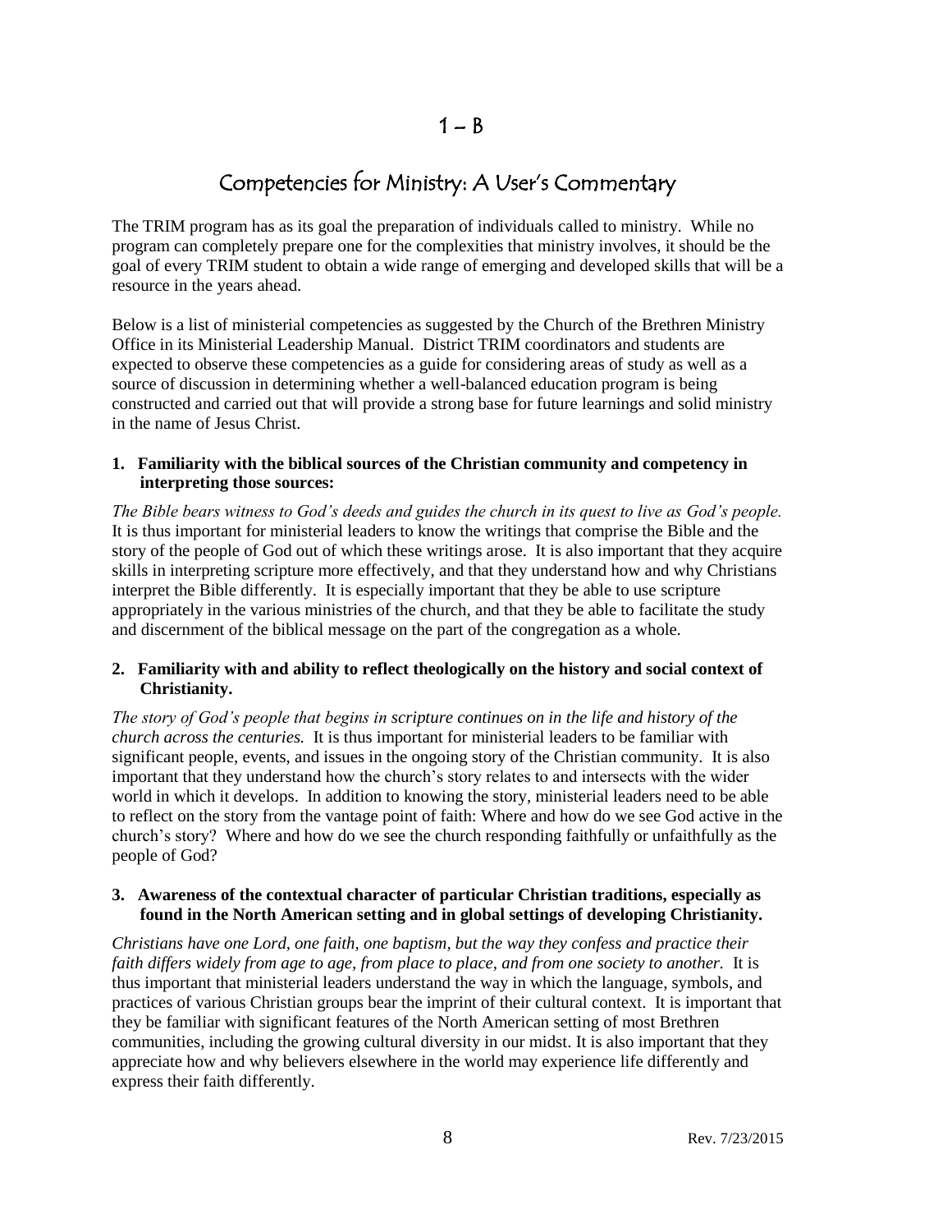# 1 – B

## Competencies for Ministry: A User's Commentary

The TRIM program has as its goal the preparation of individuals called to ministry. While no program can completely prepare one for the complexities that ministry involves, it should be the goal of every TRIM student to obtain a wide range of emerging and developed skills that will be a resource in the years ahead.

Below is a list of ministerial competencies as suggested by the Church of the Brethren Ministry Office in its Ministerial Leadership Manual. District TRIM coordinators and students are expected to observe these competencies as a guide for considering areas of study as well as a source of discussion in determining whether a well-balanced education program is being constructed and carried out that will provide a strong base for future learnings and solid ministry in the name of Jesus Christ.

**1. Familiarity with the biblical sources of the Christian community and competency in interpreting those sources:**

*The Bible bears witness to God's deeds and guides the church in its quest to live as God's people.* It is thus important for ministerial leaders to know the writings that comprise the Bible and the story of the people of God out of which these writings arose. It is also important that they acquire skills in interpreting scripture more effectively, and that they understand how and why Christians interpret the Bible differently. It is especially important that they be able to use scripture appropriately in the various ministries of the church, and that they be able to facilitate the study and discernment of the biblical message on the part of the congregation as a whole.

**2. Familiarity with and ability to reflect theologically on the history and social context of Christianity.**

*The story of God's people that begins in scripture continues on in the life and history of the church across the centuries.* It is thus important for ministerial leaders to be familiar with significant people, events, and issues in the ongoing story of the Christian community. It is also important that they understand how the church's story relates to and intersects with the wider world in which it develops. In addition to knowing the story, ministerial leaders need to be able to reflect on the story from the vantage point of faith: Where and how do we see God active in the church's story? Where and how do we see the church responding faithfully or unfaithfully as the people of God?

**3. Awareness of the contextual character of particular Christian traditions, especially as found in the North American setting and in global settings of developing Christianity.**

*Christians have one Lord, one faith, one baptism, but the way they confess and practice their faith differs widely from age to age, from place to place, and from one society to another.* It is thus important that ministerial leaders understand the way in which the language, symbols, and practices of various Christian groups bear the imprint of their cultural context. It is important that they be familiar with significant features of the North American setting of most Brethren communities, including the growing cultural diversity in our midst. It is also important that they appreciate how and why believers elsewhere in the world may experience life differently and express their faith differently.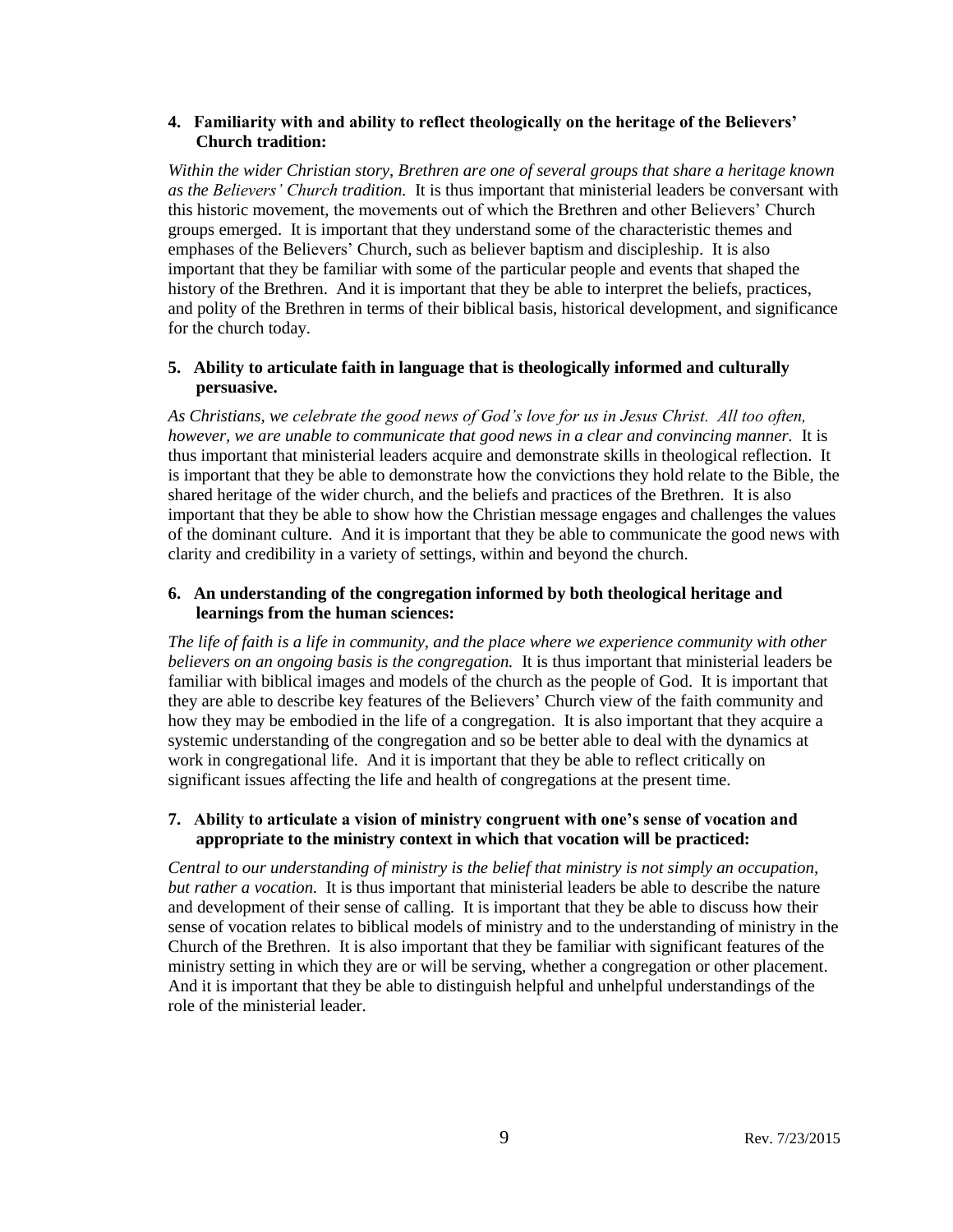**4. Familiarity with and ability to reflect theologically on the heritage of the Believers' Church tradition:**

*Within the wider Christian story, Brethren are one of several groups that share a heritage known as the Believers' Church tradition.* It is thus important that ministerial leaders be conversant with this historic movement, the movements out of which the Brethren and other Believers' Church groups emerged. It is important that they understand some of the characteristic themes and emphases of the Believers' Church, such as believer baptism and discipleship. It is also important that they be familiar with some of the particular people and events that shaped the history of the Brethren. And it is important that they be able to interpret the beliefs, practices, and polity of the Brethren in terms of their biblical basis, historical development, and significance for the church today.

**5. Ability to articulate faith in language that is theologically informed and culturally persuasive.**

*As Christians, we celebrate the good news of God's love for us in Jesus Christ. All too often, however, we are unable to communicate that good news in a clear and convincing manner.* It is thus important that ministerial leaders acquire and demonstrate skills in theological reflection. It is important that they be able to demonstrate how the convictions they hold relate to the Bible, the shared heritage of the wider church, and the beliefs and practices of the Brethren. It is also important that they be able to show how the Christian message engages and challenges the values of the dominant culture. And it is important that they be able to communicate the good news with clarity and credibility in a variety of settings, within and beyond the church.

**6. An understanding of the congregation informed by both theological heritage and learnings from the human sciences:**

*The life of faith is a life in community, and the place where we experience community with other believers on an ongoing basis is the congregation.* It is thus important that ministerial leaders be familiar with biblical images and models of the church as the people of God. It is important that they are able to describe key features of the Believers' Church view of the faith community and how they may be embodied in the life of a congregation. It is also important that they acquire a systemic understanding of the congregation and so be better able to deal with the dynamics at work in congregational life. And it is important that they be able to reflect critically on significant issues affecting the life and health of congregations at the present time.

**7. Ability to articulate a vision of ministry congruent with one's sense of vocation and appropriate to the ministry context in which that vocation will be practiced:**

*Central to our understanding of ministry is the belief that ministry is not simply an occupation, but rather a vocation.* It is thus important that ministerial leaders be able to describe the nature and development of their sense of calling. It is important that they be able to discuss how their sense of vocation relates to biblical models of ministry and to the understanding of ministry in the Church of the Brethren. It is also important that they be familiar with significant features of the ministry setting in which they are or will be serving, whether a congregation or other placement. And it is important that they be able to distinguish helpful and unhelpful understandings of the role of the ministerial leader.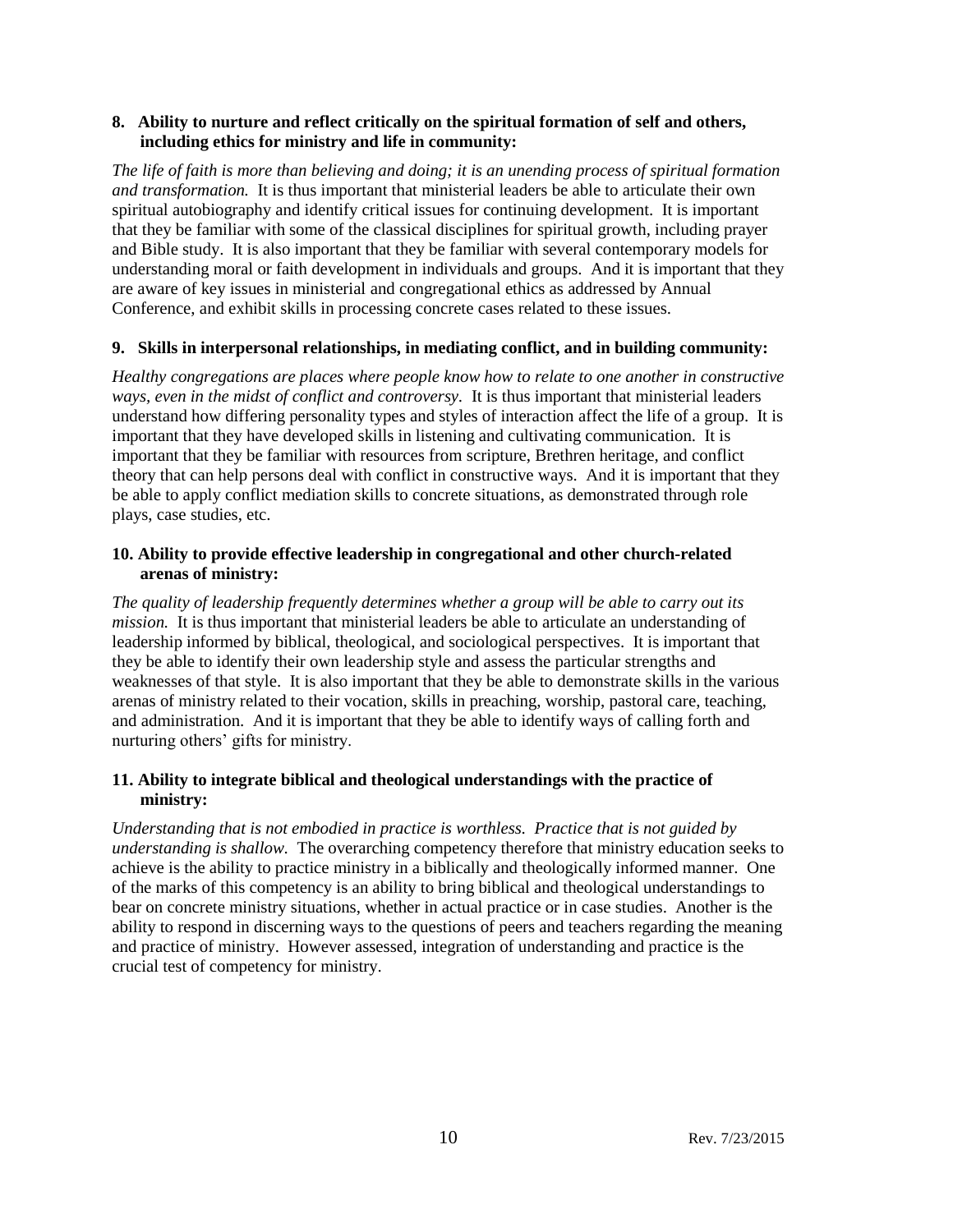**8. Ability to nurture and reflect critically on the spiritual formation of self and others, including ethics for ministry and life in community:**

*The life of faith is more than believing and doing; it is an unending process of spiritual formation and transformation.* It is thus important that ministerial leaders be able to articulate their own spiritual autobiography and identify critical issues for continuing development. It is important that they be familiar with some of the classical disciplines for spiritual growth, including prayer and Bible study. It is also important that they be familiar with several contemporary models for understanding moral or faith development in individuals and groups. And it is important that they are aware of key issues in ministerial and congregational ethics as addressed by Annual Conference, and exhibit skills in processing concrete cases related to these issues.

**9. Skills in interpersonal relationships, in mediating conflict, and in building community:**

*Healthy congregations are places where people know how to relate to one another in constructive ways, even in the midst of conflict and controversy.* It is thus important that ministerial leaders understand how differing personality types and styles of interaction affect the life of a group. It is important that they have developed skills in listening and cultivating communication. It is important that they be familiar with resources from scripture, Brethren heritage, and conflict theory that can help persons deal with conflict in constructive ways. And it is important that they be able to apply conflict mediation skills to concrete situations, as demonstrated through role plays, case studies, etc.

**10. Ability to provide effective leadership in congregational and other church-related arenas of ministry:**

*The quality of leadership frequently determines whether a group will be able to carry out its mission.* It is thus important that ministerial leaders be able to articulate an understanding of leadership informed by biblical, theological, and sociological perspectives. It is important that they be able to identify their own leadership style and assess the particular strengths and weaknesses of that style. It is also important that they be able to demonstrate skills in the various arenas of ministry related to their vocation, skills in preaching, worship, pastoral care, teaching, and administration. And it is important that they be able to identify ways of calling forth and nurturing others' gifts for ministry.

**11. Ability to integrate biblical and theological understandings with the practice of ministry:**

*Understanding that is not embodied in practice is worthless. Practice that is not guided by understanding is shallow.* The overarching competency therefore that ministry education seeks to achieve is the ability to practice ministry in a biblically and theologically informed manner. One of the marks of this competency is an ability to bring biblical and theological understandings to bear on concrete ministry situations, whether in actual practice or in case studies. Another is the ability to respond in discerning ways to the questions of peers and teachers regarding the meaning and practice of ministry. However assessed, integration of understanding and practice is the crucial test of competency for ministry.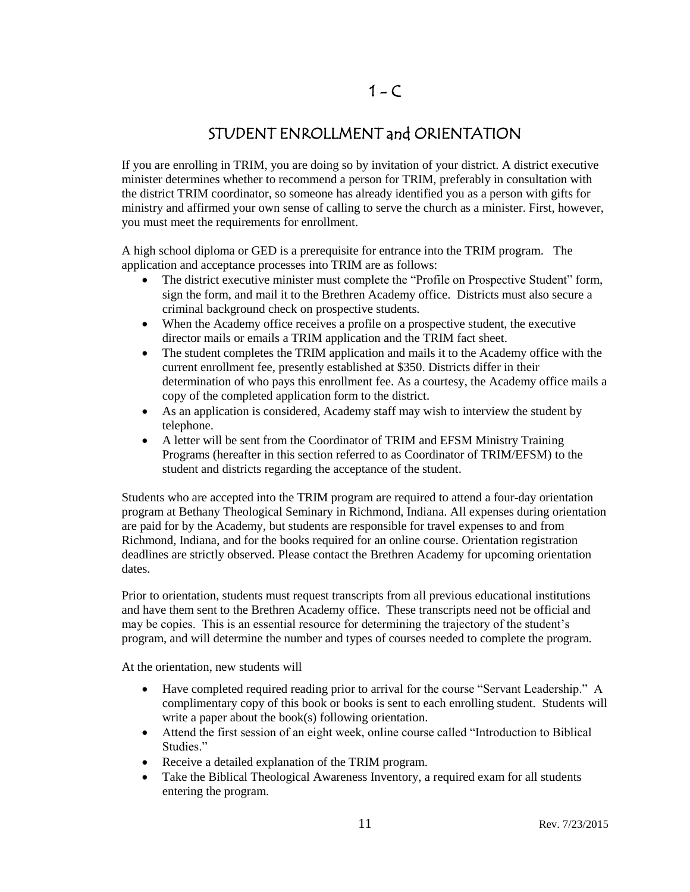# 1 – C

## STUDENT ENROLLMENT and ORIENTATION

If you are enrolling in TRIM, you are doing so by invitation of your district. A district executive minister determines whether to recommend a person for TRIM, preferably in consultation with the district TRIM coordinator, so someone has already identified you as a person with gifts for ministry and affirmed your own sense of calling to serve the church as a minister. First, however, you must meet the requirements for enrollment.

A high school diploma or GED is a prerequisite for entrance into the TRIM program. The application and acceptance processes into TRIM are as follows:

- The district executive minister must complete the "Profile on Prospective Student" form, sign the form, and mail it to the Brethren Academy office. Districts must also secure a criminal background check on prospective students.
- When the Academy office receives a profile on a prospective student, the executive director mails or emails a TRIM application and the TRIM fact sheet.
- The student completes the TRIM application and mails it to the Academy office with the current enrollment fee, presently established at $350. Districts differ in their determination of who pays this enrollment fee. As a courtesy, the Academy office mails a copy of the completed application form to the district.
- As an application is considered, Academy staff may wish to interview the student by telephone.
- A letter will be sent from the Coordinator of TRIM and EFSM Ministry Training Programs (hereafter in this section referred to as Coordinator of TRIM/EFSM) to the student and districts regarding the acceptance of the student.

Students who are accepted into the TRIM program are required to attend a four-day orientation program at Bethany Theological Seminary in Richmond, Indiana. All expenses during orientation are paid for by the Academy, but students are responsible for travel expenses to and from Richmond, Indiana, and for the books required for an online course. Orientation registration deadlines are strictly observed. Please contact the Brethren Academy for upcoming orientation dates.

Prior to orientation, students must request transcripts from all previous educational institutions and have them sent to the Brethren Academy office. These transcripts need not be official and may be copies. This is an essential resource for determining the trajectory of the student's program, and will determine the number and types of courses needed to complete the program.

At the orientation, new students will

- Have completed required reading prior to arrival for the course "Servant Leadership." A complimentary copy of this book or books is sent to each enrolling student. Students will write a paper about the book(s) following orientation.
- Attend the first session of an eight week, online course called "Introduction to Biblical Studies."
- Receive a detailed explanation of the TRIM program.
- Take the Biblical Theological Awareness Inventory, a required exam for all students entering the program.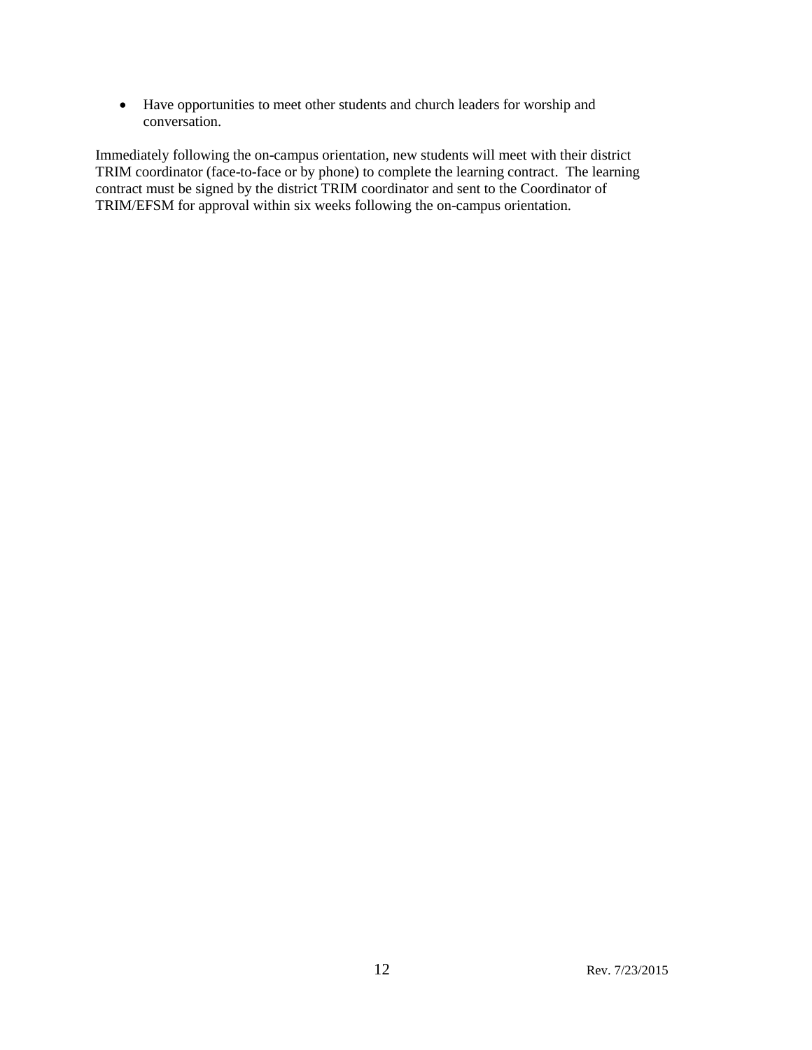- Have opportunities to meet other students and church leaders for worship and conversation.

Immediately following the on-campus orientation, new students will meet with their district TRIM coordinator (face-to-face or by phone) to complete the learning contract. The learning contract must be signed by the district TRIM coordinator and sent to the Coordinator of TRIM/EFSM for approval within six weeks following the on-campus orientation.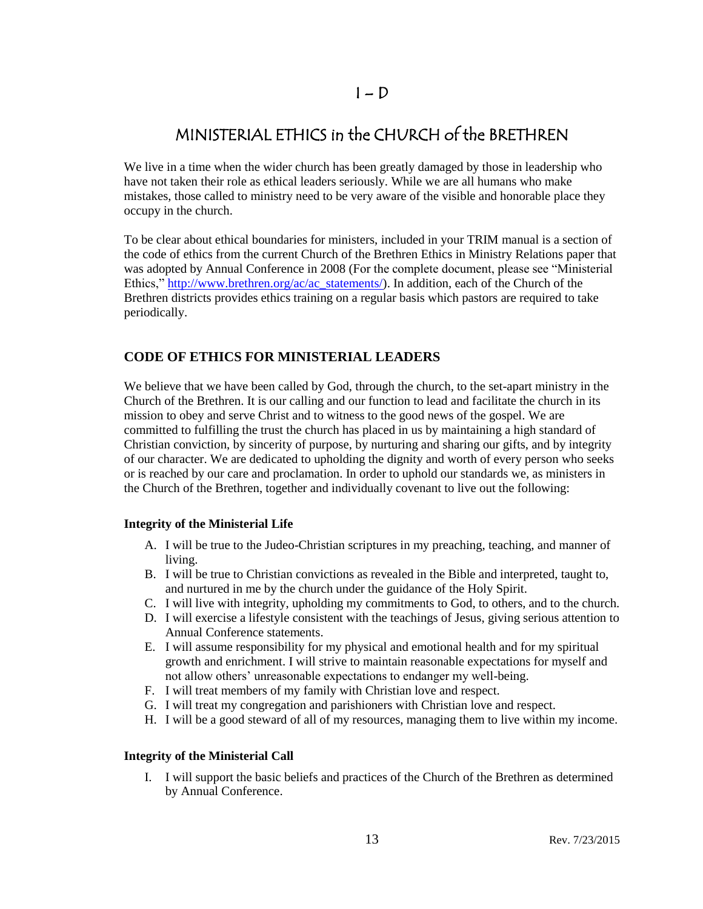# I – D

# MINISTERIAL ETHICS in the CHURCH of the BRETHREN

We live in a time when the wider church has been greatly damaged by those in leadership who have not taken their role as ethical leaders seriously. While we are all humans who make mistakes, those called to ministry need to be very aware of the visible and honorable place they occupy in the church.

To be clear about ethical boundaries for ministers, included in your TRIM manual is a section of the code of ethics from the current Church of the Brethren Ethics in Ministry Relations paper that was adopted by Annual Conference in 2008 (For the complete document, please see "Ministerial Ethics," http://www.brethren.org/ac/ac_statements/). In addition, each of the Church of the Brethren districts provides ethics training on a regular basis which pastors are required to take periodically.

## CODE OF ETHICS FOR MINISTERIAL LEADERS

We believe that we have been called by God, through the church, to the set-apart ministry in the Church of the Brethren. It is our calling and our function to lead and facilitate the church in its mission to obey and serve Christ and to witness to the good news of the gospel. We are committed to fulfilling the trust the church has placed in us by maintaining a high standard of Christian conviction, by sincerity of purpose, by nurturing and sharing our gifts, and by integrity of our character. We are dedicated to upholding the dignity and worth of every person who seeks or is reached by our care and proclamation. In order to uphold our standards we, as ministers in the Church of the Brethren, together and individually covenant to live out the following:

### Integrity of the Ministerial Life

A. I will be true to the Judeo-Christian scriptures in my preaching, teaching, and manner of living.
B. I will be true to Christian convictions as revealed in the Bible and interpreted, taught to, and nurtured in me by the church under the guidance of the Holy Spirit.
C. I will live with integrity, upholding my commitments to God, to others, and to the church.
D. I will exercise a lifestyle consistent with the teachings of Jesus, giving serious attention to Annual Conference statements.
E. I will assume responsibility for my physical and emotional health and for my spiritual growth and enrichment. I will strive to maintain reasonable expectations for myself and not allow others' unreasonable expectations to endanger my well-being.
F. I will treat members of my family with Christian love and respect.
G. I will treat my congregation and parishioners with Christian love and respect.
H. I will be a good steward of all of my resources, managing them to live within my income.

### Integrity of the Ministerial Call

I. I will support the basic beliefs and practices of the Church of the Brethren as determined by Annual Conference.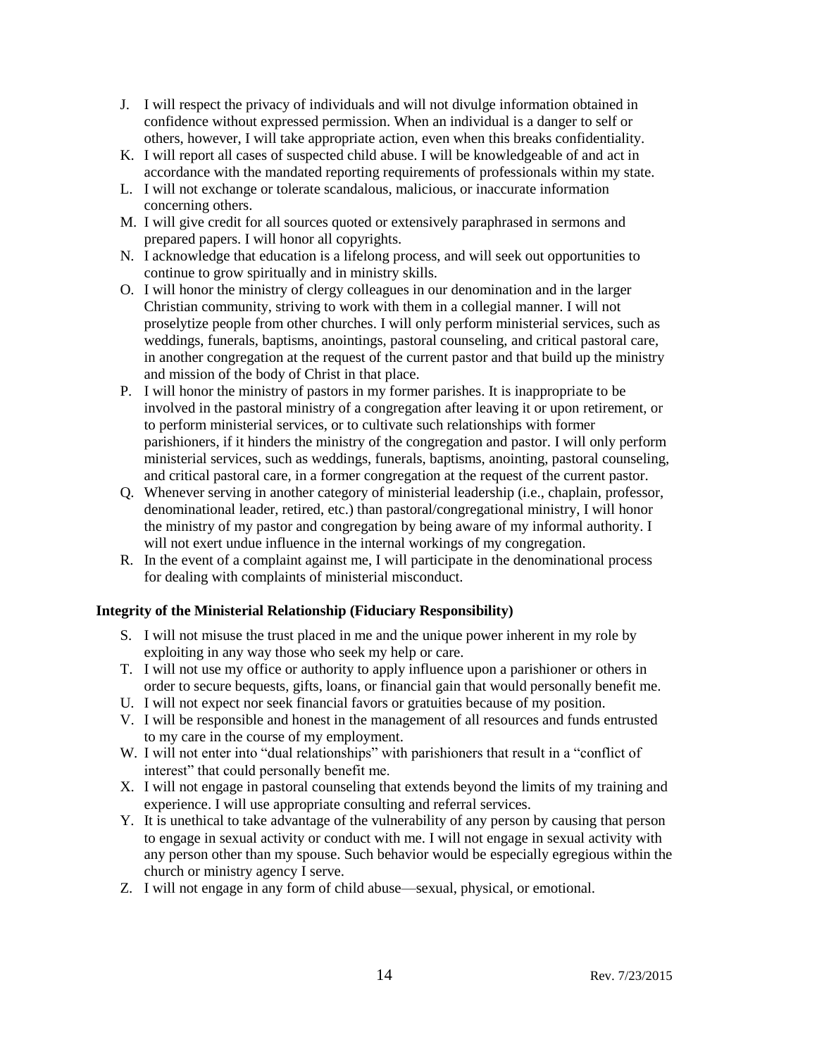J. I will respect the privacy of individuals and will not divulge information obtained in confidence without expressed permission. When an individual is a danger to self or others, however, I will take appropriate action, even when this breaks confidentiality.
K. I will report all cases of suspected child abuse. I will be knowledgeable of and act in accordance with the mandated reporting requirements of professionals within my state.
L. I will not exchange or tolerate scandalous, malicious, or inaccurate information concerning others.
M. I will give credit for all sources quoted or extensively paraphrased in sermons and prepared papers. I will honor all copyrights.
N. I acknowledge that education is a lifelong process, and will seek out opportunities to continue to grow spiritually and in ministry skills.
O. I will honor the ministry of clergy colleagues in our denomination and in the larger Christian community, striving to work with them in a collegial manner. I will not proselytize people from other churches. I will only perform ministerial services, such as weddings, funerals, baptisms, anointings, pastoral counseling, and critical pastoral care, in another congregation at the request of the current pastor and that build up the ministry and mission of the body of Christ in that place.
P. I will honor the ministry of pastors in my former parishes. It is inappropriate to be involved in the pastoral ministry of a congregation after leaving it or upon retirement, or to perform ministerial services, or to cultivate such relationships with former parishioners, if it hinders the ministry of the congregation and pastor. I will only perform ministerial services, such as weddings, funerals, baptisms, anointing, pastoral counseling, and critical pastoral care, in a former congregation at the request of the current pastor.
Q. Whenever serving in another category of ministerial leadership (i.e., chaplain, professor, denominational leader, retired, etc.) than pastoral/congregational ministry, I will honor the ministry of my pastor and congregation by being aware of my informal authority. I will not exert undue influence in the internal workings of my congregation.
R. In the event of a complaint against me, I will participate in the denominational process for dealing with complaints of ministerial misconduct.

**Integrity of the Ministerial Relationship (Fiduciary Responsibility)**

S. I will not misuse the trust placed in me and the unique power inherent in my role by exploiting in any way those who seek my help or care.
T. I will not use my office or authority to apply influence upon a parishioner or others in order to secure bequests, gifts, loans, or financial gain that would personally benefit me.
U. I will not expect nor seek financial favors or gratuities because of my position.
V. I will be responsible and honest in the management of all resources and funds entrusted to my care in the course of my employment.
W. I will not enter into "dual relationships" with parishioners that result in a "conflict of interest" that could personally benefit me.
X. I will not engage in pastoral counseling that extends beyond the limits of my training and experience. I will use appropriate consulting and referral services.
Y. It is unethical to take advantage of the vulnerability of any person by causing that person to engage in sexual activity or conduct with me. I will not engage in sexual activity with any person other than my spouse. Such behavior would be especially egregious within the church or ministry agency I serve.
Z. I will not engage in any form of child abuse—sexual, physical, or emotional.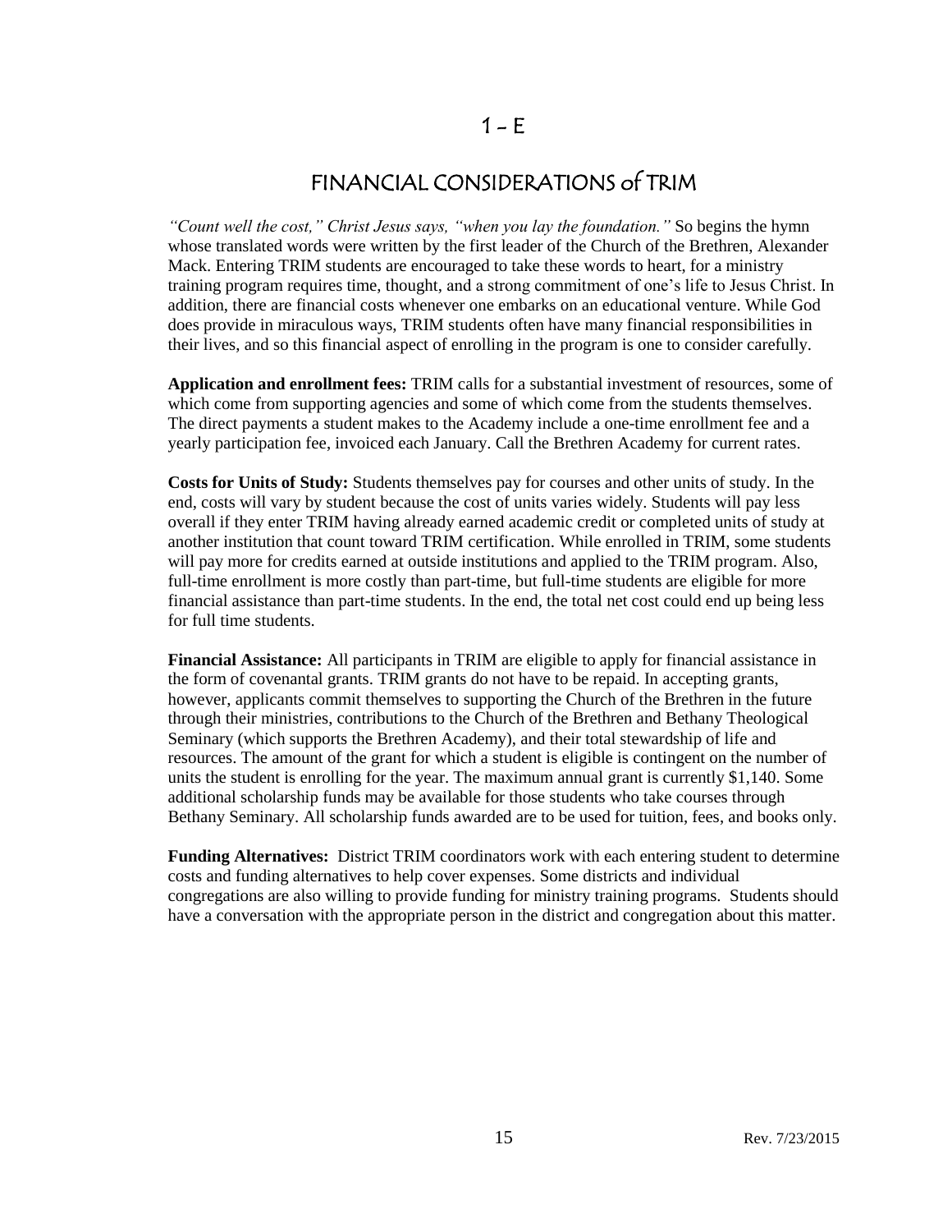# 1 – E

## FINANCIAL CONSIDERATIONS of TRIM

*"Count well the cost," Christ Jesus says, "when you lay the foundation."* So begins the hymn whose translated words were written by the first leader of the Church of the Brethren, Alexander Mack. Entering TRIM students are encouraged to take these words to heart, for a ministry training program requires time, thought, and a strong commitment of one's life to Jesus Christ. In addition, there are financial costs whenever one embarks on an educational venture. While God does provide in miraculous ways, TRIM students often have many financial responsibilities in their lives, and so this financial aspect of enrolling in the program is one to consider carefully.

**Application and enrollment fees:** TRIM calls for a substantial investment of resources, some of which come from supporting agencies and some of which come from the students themselves. The direct payments a student makes to the Academy include a one-time enrollment fee and a yearly participation fee, invoiced each January. Call the Brethren Academy for current rates.

**Costs for Units of Study:** Students themselves pay for courses and other units of study. In the end, costs will vary by student because the cost of units varies widely. Students will pay less overall if they enter TRIM having already earned academic credit or completed units of study at another institution that count toward TRIM certification. While enrolled in TRIM, some students will pay more for credits earned at outside institutions and applied to the TRIM program. Also, full-time enrollment is more costly than part-time, but full-time students are eligible for more financial assistance than part-time students. In the end, the total net cost could end up being less for full time students.

**Financial Assistance:** All participants in TRIM are eligible to apply for financial assistance in the form of covenantal grants. TRIM grants do not have to be repaid. In accepting grants, however, applicants commit themselves to supporting the Church of the Brethren in the future through their ministries, contributions to the Church of the Brethren and Bethany Theological Seminary (which supports the Brethren Academy), and their total stewardship of life and resources. The amount of the grant for which a student is eligible is contingent on the number of units the student is enrolling for the year. The maximum annual grant is currently $1,140. Some additional scholarship funds may be available for those students who take courses through Bethany Seminary. All scholarship funds awarded are to be used for tuition, fees, and books only.

**Funding Alternatives:** District TRIM coordinators work with each entering student to determine costs and funding alternatives to help cover expenses. Some districts and individual congregations are also willing to provide funding for ministry training programs. Students should have a conversation with the appropriate person in the district and congregation about this matter.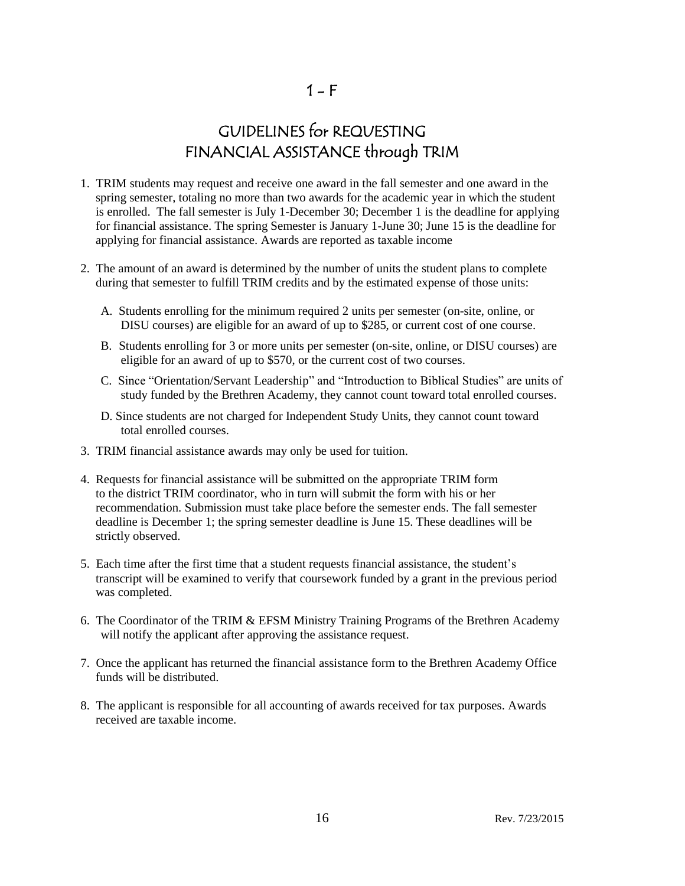# 1 – F

## GUIDELINES for REQUESTING FINANCIAL ASSISTANCE through TRIM

1. TRIM students may request and receive one award in the fall semester and one award in the spring semester, totaling no more than two awards for the academic year in which the student is enrolled. The fall semester is July 1-December 30; December 1 is the deadline for applying for financial assistance. The spring Semester is January 1-June 30; June 15 is the deadline for applying for financial assistance. Awards are reported as taxable income

2. The amount of an award is determined by the number of units the student plans to complete during that semester to fulfill TRIM credits and by the estimated expense of those units:

   A. Students enrolling for the minimum required 2 units per semester (on-site, online, or DISU courses) are eligible for an award of up to $285, or current cost of one course.

   B. Students enrolling for 3 or more units per semester (on-site, online, or DISU courses) are eligible for an award of up to $570, or the current cost of two courses.

   C. Since "Orientation/Servant Leadership" and "Introduction to Biblical Studies" are units of study funded by the Brethren Academy, they cannot count toward total enrolled courses.

   D. Since students are not charged for Independent Study Units, they cannot count toward total enrolled courses.

3. TRIM financial assistance awards may only be used for tuition.

4. Requests for financial assistance will be submitted on the appropriate TRIM form to the district TRIM coordinator, who in turn will submit the form with his or her recommendation. Submission must take place before the semester ends. The fall semester deadline is December 1; the spring semester deadline is June 15. These deadlines will be strictly observed.

5. Each time after the first time that a student requests financial assistance, the student's transcript will be examined to verify that coursework funded by a grant in the previous period was completed.

6. The Coordinator of the TRIM & EFSM Ministry Training Programs of the Brethren Academy will notify the applicant after approving the assistance request.

7. Once the applicant has returned the financial assistance form to the Brethren Academy Office funds will be distributed.

8. The applicant is responsible for all accounting of awards received for tax purposes. Awards received are taxable income.

Rev. 7/23/2015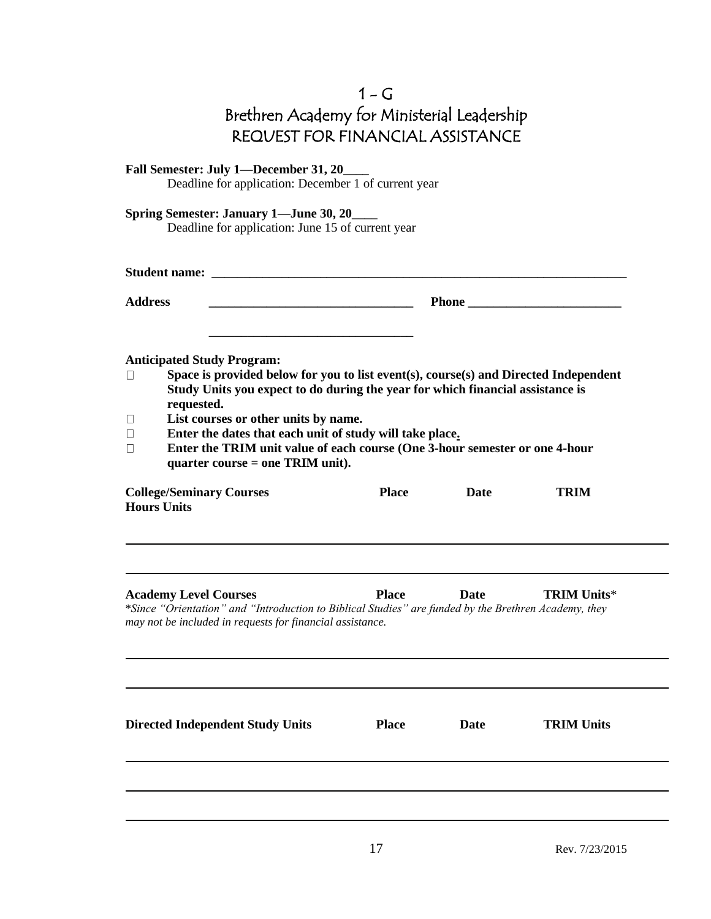# 1 – G
# Brethren Academy for Ministerial Leadership
# REQUEST FOR FINANCIAL ASSISTANCE

**Fall Semester: July 1—December 31, 20____**
Deadline for application: December 1 of current year

**Spring Semester: January 1—June 30, 20____**
Deadline for application: June 15 of current year

**Student name:** ___________________________________________________________________

**Address** _________________________________ **Phone** _________________________

_________________________________

**Anticipated Study Program:**

- **Space is provided below for you to list event(s), course(s) and Directed Independent Study Units you expect to do during the year for which financial assistance is requested.**
- **List courses or other units by name.**
- **Enter the dates that each unit of study will take place.**
- **Enter the TRIM unit value of each course (One 3-hour semester or one 4-hour quarter course = one TRIM unit).**

| College/Seminary Courses Hours Units | Place | Date | TRIM |
|---|---|---|---|
| | | | |
| | | | |

| Academy Level Courses | Place | Date | TRIM Units* |
|---|---|---|---|
| | | | |
| | | | |

*\*Since "Orientation" and "Introduction to Biblical Studies" are funded by the Brethren Academy, they may not be included in requests for financial assistance.*

| Directed Independent Study Units | Place | Date | TRIM Units |
|---|---|---|---|
| | | | |
| | | | |
| | | | |

Rev. 7/23/2015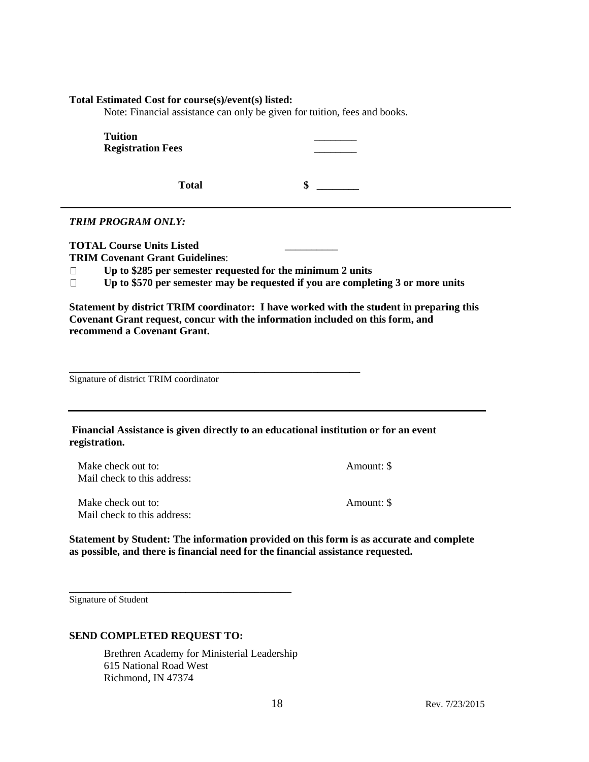**Total Estimated Cost for course(s)/event(s) listed:**

Note: Financial assistance can only be given for tuition, fees and books.

| | |
|---|---|
| **Tuition** | ________ |
| **Registration Fees** | ________ |
| **Total** | $ ________ |

---

***TRIM PROGRAM ONLY:***

**TOTAL Course Units Listed** __________

**TRIM Covenant Grant Guidelines**:

- **Up to $285 per semester requested for the minimum 2 units**
- **Up to $570 per semester may be requested if you are completing 3 or more units**

**Statement by district TRIM coordinator: I have worked with the student in preparing this Covenant Grant request, concur with the information included on this form, and recommend a Covenant Grant.**

______________________________________________________

Signature of district TRIM coordinator

---

**Financial Assistance is given directly to an educational institution or for an event registration.**

Make check out to: Amount: $

Mail check to this address:

Make check out to: Amount: $

Mail check to this address:

**Statement by Student: The information provided on this form is as accurate and complete as possible, and there is financial need for the financial assistance requested.**

__________________________________________

Signature of Student

**SEND COMPLETED REQUEST TO:**

Brethren Academy for Ministerial Leadership
615 National Road West
Richmond, IN 47374

Rev. 7/23/2015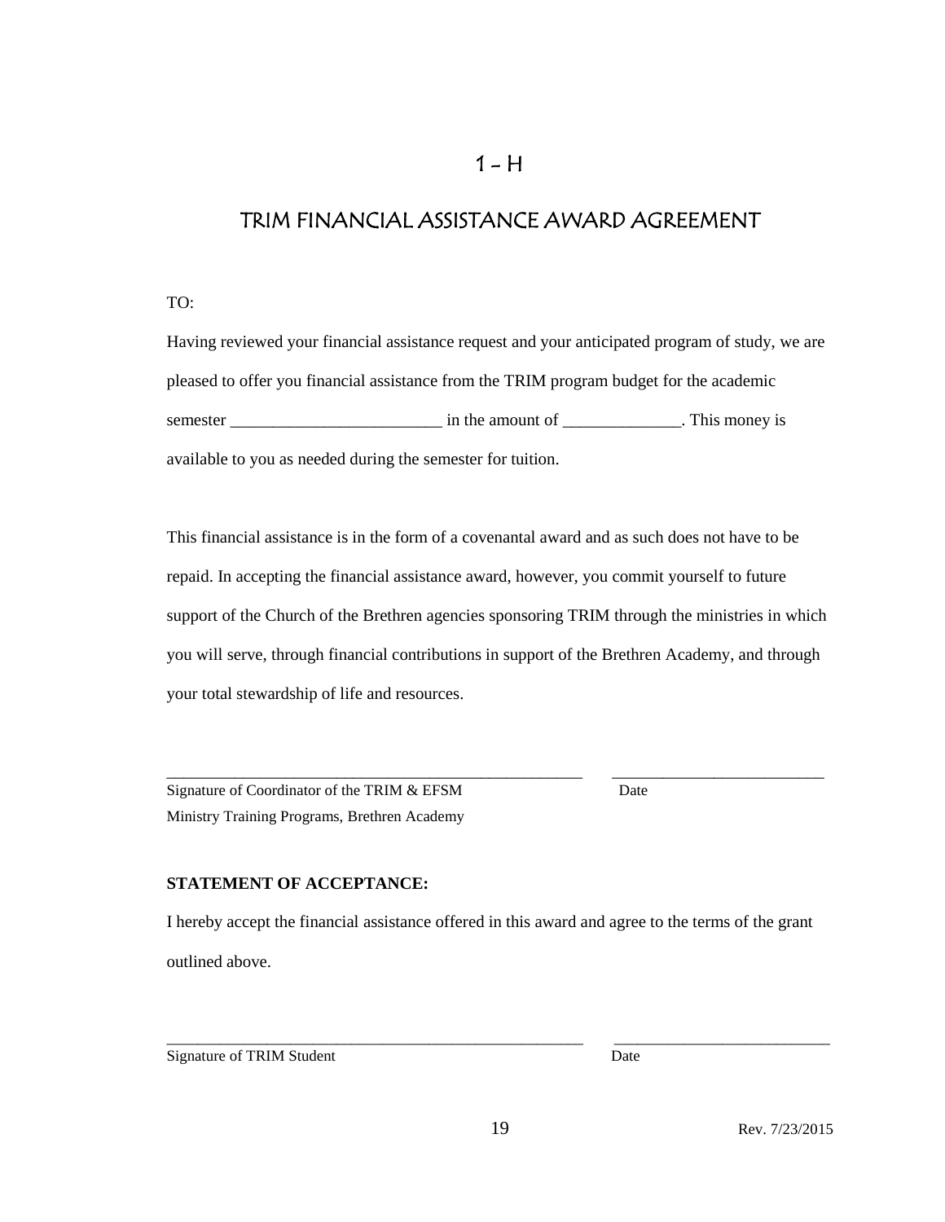# 1 – H

## TRIM FINANCIAL ASSISTANCE AWARD AGREEMENT

TO:

Having reviewed your financial assistance request and your anticipated program of study, we are pleased to offer you financial assistance from the TRIM program budget for the academic semester _________________________ in the amount of ______________. This money is available to you as needed during the semester for tuition.

This financial assistance is in the form of a covenantal award and as such does not have to be repaid. In accepting the financial assistance award, however, you commit yourself to future support of the Church of the Brethren agencies sponsoring TRIM through the ministries in which you will serve, through financial contributions in support of the Brethren Academy, and through your total stewardship of life and resources.

_____________________________________________________ ___________________________

Signature of Coordinator of the TRIM & EFSM Ministry Training Programs, Brethren Academy — Date

**STATEMENT OF ACCEPTANCE:**

I hereby accept the financial assistance offered in this award and agree to the terms of the grant outlined above.

_____________________________________________________ ___________________________

Signature of TRIM Student — Date

Rev. 7/23/2015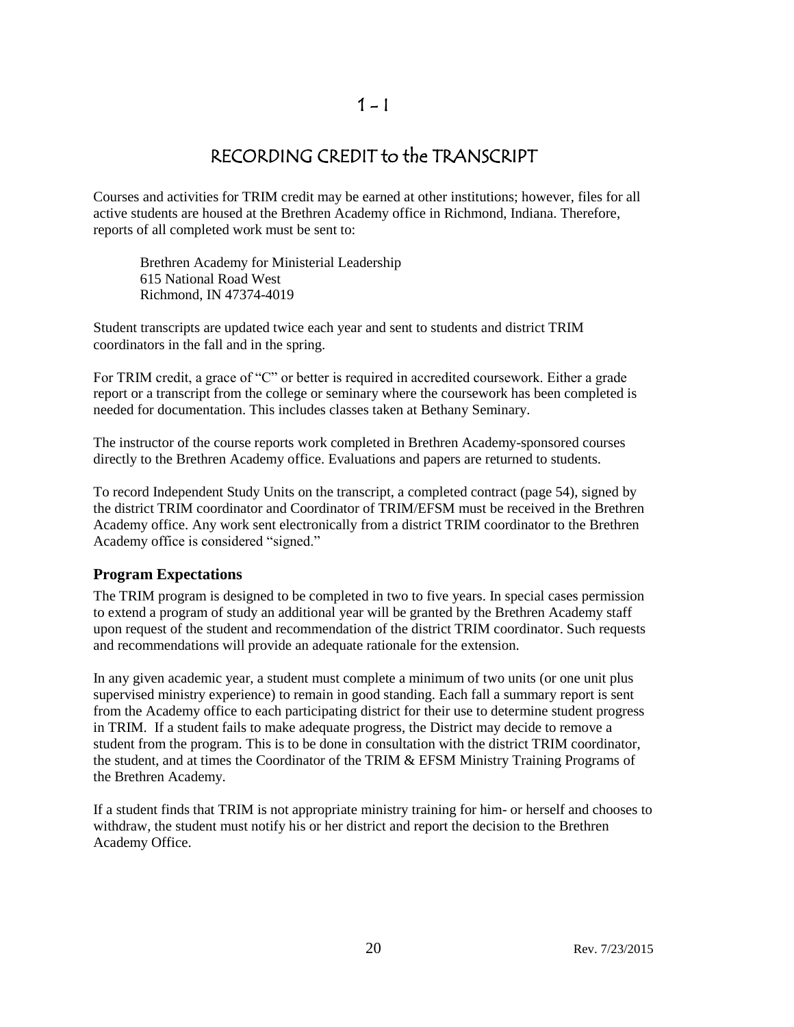# 1 - I

# RECORDING CREDIT to the TRANSCRIPT

Courses and activities for TRIM credit may be earned at other institutions; however, files for all active students are housed at the Brethren Academy office in Richmond, Indiana. Therefore, reports of all completed work must be sent to:

Brethren Academy for Ministerial Leadership
615 National Road West
Richmond, IN 47374-4019

Student transcripts are updated twice each year and sent to students and district TRIM coordinators in the fall and in the spring.

For TRIM credit, a grace of "C" or better is required in accredited coursework. Either a grade report or a transcript from the college or seminary where the coursework has been completed is needed for documentation. This includes classes taken at Bethany Seminary.

The instructor of the course reports work completed in Brethren Academy-sponsored courses directly to the Brethren Academy office. Evaluations and papers are returned to students.

To record Independent Study Units on the transcript, a completed contract (page 54), signed by the district TRIM coordinator and Coordinator of TRIM/EFSM must be received in the Brethren Academy office. Any work sent electronically from a district TRIM coordinator to the Brethren Academy office is considered "signed."

## Program Expectations

The TRIM program is designed to be completed in two to five years. In special cases permission to extend a program of study an additional year will be granted by the Brethren Academy staff upon request of the student and recommendation of the district TRIM coordinator. Such requests and recommendations will provide an adequate rationale for the extension.

In any given academic year, a student must complete a minimum of two units (or one unit plus supervised ministry experience) to remain in good standing. Each fall a summary report is sent from the Academy office to each participating district for their use to determine student progress in TRIM. If a student fails to make adequate progress, the District may decide to remove a student from the program. This is to be done in consultation with the district TRIM coordinator, the student, and at times the Coordinator of the TRIM & EFSM Ministry Training Programs of the Brethren Academy.

If a student finds that TRIM is not appropriate ministry training for him- or herself and chooses to withdraw, the student must notify his or her district and report the decision to the Brethren Academy Office.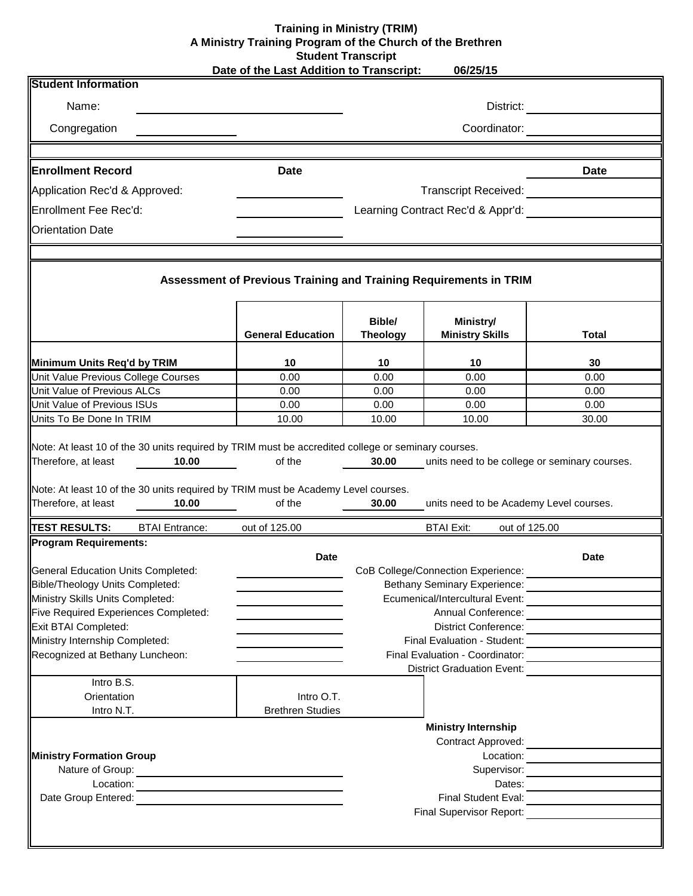# Training in Ministry (TRIM)
## A Ministry Training Program of the Church of the Brethren
## Student Transcript

**Date of the Last Addition to Transcript: 06/25/15**

**Student Information**

Name: ____________________ District: ____________________

Congregation ____________ Coordinator: ____________________

| **Enrollment Record** | **Date** | | **Date** |
|---|---|---|---|
| Application Rec'd & Approved: | | Transcript Received: | |
| Enrollment Fee Rec'd: | | Learning Contract Rec'd & Appr'd: | |
| Orientation Date | | | |

### Assessment of Previous Training and Training Requirements in TRIM

| | General Education | Bible/ Theology | Ministry/ Ministry Skills | Total |
|---|---|---|---|---|
| **Minimum Units Req'd by TRIM** | 10 | 10 | 10 | 30 |
| Unit Value Previous College Courses | 0.00 | 0.00 | 0.00 | 0.00 |
| Unit Value of Previous ALCs | 0.00 | 0.00 | 0.00 | 0.00 |
| Unit Value of Previous ISUs | 0.00 | 0.00 | 0.00 | 0.00 |
| Units To Be Done In TRIM | 10.00 | 10.00 | 10.00 | 30.00 |

Note: At least 10 of the 30 units required by TRIM must be accredited college or seminary courses.
Therefore, at least **10.00** of the **30.00** units need to be college or seminary courses.

Note: At least 10 of the 30 units required by TRIM must be Academy Level courses.
Therefore, at least **10.00** of the **30.00** units need to be Academy Level courses.

**TEST RESULTS:** BTAI Entrance: out of 125.00 BTAI Exit: out of 125.00

**Program Requirements:**

| | **Date** | | **Date** |
|---|---|---|---|
| General Education Units Completed: | | CoB College/Connection Experience: | |
| Bible/Theology Units Completed: | | Bethany Seminary Experience: | |
| Ministry Skills Units Completed: | | Ecumenical/Intercultural Event: | |
| Five Required Experiences Completed: | | Annual Conference: | |
| Exit BTAI Completed: | | District Conference: | |
| Ministry Internship Completed: | | Final Evaluation - Student: | |
| Recognized at Bethany Luncheon: | | Final Evaluation - Coordinator: | |
| | | District Graduation Event: | |

| | |
|---|---|
| Intro B.S. | |
| Orientation | Intro O.T. |
| Intro N.T. | Brethren Studies |

**Ministry Formation Group**

Nature of Group: ____________________

Location: ____________________

Date Group Entered: ____________________

**Ministry Internship**

Contract Approved: ____________________

Location: ____________________

Supervisor: ____________________

Dates: ____________________

Final Student Eval: ____________________

Final Supervisor Report: ____________________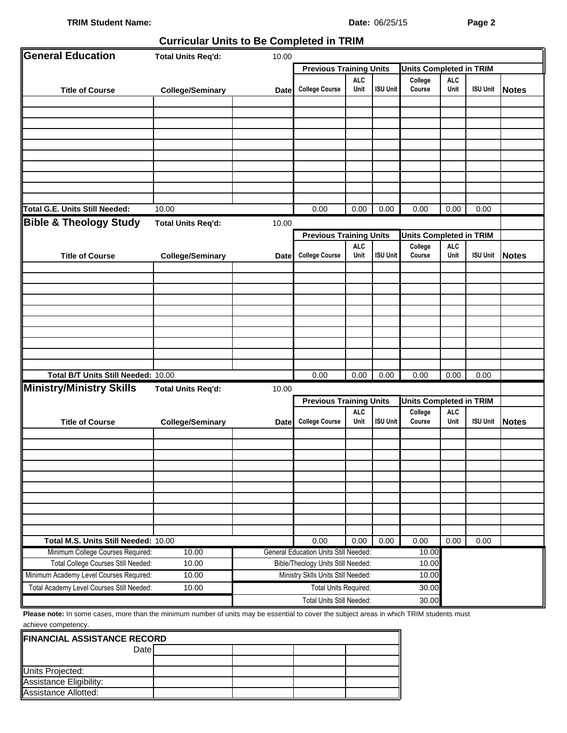**TRIM Student Name:** **Date:** 06/25/15 **Page 2**

## Curricular Units to Be Completed in TRIM

### General Education

**Total Units Req'd:** 10.00

| Title of Course | College/Seminary | Date | Previous Training Units: College Course | Previous Training Units: ALC Unit | Previous Training Units: ISU Unit | Units Completed in TRIM: College Course | Units Completed in TRIM: ALC Unit | Units Completed in TRIM: ISU Unit | Notes |
|---|---|---|---|---|---|---|---|---|---|
| | | | | | | | | | |
| | | | | | | | | | |
| | | | | | | | | | |
| | | | | | | | | | |
| | | | | | | | | | |
| | | | | | | | | | |
| | | | | | | | | | |
| | | | | | | | | | |
| | | | | | | | | | |
| | | | | | | | | | |
| **Total G.E. Units Still Needed:** | 10.00 | | 0.00 | 0.00 | 0.00 | 0.00 | 0.00 | 0.00 | |

### Bible & Theology Study

**Total Units Req'd:** 10.00

| Title of Course | College/Seminary | Date | Previous Training Units: College Course | Previous Training Units: ALC Unit | Previous Training Units: ISU Unit | Units Completed in TRIM: College Course | Units Completed in TRIM: ALC Unit | Units Completed in TRIM: ISU Unit | Notes |
|---|---|---|---|---|---|---|---|---|---|
| | | | | | | | | | |
| | | | | | | | | | |
| | | | | | | | | | |
| | | | | | | | | | |
| | | | | | | | | | |
| | | | | | | | | | |
| | | | | | | | | | |
| | | | | | | | | | |
| | | | | | | | | | |
| | | | | | | | | | |
| **Total B/T Units Still Needed:** | 10.00 | | 0.00 | 0.00 | 0.00 | 0.00 | 0.00 | 0.00 | |

### Ministry/Ministry Skills

**Total Units Req'd:** 10.00

| Title of Course | College/Seminary | Date | Previous Training Units: College Course | Previous Training Units: ALC Unit | Previous Training Units: ISU Unit | Units Completed in TRIM: College Course | Units Completed in TRIM: ALC Unit | Units Completed in TRIM: ISU Unit | Notes |
|---|---|---|---|---|---|---|---|---|---|
| | | | | | | | | | |
| | | | | | | | | | |
| | | | | | | | | | |
| | | | | | | | | | |
| | | | | | | | | | |
| | | | | | | | | | |
| | | | | | | | | | |
| | | | | | | | | | |
| | | | | | | | | | |
| | | | | | | | | | |
| **Total M.S. Units Still Needed:** | 10.00 | | 0.00 | 0.00 | 0.00 | 0.00 | 0.00 | 0.00 | |

| | | | |
|---|---|---|---|
| Minimum College Courses Required: | 10.00 | General Education Units Still Needed: | 10.00 |
| Total College Courses Still Needed: | 10.00 | Bible/Theology Units Still Needed: | 10.00 |
| Minimum Academy Level Courses Required: | 10.00 | Ministry Sklls Units Still Needed: | 10.00 |
| Total Academy Level Courses Still Needed: | 10.00 | Total Units Required: | 30.00 |
| | | Total Units Still Needed: | 30.00 |

**Please note:** In some cases, more than the minimum number of units may be essential to cover the subject areas in which TRIM students must achieve competency.

| FINANCIAL ASSISTANCE RECORD | | | | |
|---|---|---|---|---|
| Date | | | | |
| | | | | |
| Units Projected: | | | | |
| Assistance Eligibility: | | | | |
| Assistance Allotted: | | | | |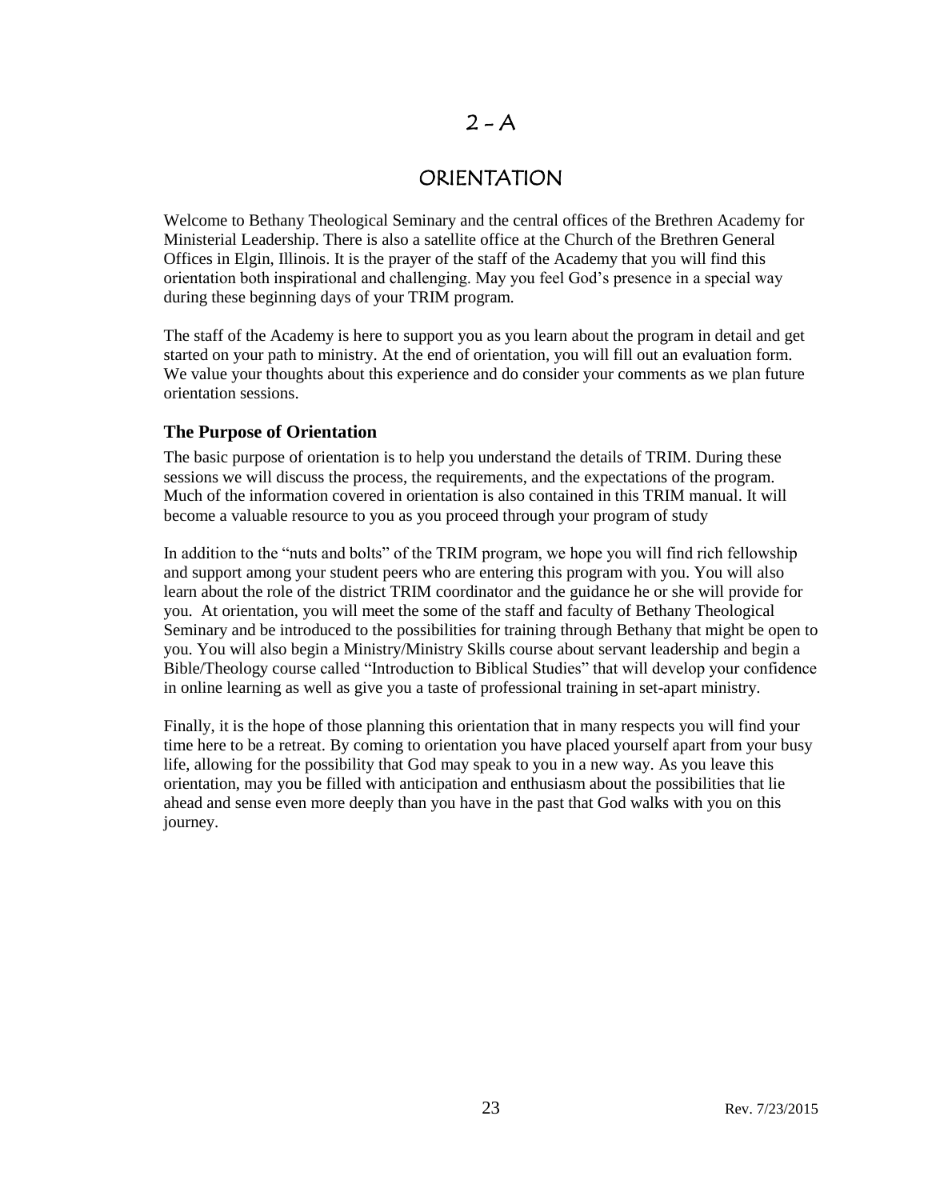# 2 – A

# ORIENTATION

Welcome to Bethany Theological Seminary and the central offices of the Brethren Academy for Ministerial Leadership. There is also a satellite office at the Church of the Brethren General Offices in Elgin, Illinois. It is the prayer of the staff of the Academy that you will find this orientation both inspirational and challenging. May you feel God's presence in a special way during these beginning days of your TRIM program.

The staff of the Academy is here to support you as you learn about the program in detail and get started on your path to ministry. At the end of orientation, you will fill out an evaluation form. We value your thoughts about this experience and do consider your comments as we plan future orientation sessions.

### The Purpose of Orientation

The basic purpose of orientation is to help you understand the details of TRIM. During these sessions we will discuss the process, the requirements, and the expectations of the program. Much of the information covered in orientation is also contained in this TRIM manual. It will become a valuable resource to you as you proceed through your program of study

In addition to the "nuts and bolts" of the TRIM program, we hope you will find rich fellowship and support among your student peers who are entering this program with you. You will also learn about the role of the district TRIM coordinator and the guidance he or she will provide for you. At orientation, you will meet the some of the staff and faculty of Bethany Theological Seminary and be introduced to the possibilities for training through Bethany that might be open to you. You will also begin a Ministry/Ministry Skills course about servant leadership and begin a Bible/Theology course called "Introduction to Biblical Studies" that will develop your confidence in online learning as well as give you a taste of professional training in set-apart ministry.

Finally, it is the hope of those planning this orientation that in many respects you will find your time here to be a retreat. By coming to orientation you have placed yourself apart from your busy life, allowing for the possibility that God may speak to you in a new way. As you leave this orientation, may you be filled with anticipation and enthusiasm about the possibilities that lie ahead and sense even more deeply than you have in the past that God walks with you on this journey.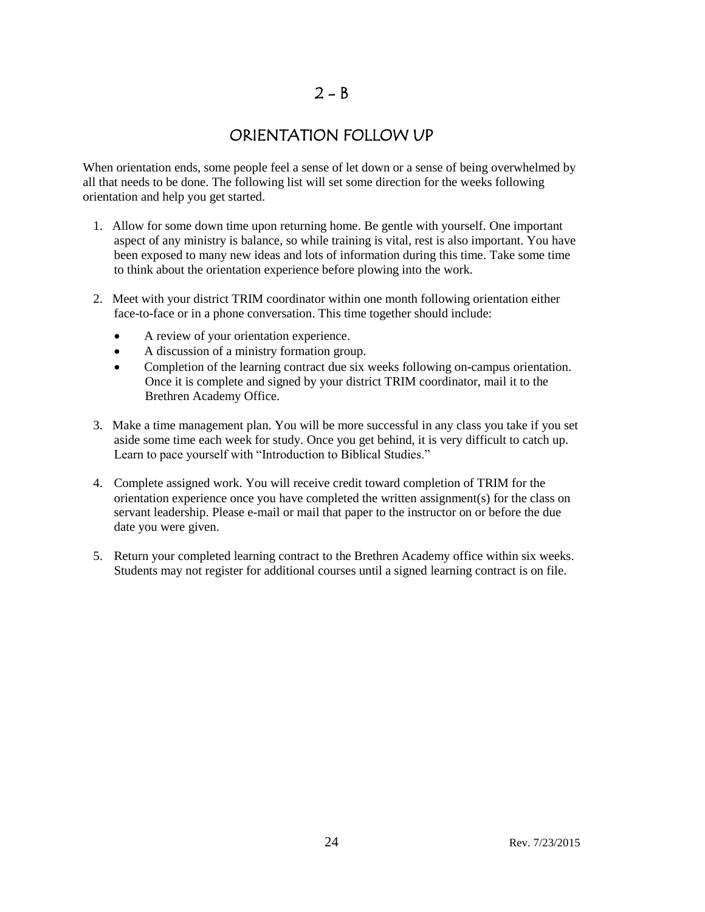# 2 – B

## ORIENTATION FOLLOW UP

When orientation ends, some people feel a sense of let down or a sense of being overwhelmed by all that needs to be done. The following list will set some direction for the weeks following orientation and help you get started.

1. Allow for some down time upon returning home. Be gentle with yourself. One important aspect of any ministry is balance, so while training is vital, rest is also important. You have been exposed to many new ideas and lots of information during this time. Take some time to think about the orientation experience before plowing into the work.

2. Meet with your district TRIM coordinator within one month following orientation either face-to-face or in a phone conversation. This time together should include:
   - A review of your orientation experience.
   - A discussion of a ministry formation group.
   - Completion of the learning contract due six weeks following on-campus orientation. Once it is complete and signed by your district TRIM coordinator, mail it to the Brethren Academy Office.

3. Make a time management plan. You will be more successful in any class you take if you set aside some time each week for study. Once you get behind, it is very difficult to catch up. Learn to pace yourself with "Introduction to Biblical Studies."

4. Complete assigned work. You will receive credit toward completion of TRIM for the orientation experience once you have completed the written assignment(s) for the class on servant leadership. Please e-mail or mail that paper to the instructor on or before the due date you were given.

5. Return your completed learning contract to the Brethren Academy office within six weeks. Students may not register for additional courses until a signed learning contract is on file.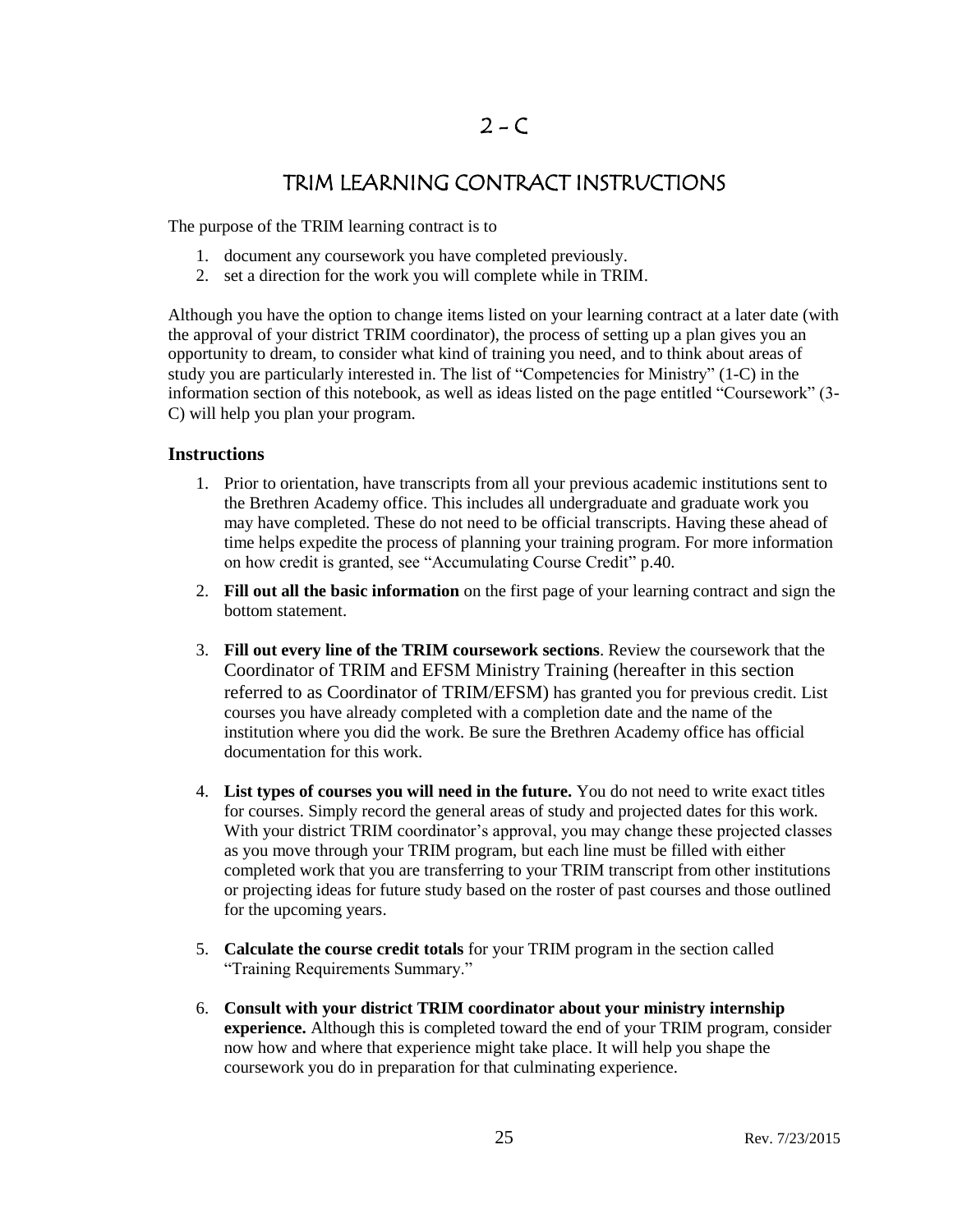# 2 – C

## TRIM LEARNING CONTRACT INSTRUCTIONS

The purpose of the TRIM learning contract is to

1. document any coursework you have completed previously.
2. set a direction for the work you will complete while in TRIM.

Although you have the option to change items listed on your learning contract at a later date (with the approval of your district TRIM coordinator), the process of setting up a plan gives you an opportunity to dream, to consider what kind of training you need, and to think about areas of study you are particularly interested in. The list of "Competencies for Ministry" (1-C) in the information section of this notebook, as well as ideas listed on the page entitled "Coursework" (3-C) will help you plan your program.

### Instructions

1. Prior to orientation, have transcripts from all your previous academic institutions sent to the Brethren Academy office. This includes all undergraduate and graduate work you may have completed. These do not need to be official transcripts. Having these ahead of time helps expedite the process of planning your training program. For more information on how credit is granted, see "Accumulating Course Credit" p.40.
2. **Fill out all the basic information** on the first page of your learning contract and sign the bottom statement.
3. **Fill out every line of the TRIM coursework sections**. Review the coursework that the Coordinator of TRIM and EFSM Ministry Training (hereafter in this section referred to as Coordinator of TRIM/EFSM) has granted you for previous credit. List courses you have already completed with a completion date and the name of the institution where you did the work. Be sure the Brethren Academy office has official documentation for this work.
4. **List types of courses you will need in the future.** You do not need to write exact titles for courses. Simply record the general areas of study and projected dates for this work. With your district TRIM coordinator's approval, you may change these projected classes as you move through your TRIM program, but each line must be filled with either completed work that you are transferring to your TRIM transcript from other institutions or projecting ideas for future study based on the roster of past courses and those outlined for the upcoming years.
5. **Calculate the course credit totals** for your TRIM program in the section called "Training Requirements Summary."
6. **Consult with your district TRIM coordinator about your ministry internship experience.** Although this is completed toward the end of your TRIM program, consider now how and where that experience might take place. It will help you shape the coursework you do in preparation for that culminating experience.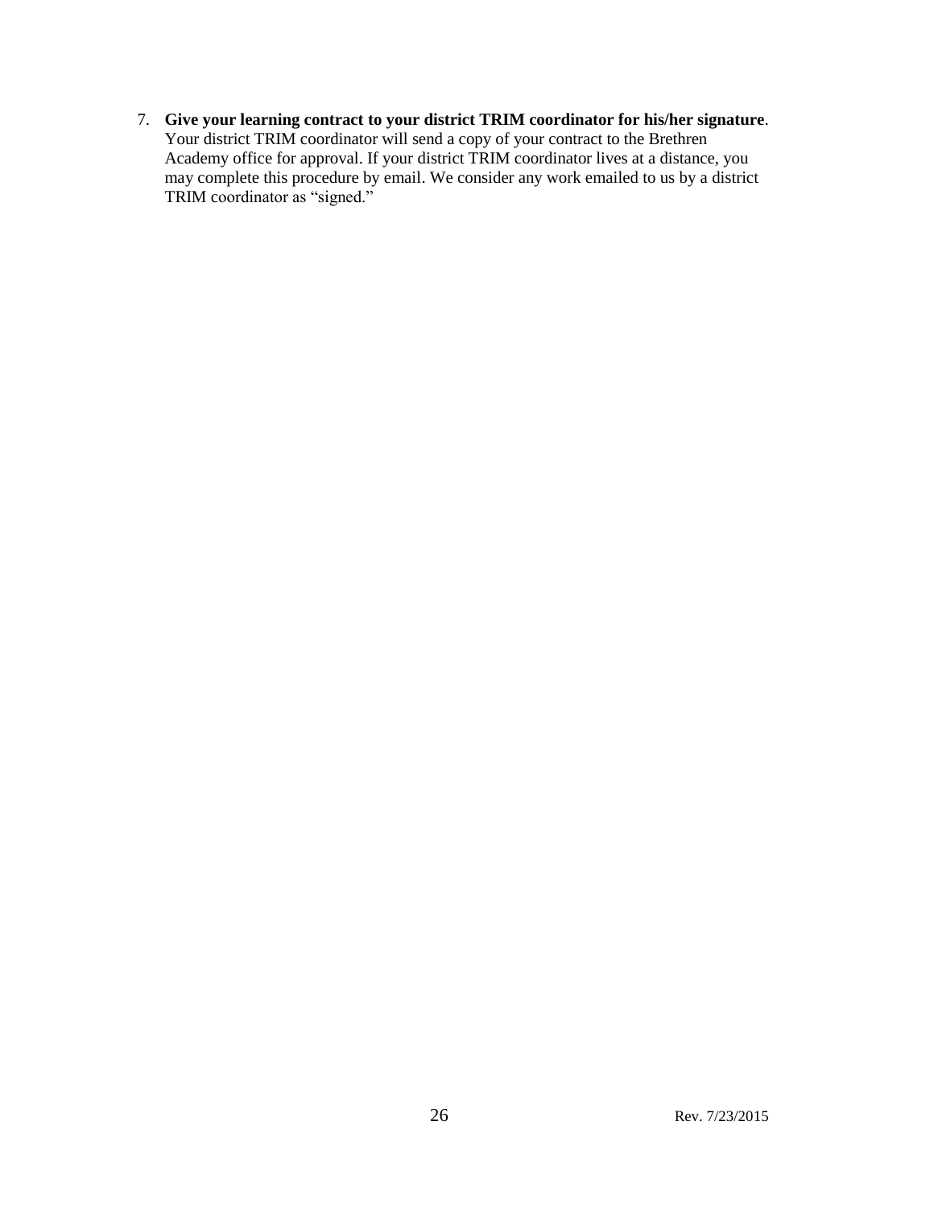7. **Give your learning contract to your district TRIM coordinator for his/her signature**. Your district TRIM coordinator will send a copy of your contract to the Brethren Academy office for approval. If your district TRIM coordinator lives at a distance, you may complete this procedure by email. We consider any work emailed to us by a district TRIM coordinator as "signed."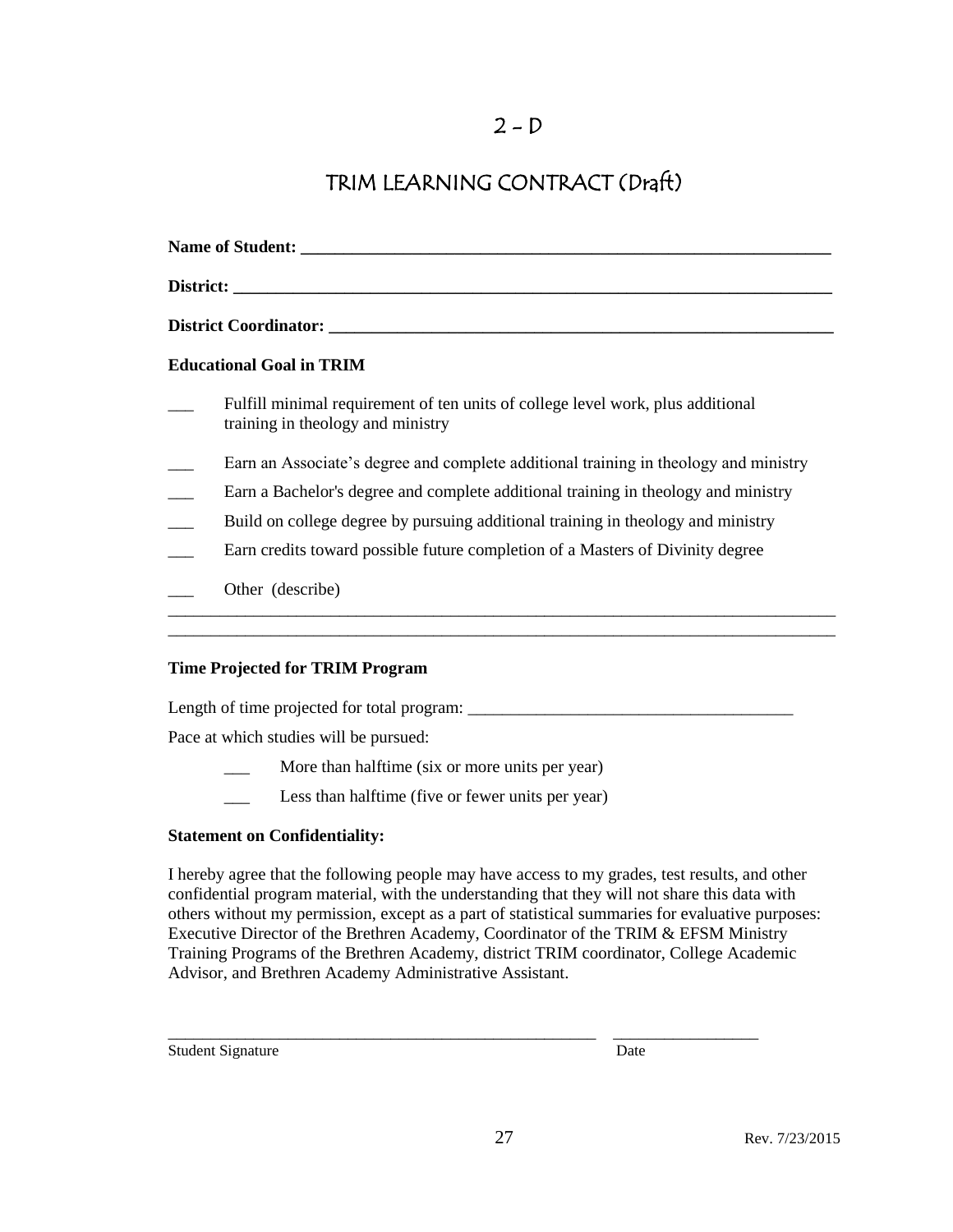## 2 – D

# TRIM LEARNING CONTRACT (Draft)

**Name of Student:** ______________________________________________________________

**District:** ______________________________________________________________________

**District Coordinator:** ____________________________________________________________

**Educational Goal in TRIM**

___ Fulfill minimal requirement of ten units of college level work, plus additional training in theology and ministry

___ Earn an Associate's degree and complete additional training in theology and ministry

___ Earn a Bachelor's degree and complete additional training in theology and ministry

___ Build on college degree by pursuing additional training in theology and ministry

___ Earn credits toward possible future completion of a Masters of Divinity degree

___ Other (describe)

______________________________________________________________________________

______________________________________________________________________________

**Time Projected for TRIM Program**

Length of time projected for total program: ______________________________________

Pace at which studies will be pursued:

___ More than halftime (six or more units per year)

___ Less than halftime (five or fewer units per year)

**Statement on Confidentiality:**

I hereby agree that the following people may have access to my grades, test results, and other confidential program material, with the understanding that they will not share this data with others without my permission, except as a part of statistical summaries for evaluative purposes: Executive Director of the Brethren Academy, Coordinator of the TRIM & EFSM Ministry Training Programs of the Brethren Academy, district TRIM coordinator, College Academic Advisor, and Brethren Academy Administrative Assistant.

_____________________________________________________ _________________

Student Signature Date

Rev. 7/23/2015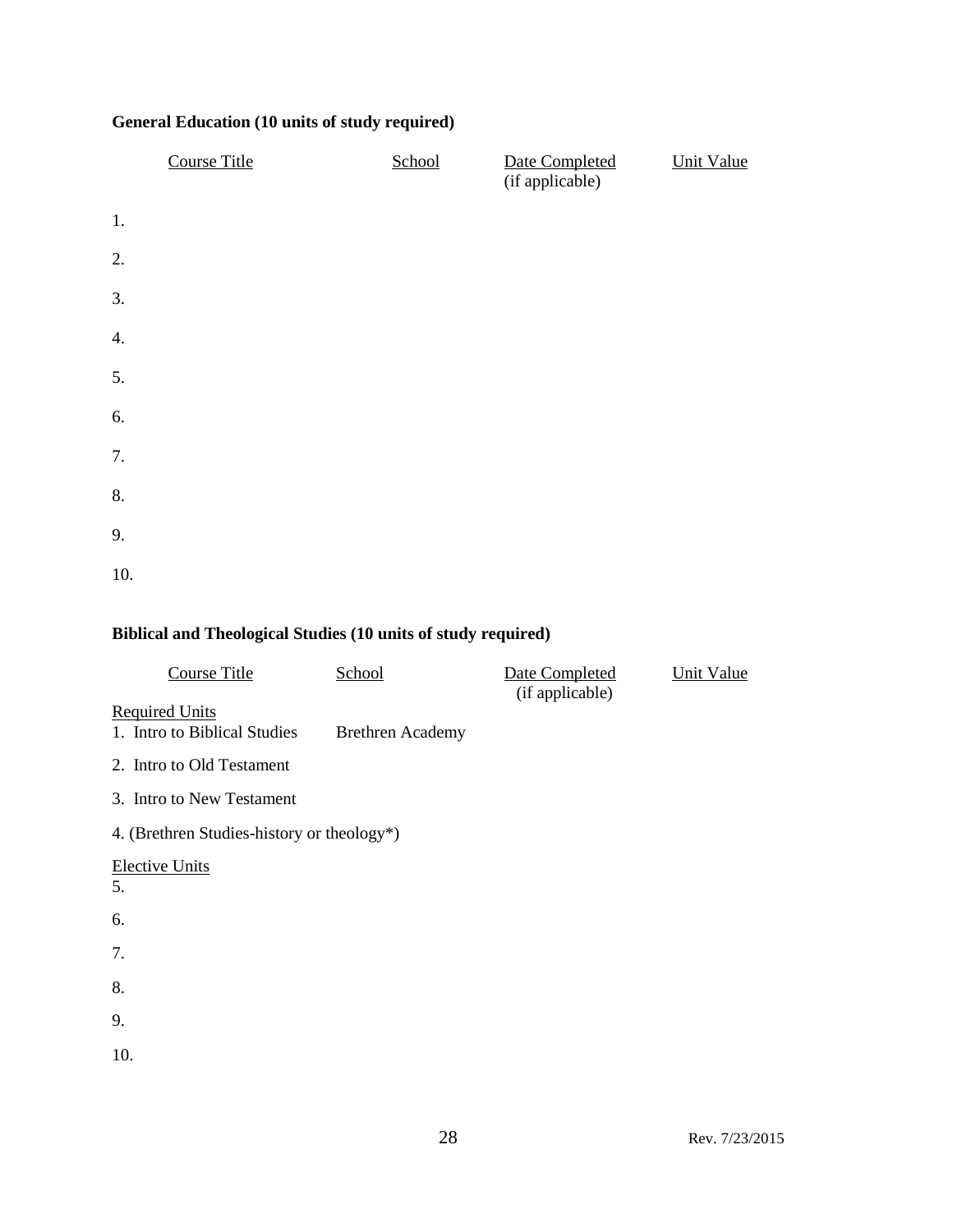**General Education (10 units of study required)**

| Course Title | School | Date Completed (if applicable) | Unit Value |
|---|---|---|---|
| 1. | | | |
| 2. | | | |
| 3. | | | |
| 4. | | | |
| 5. | | | |
| 6. | | | |
| 7. | | | |
| 8. | | | |
| 9. | | | |
| 10. | | | |

**Biblical and Theological Studies (10 units of study required)**

| Course Title | School | Date Completed (if applicable) | Unit Value |
|---|---|---|---|
| Required Units | | | |
| 1. Intro to Biblical Studies | Brethren Academy | | |
| 2. Intro to Old Testament | | | |
| 3. Intro to New Testament | | | |
| 4. (Brethren Studies-history or theology*) | | | |
| Elective Units | | | |
| 5. | | | |
| 6. | | | |
| 7. | | | |
| 8. | | | |
| 9. | | | |
| 10. | | | |

Rev. 7/23/2015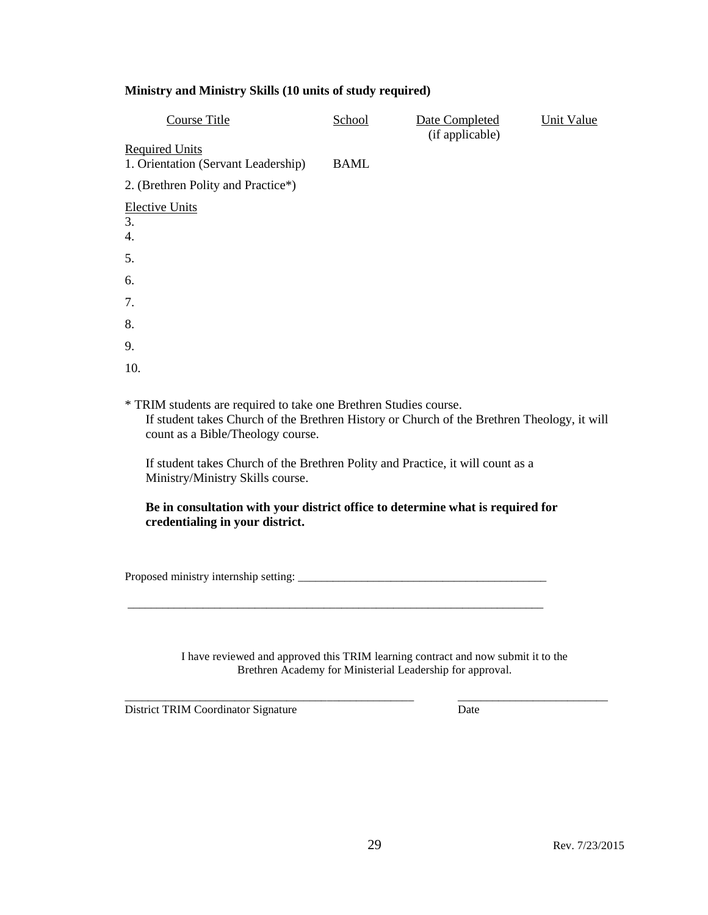**Ministry and Ministry Skills (10 units of study required)**

| Course Title | School | Date Completed (if applicable) | Unit Value |
|---|---|---|---|
| Required Units | | | |
| 1. Orientation (Servant Leadership) | BAML | | |
| 2. (Brethren Polity and Practice*) | | | |
| Elective Units | | | |
| 3. | | | |
| 4. | | | |
| 5. | | | |
| 6. | | | |
| 7. | | | |
| 8. | | | |
| 9. | | | |
| 10. | | | |

* TRIM students are required to take one Brethren Studies course.
  If student takes Church of the Brethren History or Church of the Brethren Theology, it will count as a Bible/Theology course.

  If student takes Church of the Brethren Polity and Practice, it will count as a Ministry/Ministry Skills course.

  **Be in consultation with your district office to determine what is required for credentialing in your district.**

Proposed ministry internship setting: ____________________________________________

___________________________________________________________________________

I have reviewed and approved this TRIM learning contract and now submit it to the Brethren Academy for Ministerial Leadership for approval.

___________________________________________________ ___________________________

District TRIM Coordinator Signature Date

Rev. 7/23/2015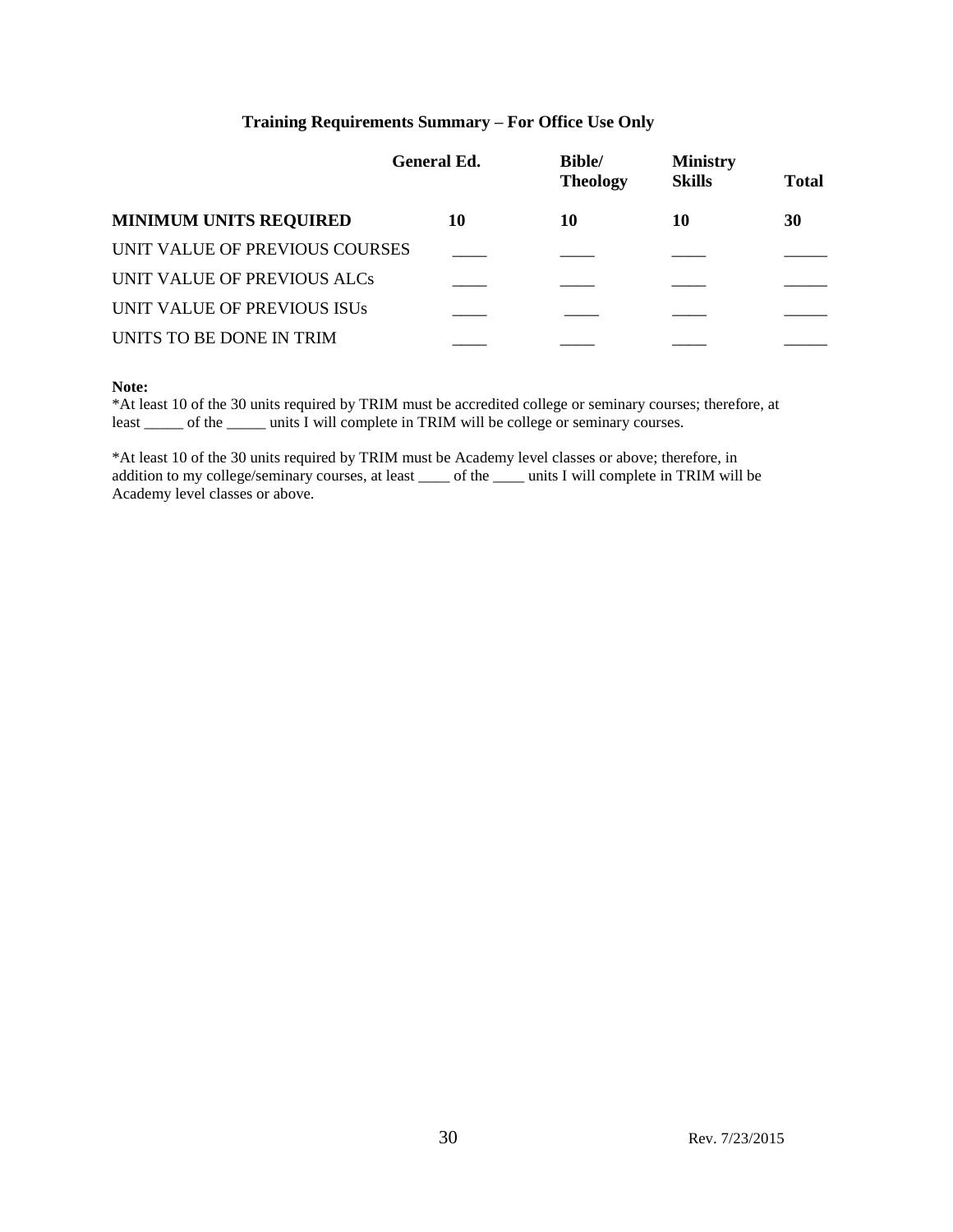### Training Requirements Summary – For Office Use Only

| | General Ed. | Bible/ Theology | Ministry Skills | Total |
|---|---|---|---|---|
| **MINIMUM UNITS REQUIRED** | **10** | **10** | **10** | **30** |
| UNIT VALUE OF PREVIOUS COURSES | ____ | ____ | ____ | _____ |
| UNIT VALUE OF PREVIOUS ALCs | ____ | ____ | ____ | _____ |
| UNIT VALUE OF PREVIOUS ISUs | ____ | ____ | ____ | _____ |
| UNITS TO BE DONE IN TRIM | ____ | ____ | ____ | _____ |

**Note:**
*At least 10 of the 30 units required by TRIM must be accredited college or seminary courses; therefore, at least _____ of the _____ units I will complete in TRIM will be college or seminary courses.

*At least 10 of the 30 units required by TRIM must be Academy level classes or above; therefore, in addition to my college/seminary courses, at least ____ of the ____ units I will complete in TRIM will be Academy level classes or above.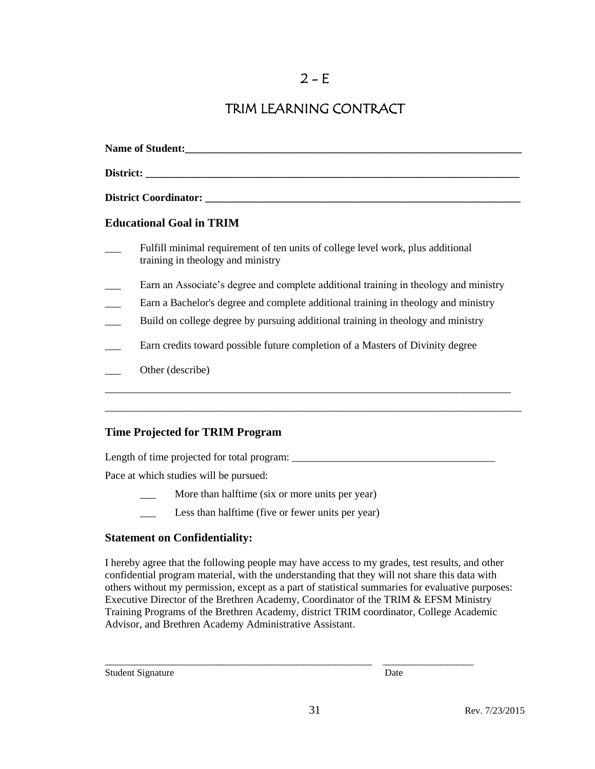# 2 – E

# TRIM LEARNING CONTRACT

**Name of Student:**_______________________________________________________________

**District:** ____________________________________________________________________

**District Coordinator:** _________________________________________________________

### Educational Goal in TRIM

___ Fulfill minimal requirement of ten units of college level work, plus additional training in theology and ministry

___ Earn an Associate's degree and complete additional training in theology and ministry

___ Earn a Bachelor's degree and complete additional training in theology and ministry

___ Build on college degree by pursuing additional training in theology and ministry

___ Earn credits toward possible future completion of a Masters of Divinity degree

___ Other (describe)

______________________________________________________________________________

______________________________________________________________________________

### Time Projected for TRIM Program

Length of time projected for total program: ____________________________________

Pace at which studies will be pursued:

___ More than halftime (six or more units per year)

___ Less than halftime (five or fewer units per year)

### Statement on Confidentiality:

I hereby agree that the following people may have access to my grades, test results, and other confidential program material, with the understanding that they will not share this data with others without my permission, except as a part of statistical summaries for evaluative purposes: Executive Director of the Brethren Academy, Coordinator of the TRIM & EFSM Ministry Training Programs of the Brethren Academy, district TRIM coordinator, College Academic Advisor, and Brethren Academy Administrative Assistant.

_____________________________________________________ _________________

Student Signature Date

Rev. 7/23/2015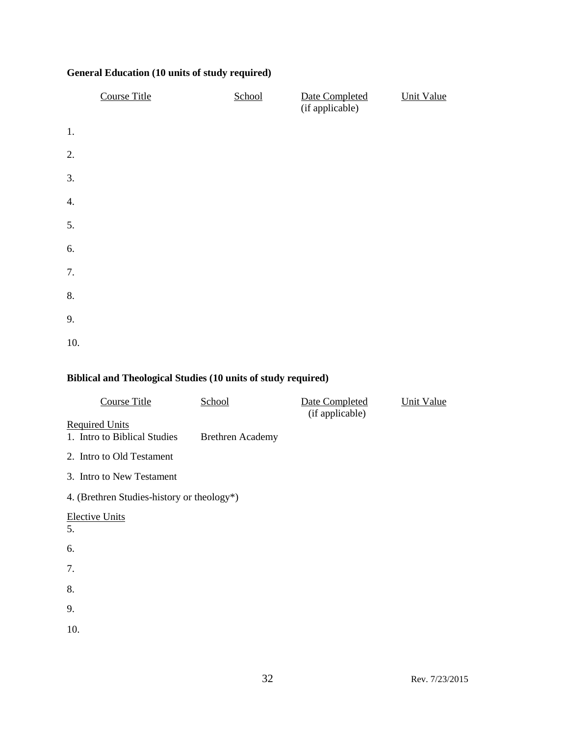**General Education (10 units of study required)**

| | Course Title | School | Date Completed (if applicable) | Unit Value |
|---|---|---|---|---|
| 1. | | | | |
| 2. | | | | |
| 3. | | | | |
| 4. | | | | |
| 5. | | | | |
| 6. | | | | |
| 7. | | | | |
| 8. | | | | |
| 9. | | | | |
| 10. | | | | |

**Biblical and Theological Studies (10 units of study required)**

| Course Title | School | Date Completed (if applicable) | Unit Value |
|---|---|---|---|
| Required Units | | | |
| 1. Intro to Biblical Studies | Brethren Academy | | |
| 2. Intro to Old Testament | | | |
| 3. Intro to New Testament | | | |
| 4. (Brethren Studies-history or theology*) | | | |
| Elective Units | | | |
| 5. | | | |
| 6. | | | |
| 7. | | | |
| 8. | | | |
| 9. | | | |
| 10. | | | |

Rev. 7/23/2015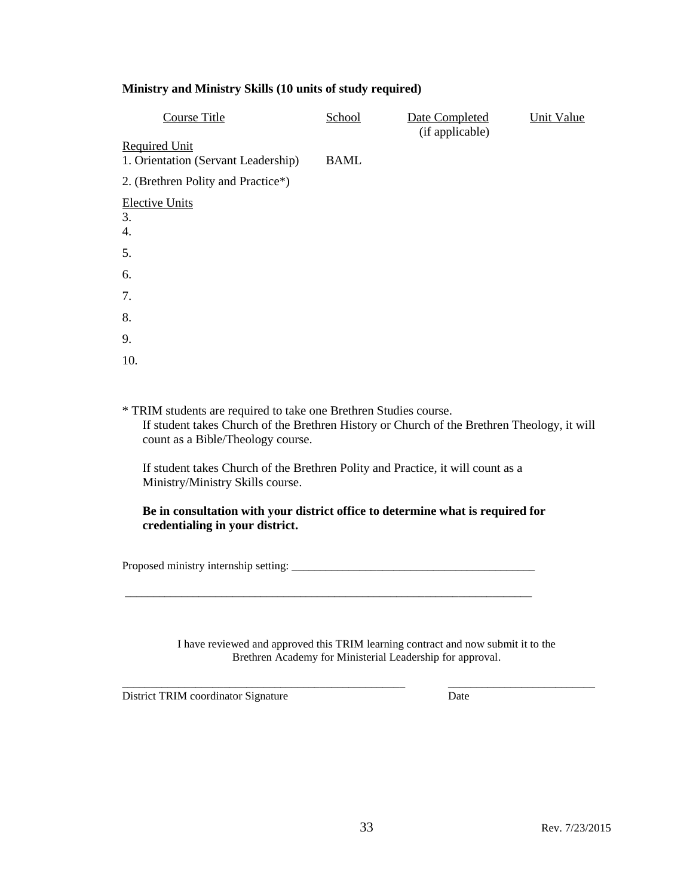**Ministry and Ministry Skills (10 units of study required)**

| Course Title | School | Date Completed (if applicable) | Unit Value |
|---|---|---|---|
| Required Unit | | | |
| 1. Orientation (Servant Leadership) | BAML | | |
| 2. (Brethren Polity and Practice*) | | | |
| Elective Units | | | |
| 3. | | | |
| 4. | | | |
| 5. | | | |
| 6. | | | |
| 7. | | | |
| 8. | | | |
| 9. | | | |
| 10. | | | |

* TRIM students are required to take one Brethren Studies course.

  If student takes Church of the Brethren History or Church of the Brethren Theology, it will count as a Bible/Theology course.

  If student takes Church of the Brethren Polity and Practice, it will count as a Ministry/Ministry Skills course.

  **Be in consultation with your district office to determine what is required for credentialing in your district.**

Proposed ministry internship setting: ___________________________________________

___________________________________________________________________________

I have reviewed and approved this TRIM learning contract and now submit it to the Brethren Academy for Ministerial Leadership for approval.

_____________________________________________________ __________________________

District TRIM coordinator Signature Date

Rev. 7/23/2015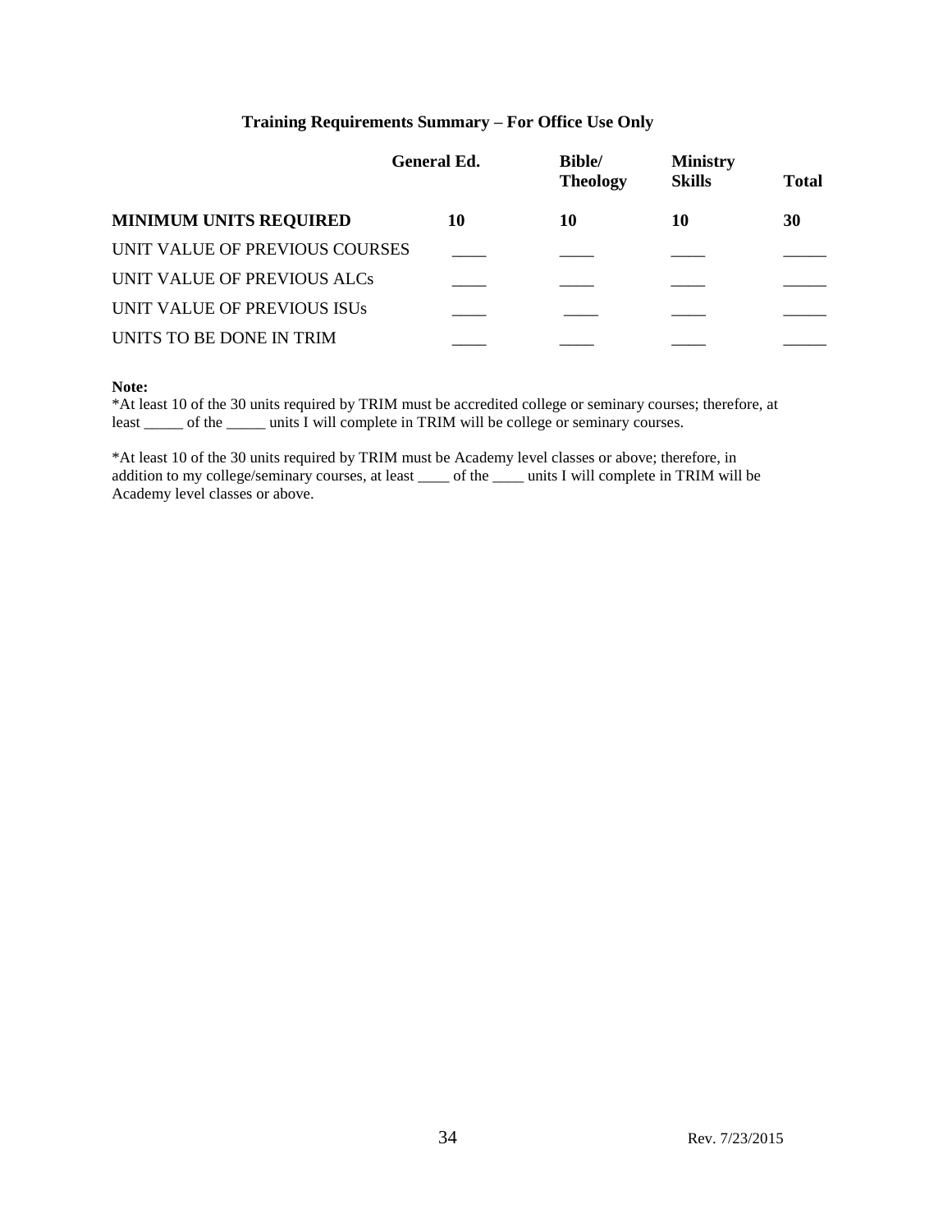### Training Requirements Summary – For Office Use Only

| | General Ed. | Bible/ Theology | Ministry Skills | Total |
|---|---|---|---|---|
| **MINIMUM UNITS REQUIRED** | **10** | **10** | **10** | **30** |
| UNIT VALUE OF PREVIOUS COURSES | ____ | ____ | ____ | _____ |
| UNIT VALUE OF PREVIOUS ALCs | ____ | ____ | ____ | _____ |
| UNIT VALUE OF PREVIOUS ISUs | ____ | ____ | ____ | _____ |
| UNITS TO BE DONE IN TRIM | ____ | ____ | ____ | _____ |

**Note:**
*At least 10 of the 30 units required by TRIM must be accredited college or seminary courses; therefore, at least _____ of the _____ units I will complete in TRIM will be college or seminary courses.

*At least 10 of the 30 units required by TRIM must be Academy level classes or above; therefore, in addition to my college/seminary courses, at least ____ of the ____ units I will complete in TRIM will be Academy level classes or above.

Rev. 7/23/2015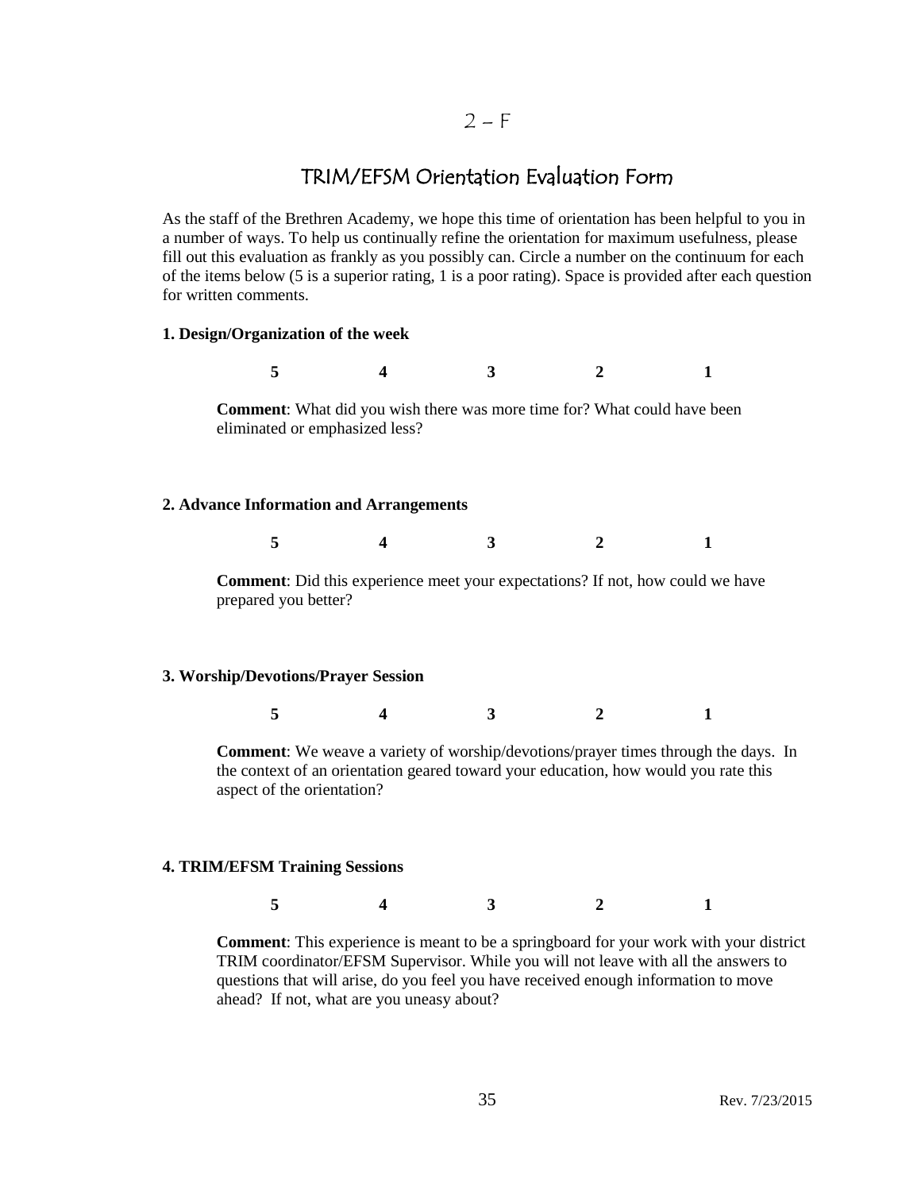2 – F

# TRIM/EFSM Orientation Evaluation Form

As the staff of the Brethren Academy, we hope this time of orientation has been helpful to you in a number of ways. To help us continually refine the orientation for maximum usefulness, please fill out this evaluation as frankly as you possibly can. Circle a number on the continuum for each of the items below (5 is a superior rating, 1 is a poor rating). Space is provided after each question for written comments.

**1. Design/Organization of the week**

**5 4 3 2 1**

**Comment**: What did you wish there was more time for? What could have been eliminated or emphasized less?

**2. Advance Information and Arrangements**

**5 4 3 2 1**

**Comment**: Did this experience meet your expectations? If not, how could we have prepared you better?

**3. Worship/Devotions/Prayer Session**

**5 4 3 2 1**

**Comment**: We weave a variety of worship/devotions/prayer times through the days. In the context of an orientation geared toward your education, how would you rate this aspect of the orientation?

**4. TRIM/EFSM Training Sessions**

**5 4 3 2 1**

**Comment**: This experience is meant to be a springboard for your work with your district TRIM coordinator/EFSM Supervisor. While you will not leave with all the answers to questions that will arise, do you feel you have received enough information to move ahead? If not, what are you uneasy about?

Rev. 7/23/2015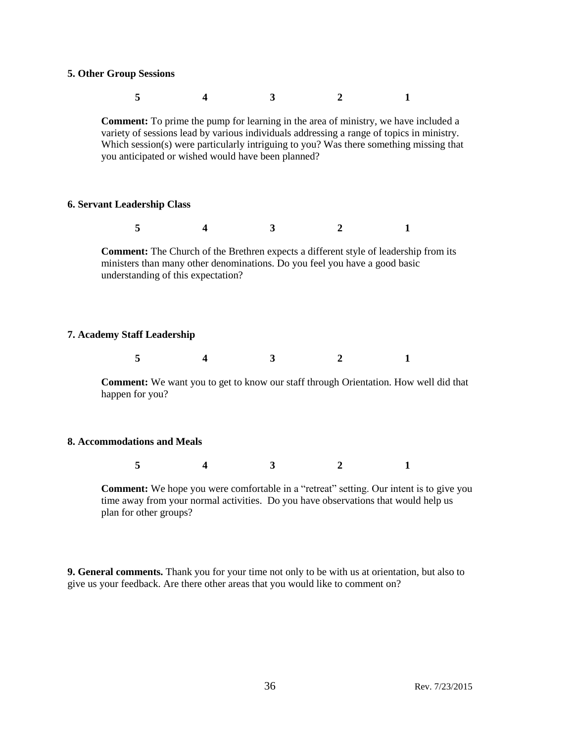**5. Other Group Sessions**

**5 4 3 2 1**

**Comment:** To prime the pump for learning in the area of ministry, we have included a variety of sessions lead by various individuals addressing a range of topics in ministry. Which session(s) were particularly intriguing to you? Was there something missing that you anticipated or wished would have been planned?

**6. Servant Leadership Class**

**5 4 3 2 1**

**Comment:** The Church of the Brethren expects a different style of leadership from its ministers than many other denominations. Do you feel you have a good basic understanding of this expectation?

**7. Academy Staff Leadership**

**5 4 3 2 1**

**Comment:** We want you to get to know our staff through Orientation. How well did that happen for you?

**8. Accommodations and Meals**

**5 4 3 2 1**

**Comment:** We hope you were comfortable in a "retreat" setting. Our intent is to give you time away from your normal activities. Do you have observations that would help us plan for other groups?

**9. General comments.** Thank you for your time not only to be with us at orientation, but also to give us your feedback. Are there other areas that you would like to comment on?

Rev. 7/23/2015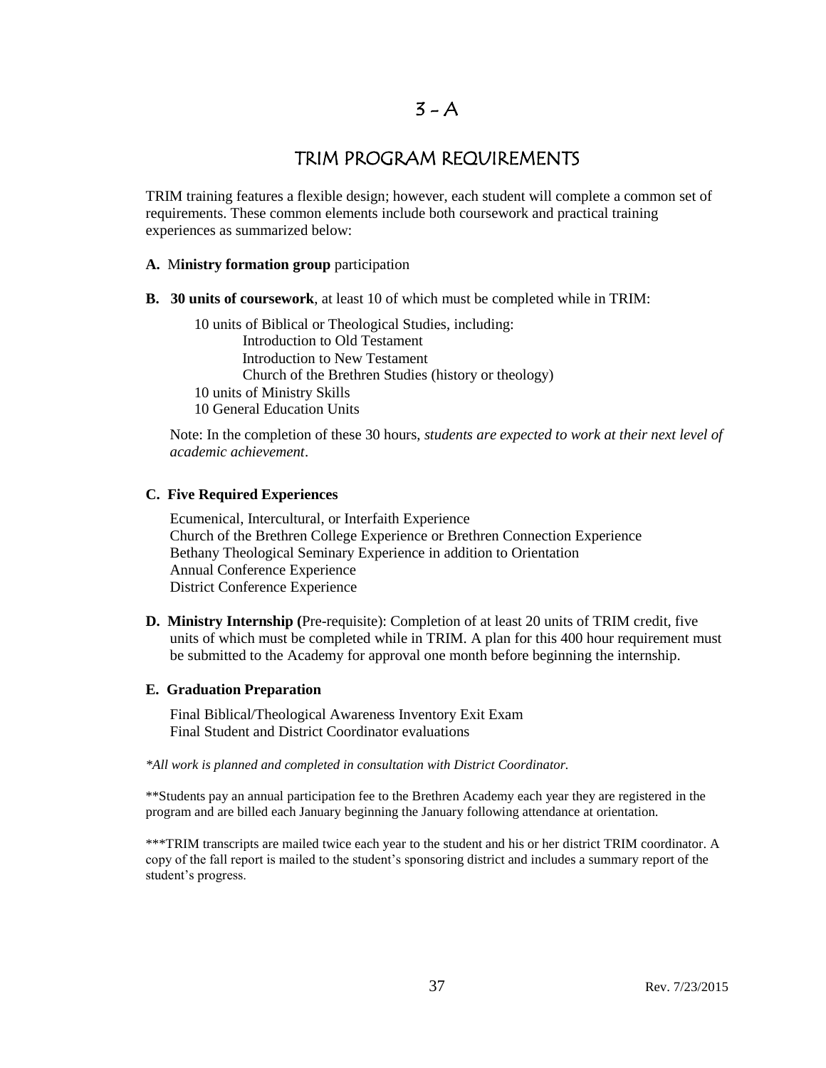# 3 – A

## TRIM PROGRAM REQUIREMENTS

TRIM training features a flexible design; however, each student will complete a common set of requirements. These common elements include both coursework and practical training experiences as summarized below:

**A. Ministry formation group** participation

**B. 30 units of coursework**, at least 10 of which must be completed while in TRIM:

- 10 units of Biblical or Theological Studies, including:
  - Introduction to Old Testament
  - Introduction to New Testament
  - Church of the Brethren Studies (history or theology)
- 10 units of Ministry Skills
- 10 General Education Units

Note: In the completion of these 30 hours, *students are expected to work at their next level of academic achievement*.

**C. Five Required Experiences**

- Ecumenical, Intercultural, or Interfaith Experience
- Church of the Brethren College Experience or Brethren Connection Experience
- Bethany Theological Seminary Experience in addition to Orientation
- Annual Conference Experience
- District Conference Experience

**D. Ministry Internship (**Pre-requisite): Completion of at least 20 units of TRIM credit, five units of which must be completed while in TRIM. A plan for this 400 hour requirement must be submitted to the Academy for approval one month before beginning the internship.

**E. Graduation Preparation**

- Final Biblical/Theological Awareness Inventory Exit Exam
- Final Student and District Coordinator evaluations

*\*All work is planned and completed in consultation with District Coordinator.*

\*\*Students pay an annual participation fee to the Brethren Academy each year they are registered in the program and are billed each January beginning the January following attendance at orientation.

\*\*\*TRIM transcripts are mailed twice each year to the student and his or her district TRIM coordinator. A copy of the fall report is mailed to the student's sponsoring district and includes a summary report of the student's progress.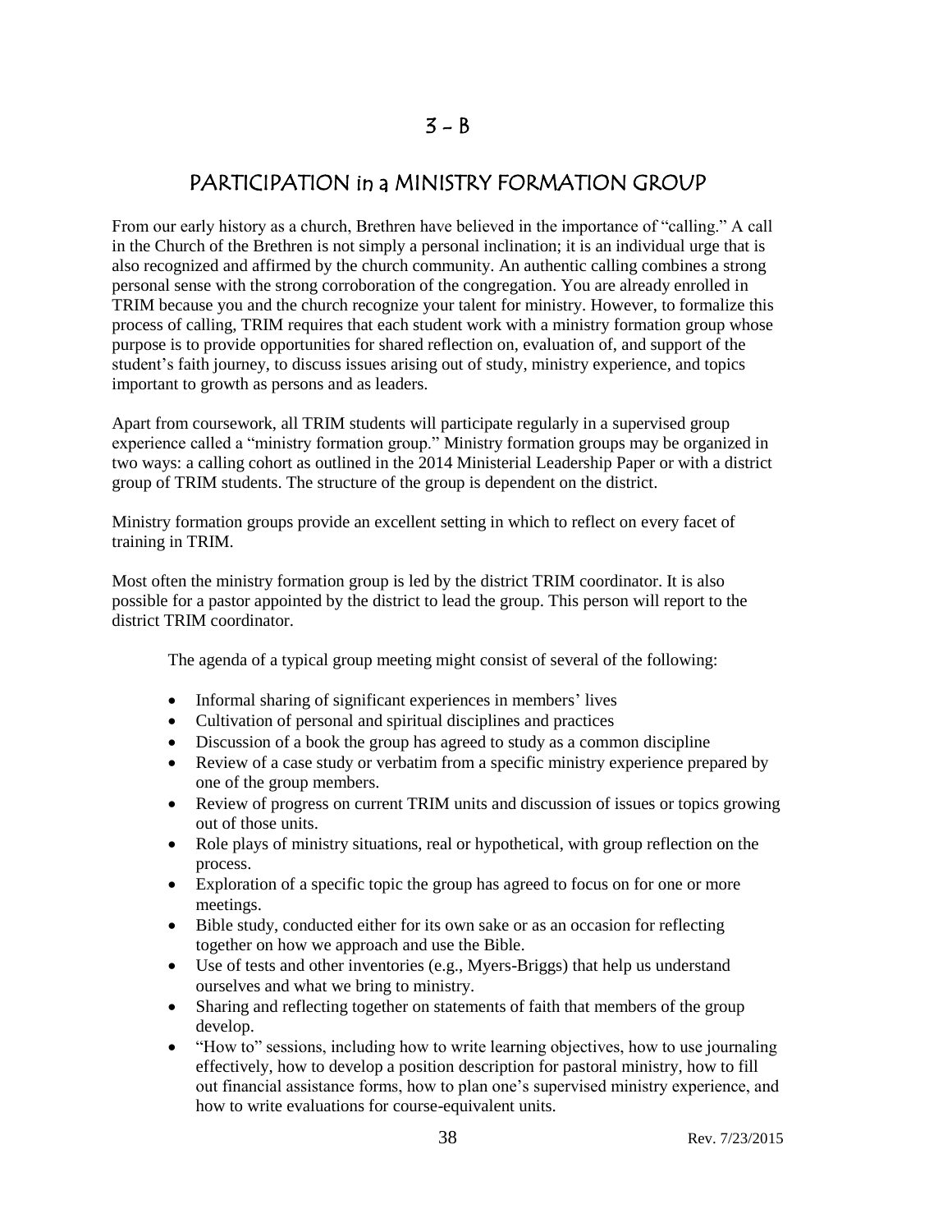# 3 – B

## PARTICIPATION in a MINISTRY FORMATION GROUP

From our early history as a church, Brethren have believed in the importance of "calling." A call in the Church of the Brethren is not simply a personal inclination; it is an individual urge that is also recognized and affirmed by the church community. An authentic calling combines a strong personal sense with the strong corroboration of the congregation. You are already enrolled in TRIM because you and the church recognize your talent for ministry. However, to formalize this process of calling, TRIM requires that each student work with a ministry formation group whose purpose is to provide opportunities for shared reflection on, evaluation of, and support of the student's faith journey, to discuss issues arising out of study, ministry experience, and topics important to growth as persons and as leaders.

Apart from coursework, all TRIM students will participate regularly in a supervised group experience called a "ministry formation group." Ministry formation groups may be organized in two ways: a calling cohort as outlined in the 2014 Ministerial Leadership Paper or with a district group of TRIM students. The structure of the group is dependent on the district.

Ministry formation groups provide an excellent setting in which to reflect on every facet of training in TRIM.

Most often the ministry formation group is led by the district TRIM coordinator. It is also possible for a pastor appointed by the district to lead the group. This person will report to the district TRIM coordinator.

The agenda of a typical group meeting might consist of several of the following:

- Informal sharing of significant experiences in members' lives
- Cultivation of personal and spiritual disciplines and practices
- Discussion of a book the group has agreed to study as a common discipline
- Review of a case study or verbatim from a specific ministry experience prepared by one of the group members.
- Review of progress on current TRIM units and discussion of issues or topics growing out of those units.
- Role plays of ministry situations, real or hypothetical, with group reflection on the process.
- Exploration of a specific topic the group has agreed to focus on for one or more meetings.
- Bible study, conducted either for its own sake or as an occasion for reflecting together on how we approach and use the Bible.
- Use of tests and other inventories (e.g., Myers-Briggs) that help us understand ourselves and what we bring to ministry.
- Sharing and reflecting together on statements of faith that members of the group develop.
- "How to" sessions, including how to write learning objectives, how to use journaling effectively, how to develop a position description for pastoral ministry, how to fill out financial assistance forms, how to plan one's supervised ministry experience, and how to write evaluations for course-equivalent units.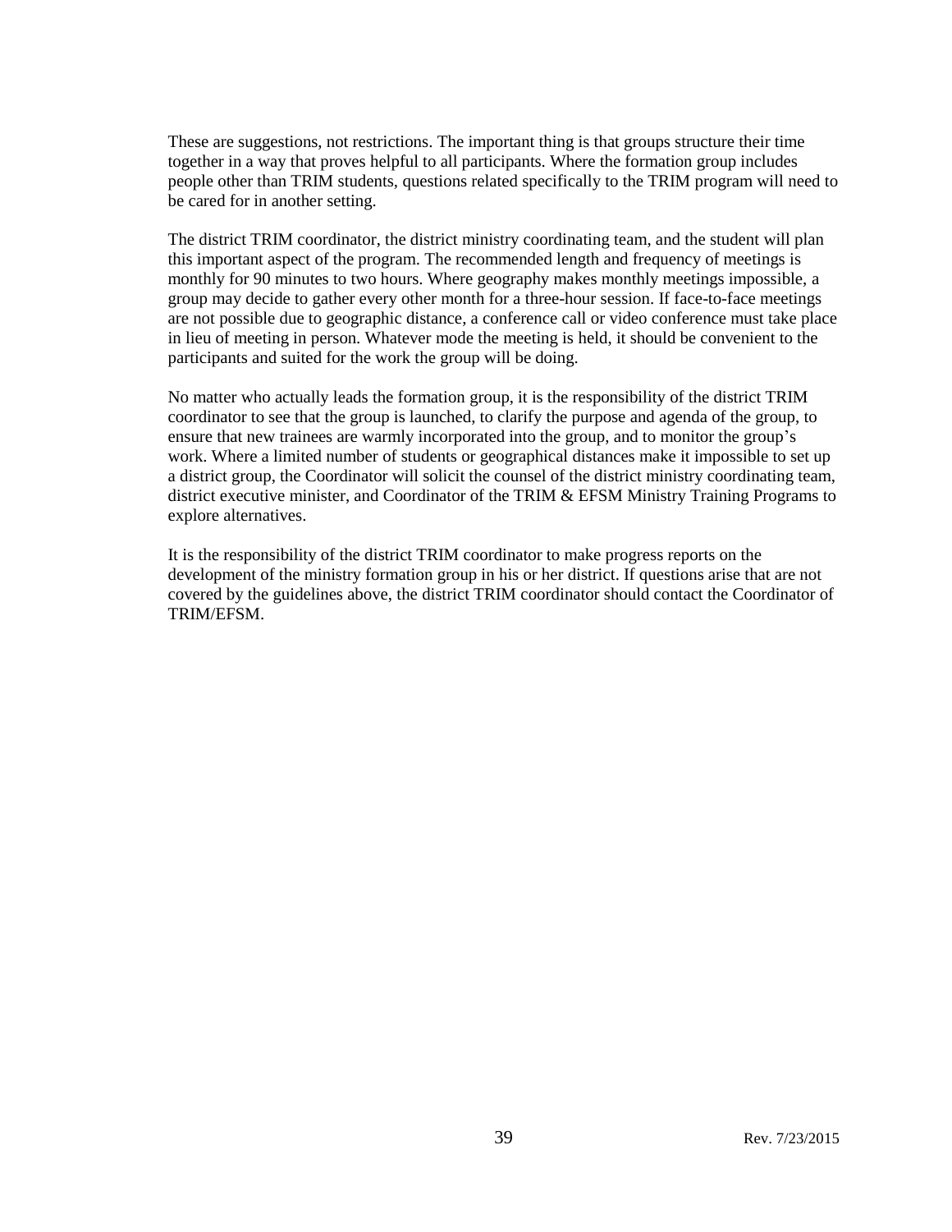These are suggestions, not restrictions. The important thing is that groups structure their time together in a way that proves helpful to all participants. Where the formation group includes people other than TRIM students, questions related specifically to the TRIM program will need to be cared for in another setting.

The district TRIM coordinator, the district ministry coordinating team, and the student will plan this important aspect of the program. The recommended length and frequency of meetings is monthly for 90 minutes to two hours. Where geography makes monthly meetings impossible, a group may decide to gather every other month for a three-hour session. If face-to-face meetings are not possible due to geographic distance, a conference call or video conference must take place in lieu of meeting in person. Whatever mode the meeting is held, it should be convenient to the participants and suited for the work the group will be doing.

No matter who actually leads the formation group, it is the responsibility of the district TRIM coordinator to see that the group is launched, to clarify the purpose and agenda of the group, to ensure that new trainees are warmly incorporated into the group, and to monitor the group's work. Where a limited number of students or geographical distances make it impossible to set up a district group, the Coordinator will solicit the counsel of the district ministry coordinating team, district executive minister, and Coordinator of the TRIM & EFSM Ministry Training Programs to explore alternatives.

It is the responsibility of the district TRIM coordinator to make progress reports on the development of the ministry formation group in his or her district. If questions arise that are not covered by the guidelines above, the district TRIM coordinator should contact the Coordinator of TRIM/EFSM.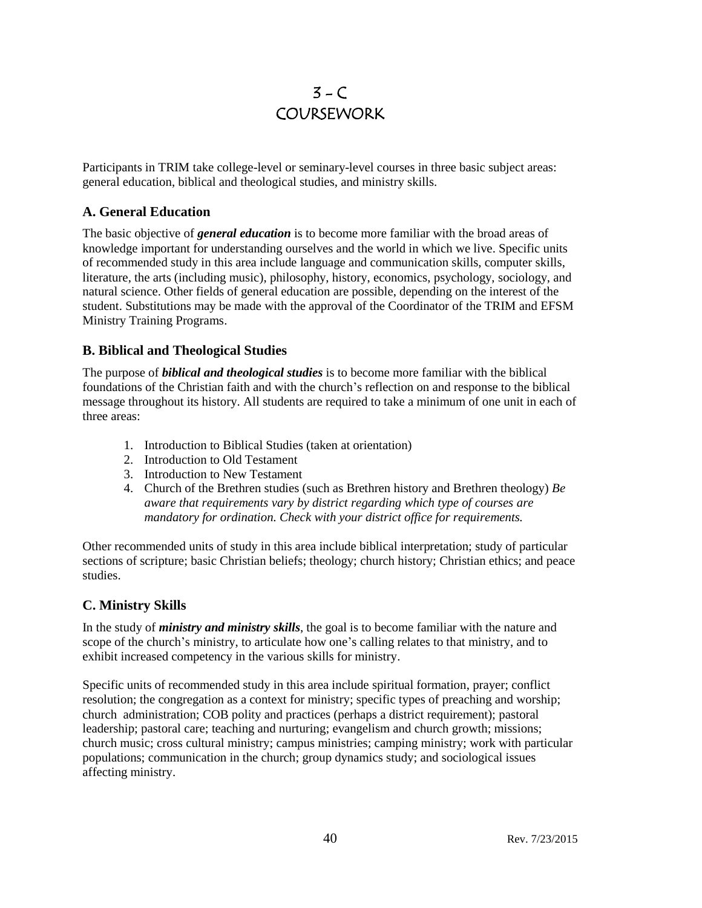// 3 – C
# COURSEWORK

Participants in TRIM take college-level or seminary-level courses in three basic subject areas: general education, biblical and theological studies, and ministry skills.

## A. General Education

The basic objective of ***general education*** is to become more familiar with the broad areas of knowledge important for understanding ourselves and the world in which we live. Specific units of recommended study in this area include language and communication skills, computer skills, literature, the arts (including music), philosophy, history, economics, psychology, sociology, and natural science. Other fields of general education are possible, depending on the interest of the student. Substitutions may be made with the approval of the Coordinator of the TRIM and EFSM Ministry Training Programs.

## B. Biblical and Theological Studies

The purpose of ***biblical and theological studies*** is to become more familiar with the biblical foundations of the Christian faith and with the church's reflection on and response to the biblical message throughout its history. All students are required to take a minimum of one unit in each of three areas:

1. Introduction to Biblical Studies (taken at orientation)
2. Introduction to Old Testament
3. Introduction to New Testament
4. Church of the Brethren studies (such as Brethren history and Brethren theology) *Be aware that requirements vary by district regarding which type of courses are mandatory for ordination. Check with your district office for requirements.*

Other recommended units of study in this area include biblical interpretation; study of particular sections of scripture; basic Christian beliefs; theology; church history; Christian ethics; and peace studies.

## C. Ministry Skills

In the study of ***ministry and ministry skills***, the goal is to become familiar with the nature and scope of the church's ministry, to articulate how one's calling relates to that ministry, and to exhibit increased competency in the various skills for ministry.

Specific units of recommended study in this area include spiritual formation, prayer; conflict resolution; the congregation as a context for ministry; specific types of preaching and worship; church administration; COB polity and practices (perhaps a district requirement); pastoral leadership; pastoral care; teaching and nurturing; evangelism and church growth; missions; church music; cross cultural ministry; campus ministries; camping ministry; work with particular populations; communication in the church; group dynamics study; and sociological issues affecting ministry.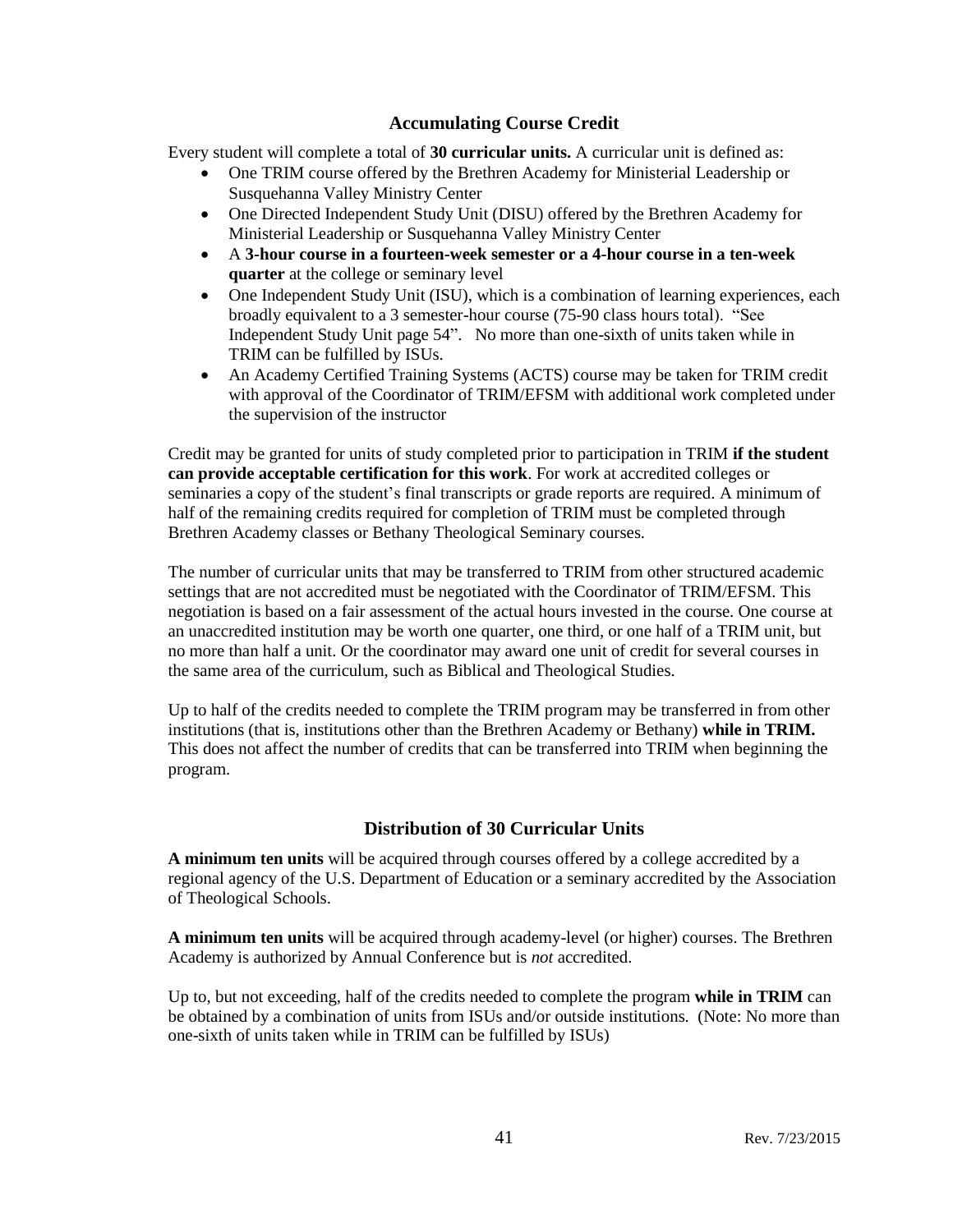## Accumulating Course Credit

Every student will complete a total of **30 curricular units.** A curricular unit is defined as:

- One TRIM course offered by the Brethren Academy for Ministerial Leadership or Susquehanna Valley Ministry Center
- One Directed Independent Study Unit (DISU) offered by the Brethren Academy for Ministerial Leadership or Susquehanna Valley Ministry Center
- A **3-hour course in a fourteen-week semester or a 4-hour course in a ten-week quarter** at the college or seminary level
- One Independent Study Unit (ISU), which is a combination of learning experiences, each broadly equivalent to a 3 semester-hour course (75-90 class hours total). "See Independent Study Unit page 54". No more than one-sixth of units taken while in TRIM can be fulfilled by ISUs.
- An Academy Certified Training Systems (ACTS) course may be taken for TRIM credit with approval of the Coordinator of TRIM/EFSM with additional work completed under the supervision of the instructor

Credit may be granted for units of study completed prior to participation in TRIM **if the student can provide acceptable certification for this work**. For work at accredited colleges or seminaries a copy of the student's final transcripts or grade reports are required. A minimum of half of the remaining credits required for completion of TRIM must be completed through Brethren Academy classes or Bethany Theological Seminary courses.

The number of curricular units that may be transferred to TRIM from other structured academic settings that are not accredited must be negotiated with the Coordinator of TRIM/EFSM. This negotiation is based on a fair assessment of the actual hours invested in the course. One course at an unaccredited institution may be worth one quarter, one third, or one half of a TRIM unit, but no more than half a unit. Or the coordinator may award one unit of credit for several courses in the same area of the curriculum, such as Biblical and Theological Studies.

Up to half of the credits needed to complete the TRIM program may be transferred in from other institutions (that is, institutions other than the Brethren Academy or Bethany) **while in TRIM.** This does not affect the number of credits that can be transferred into TRIM when beginning the program.

## Distribution of 30 Curricular Units

**A minimum ten units** will be acquired through courses offered by a college accredited by a regional agency of the U.S. Department of Education or a seminary accredited by the Association of Theological Schools.

**A minimum ten units** will be acquired through academy-level (or higher) courses. The Brethren Academy is authorized by Annual Conference but is *not* accredited.

Up to, but not exceeding, half of the credits needed to complete the program **while in TRIM** can be obtained by a combination of units from ISUs and/or outside institutions. (Note: No more than one-sixth of units taken while in TRIM can be fulfilled by ISUs)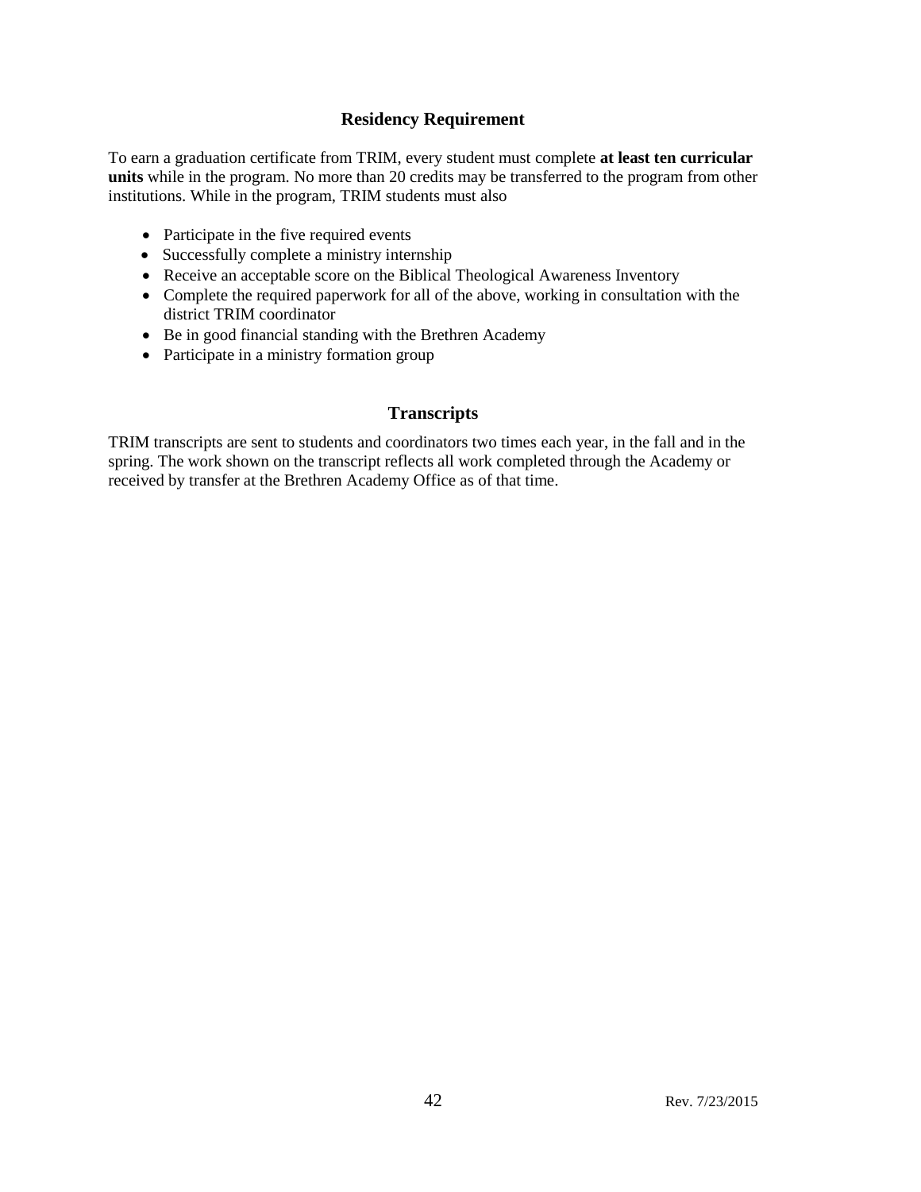## Residency Requirement

To earn a graduation certificate from TRIM, every student must complete **at least ten curricular units** while in the program. No more than 20 credits may be transferred to the program from other institutions. While in the program, TRIM students must also

- Participate in the five required events
- Successfully complete a ministry internship
- Receive an acceptable score on the Biblical Theological Awareness Inventory
- Complete the required paperwork for all of the above, working in consultation with the district TRIM coordinator
- Be in good financial standing with the Brethren Academy
- Participate in a ministry formation group

## Transcripts

TRIM transcripts are sent to students and coordinators two times each year, in the fall and in the spring. The work shown on the transcript reflects all work completed through the Academy or received by transfer at the Brethren Academy Office as of that time.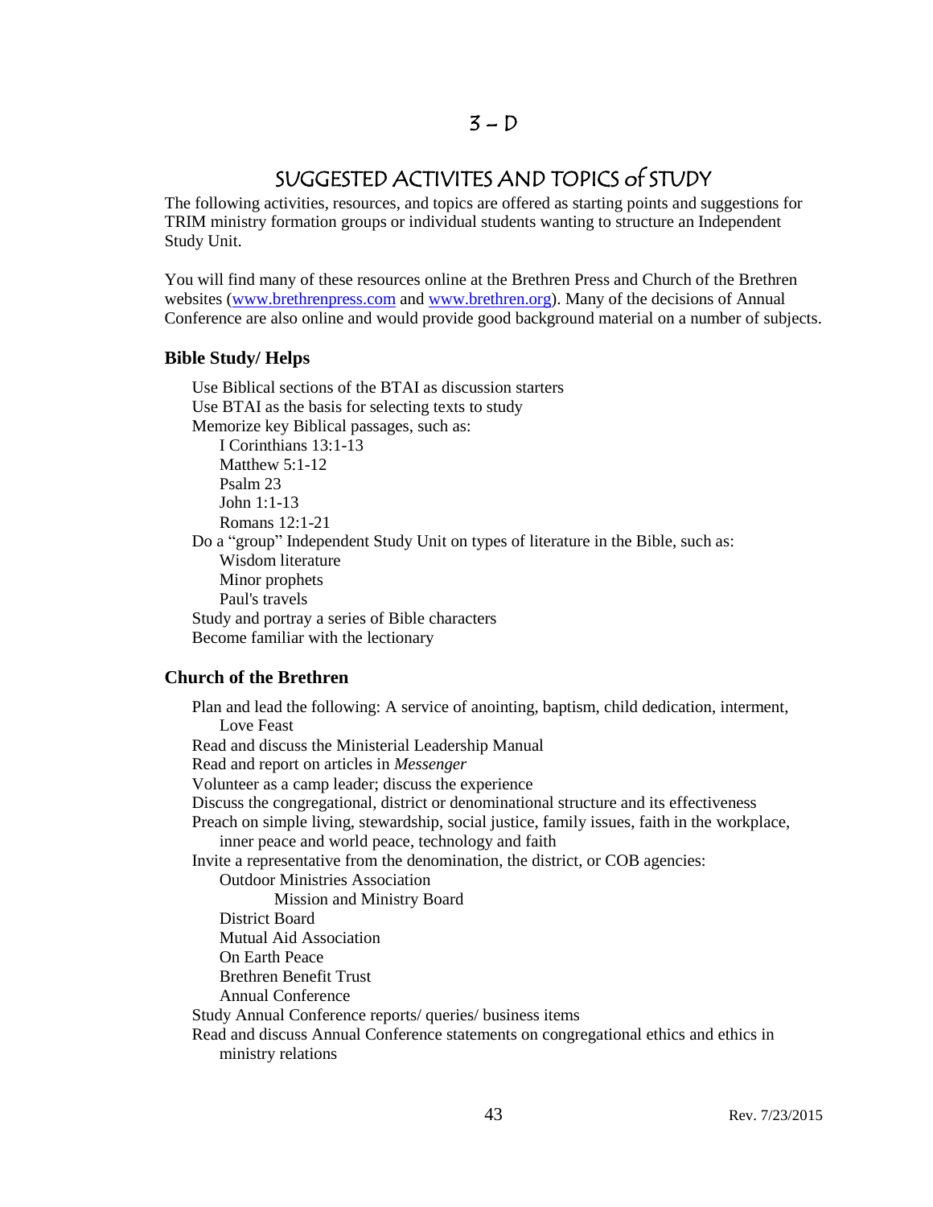# 3 – D

## SUGGESTED ACTIVITES AND TOPICS of STUDY

The following activities, resources, and topics are offered as starting points and suggestions for TRIM ministry formation groups or individual students wanting to structure an Independent Study Unit.

You will find many of these resources online at the Brethren Press and Church of the Brethren websites (www.brethrenpress.com and www.brethren.org). Many of the decisions of Annual Conference are also online and would provide good background material on a number of subjects.

### Bible Study/ Helps

- Use Biblical sections of the BTAI as discussion starters
- Use BTAI as the basis for selecting texts to study
- Memorize key Biblical passages, such as:
  - I Corinthians 13:1-13
  - Matthew 5:1-12
  - Psalm 23
  - John 1:1-13
  - Romans 12:1-21
- Do a "group" Independent Study Unit on types of literature in the Bible, such as:
  - Wisdom literature
  - Minor prophets
  - Paul's travels
- Study and portray a series of Bible characters
- Become familiar with the lectionary

### Church of the Brethren

- Plan and lead the following: A service of anointing, baptism, child dedication, interment, Love Feast
- Read and discuss the Ministerial Leadership Manual
- Read and report on articles in *Messenger*
- Volunteer as a camp leader; discuss the experience
- Discuss the congregational, district or denominational structure and its effectiveness
- Preach on simple living, stewardship, social justice, family issues, faith in the workplace, inner peace and world peace, technology and faith
- Invite a representative from the denomination, the district, or COB agencies:
  - Outdoor Ministries Association
    - Mission and Ministry Board
  - District Board
  - Mutual Aid Association
  - On Earth Peace
  - Brethren Benefit Trust
  - Annual Conference
- Study Annual Conference reports/ queries/ business items
- Read and discuss Annual Conference statements on congregational ethics and ethics in ministry relations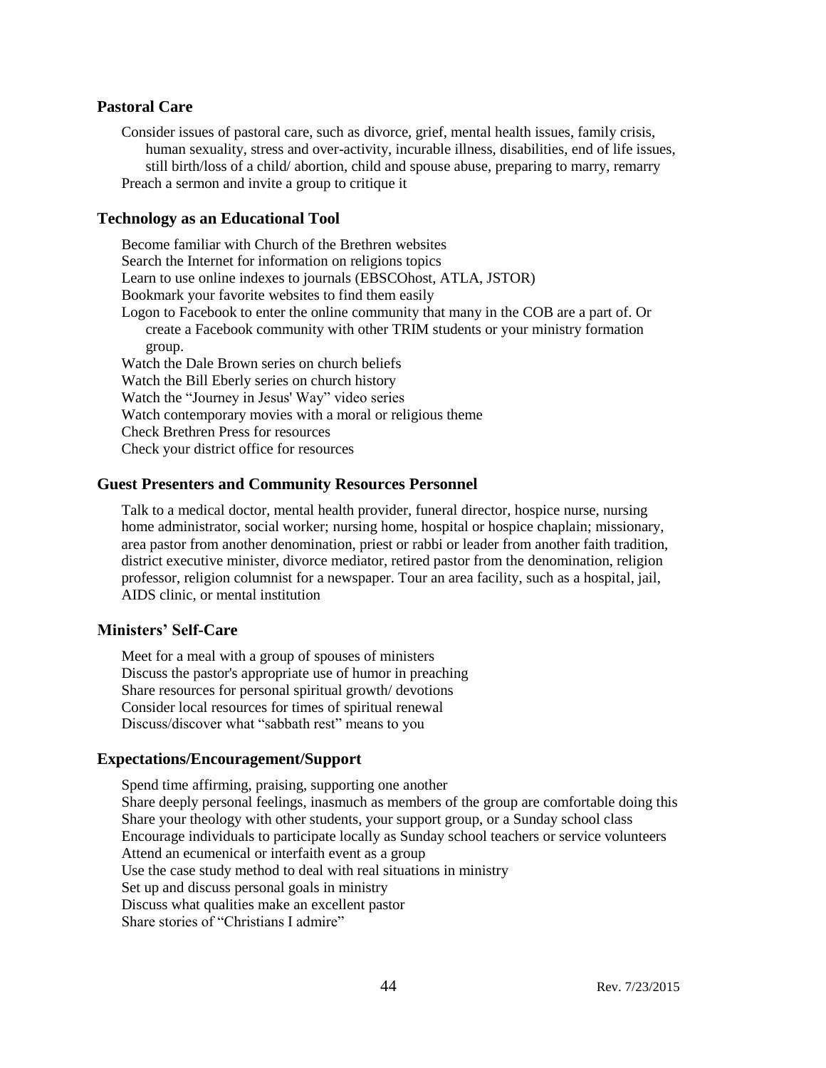### Pastoral Care

Consider issues of pastoral care, such as divorce, grief, mental health issues, family crisis, human sexuality, stress and over-activity, incurable illness, disabilities, end of life issues, still birth/loss of a child/ abortion, child and spouse abuse, preparing to marry, remarry

Preach a sermon and invite a group to critique it

### Technology as an Educational Tool

Become familiar with Church of the Brethren websites

Search the Internet for information on religions topics

Learn to use online indexes to journals (EBSCOhost, ATLA, JSTOR)

Bookmark your favorite websites to find them easily

Logon to Facebook to enter the online community that many in the COB are a part of. Or create a Facebook community with other TRIM students or your ministry formation group.

Watch the Dale Brown series on church beliefs

Watch the Bill Eberly series on church history

Watch the "Journey in Jesus' Way" video series

Watch contemporary movies with a moral or religious theme

Check Brethren Press for resources

Check your district office for resources

### Guest Presenters and Community Resources Personnel

Talk to a medical doctor, mental health provider, funeral director, hospice nurse, nursing home administrator, social worker; nursing home, hospital or hospice chaplain; missionary, area pastor from another denomination, priest or rabbi or leader from another faith tradition, district executive minister, divorce mediator, retired pastor from the denomination, religion professor, religion columnist for a newspaper. Tour an area facility, such as a hospital, jail, AIDS clinic, or mental institution

### Ministers' Self-Care

Meet for a meal with a group of spouses of ministers

Discuss the pastor's appropriate use of humor in preaching

Share resources for personal spiritual growth/ devotions

Consider local resources for times of spiritual renewal

Discuss/discover what "sabbath rest" means to you

### Expectations/Encouragement/Support

Spend time affirming, praising, supporting one another

Share deeply personal feelings, inasmuch as members of the group are comfortable doing this

Share your theology with other students, your support group, or a Sunday school class

Encourage individuals to participate locally as Sunday school teachers or service volunteers

Attend an ecumenical or interfaith event as a group

Use the case study method to deal with real situations in ministry

Set up and discuss personal goals in ministry

Discuss what qualities make an excellent pastor

Share stories of "Christians I admire"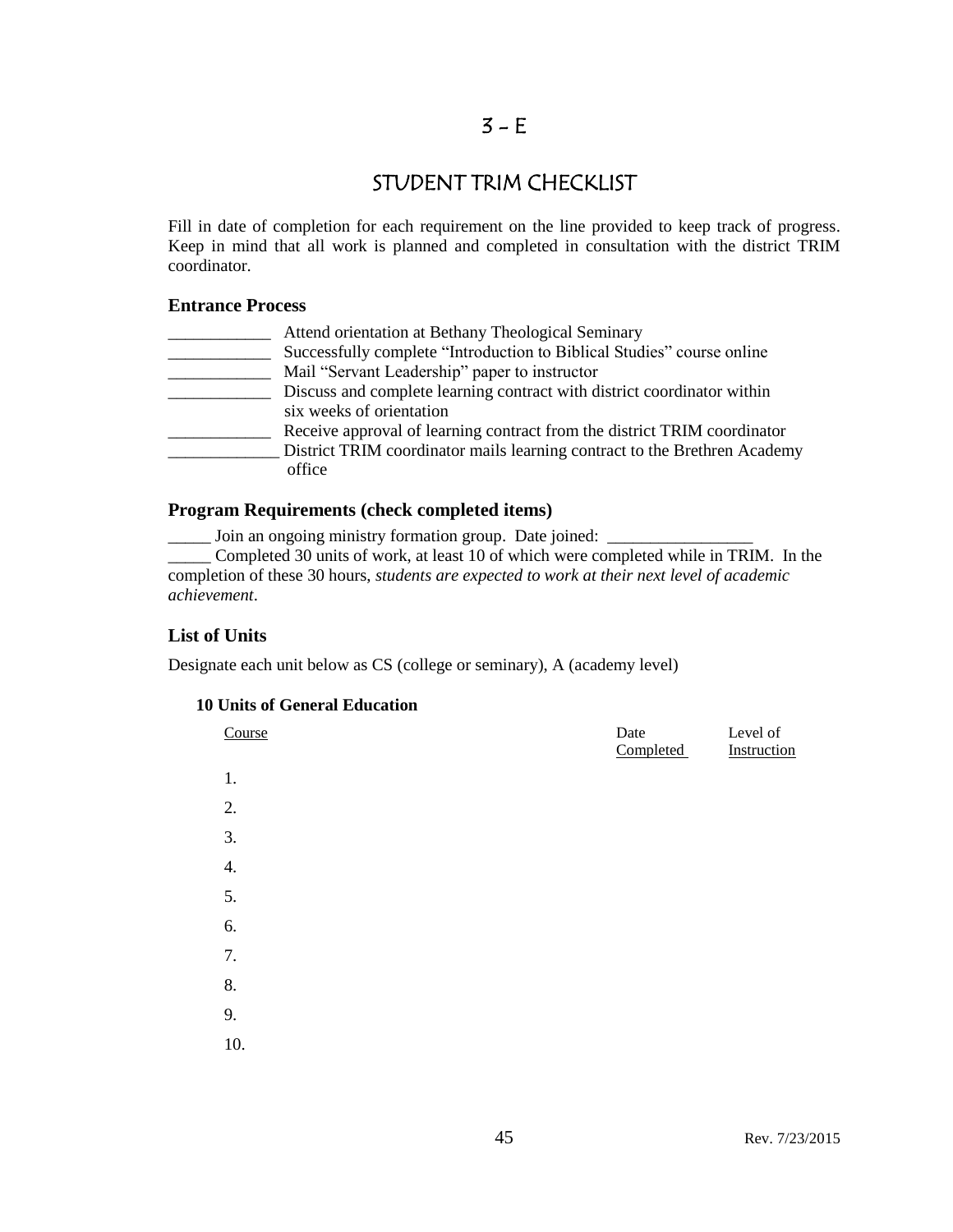# 3 – E

## STUDENT TRIM CHECKLIST

Fill in date of completion for each requirement on the line provided to keep track of progress. Keep in mind that all work is planned and completed in consultation with the district TRIM coordinator.

### Entrance Process

____________ Attend orientation at Bethany Theological Seminary
____________ Successfully complete "Introduction to Biblical Studies" course online
____________ Mail "Servant Leadership" paper to instructor
____________ Discuss and complete learning contract with district coordinator within six weeks of orientation
____________ Receive approval of learning contract from the district TRIM coordinator
_____________ District TRIM coordinator mails learning contract to the Brethren Academy office

### Program Requirements (check completed items)

_____ Join an ongoing ministry formation group. Date joined: _________________
_____ Completed 30 units of work, at least 10 of which were completed while in TRIM. In the completion of these 30 hours, *students are expected to work at their next level of academic achievement*.

### List of Units

Designate each unit below as CS (college or seminary), A (academy level)

**10 Units of General Education**

| Course | Date Completed | Level of Instruction |
|---|---|---|
| 1. | | |
| 2. | | |
| 3. | | |
| 4. | | |
| 5. | | |
| 6. | | |
| 7. | | |
| 8. | | |
| 9. | | |
| 10. | | |

Rev. 7/23/2015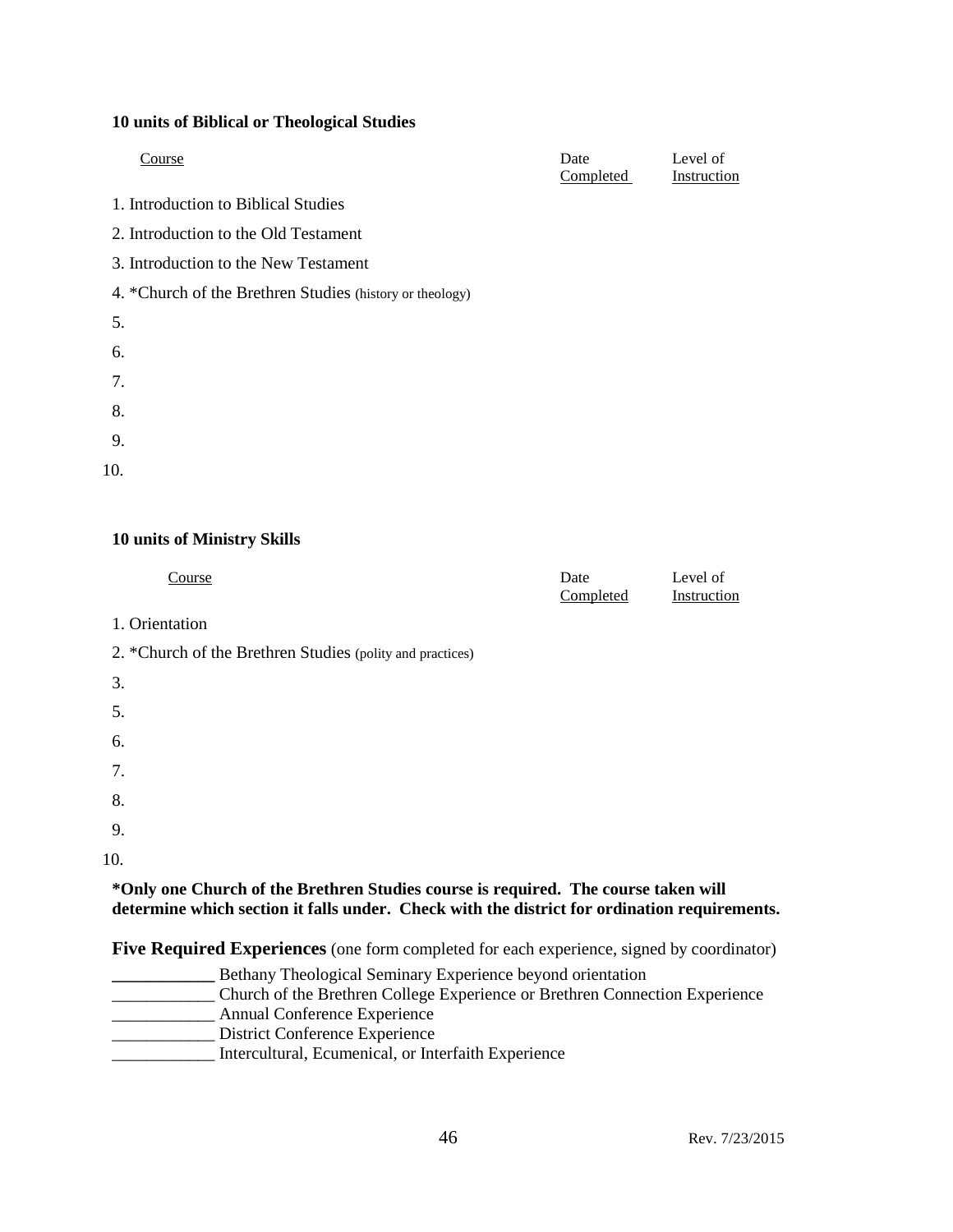**10 units of Biblical or Theological Studies**

| Course | Date Completed | Level of Instruction |
|---|---|---|
| 1. Introduction to Biblical Studies | | |
| 2. Introduction to the Old Testament | | |
| 3. Introduction to the New Testament | | |
| 4. *Church of the Brethren Studies (history or theology) | | |
| 5. | | |
| 6. | | |
| 7. | | |
| 8. | | |
| 9. | | |
| 10. | | |

**10 units of Ministry Skills**

| Course | Date Completed | Level of Instruction |
|---|---|---|
| 1. Orientation | | |
| 2. *Church of the Brethren Studies (polity and practices) | | |
| 3. | | |
| 5. | | |
| 6. | | |
| 7. | | |
| 8. | | |
| 9. | | |
| 10. | | |

**\*Only one Church of the Brethren Studies course is required. The course taken will determine which section it falls under. Check with the district for ordination requirements.**

**Five Required Experiences** (one form completed for each experience, signed by coordinator)

____________ Bethany Theological Seminary Experience beyond orientation
____________ Church of the Brethren College Experience or Brethren Connection Experience
____________ Annual Conference Experience
____________ District Conference Experience
____________ Intercultural, Ecumenical, or Interfaith Experience

Rev. 7/23/2015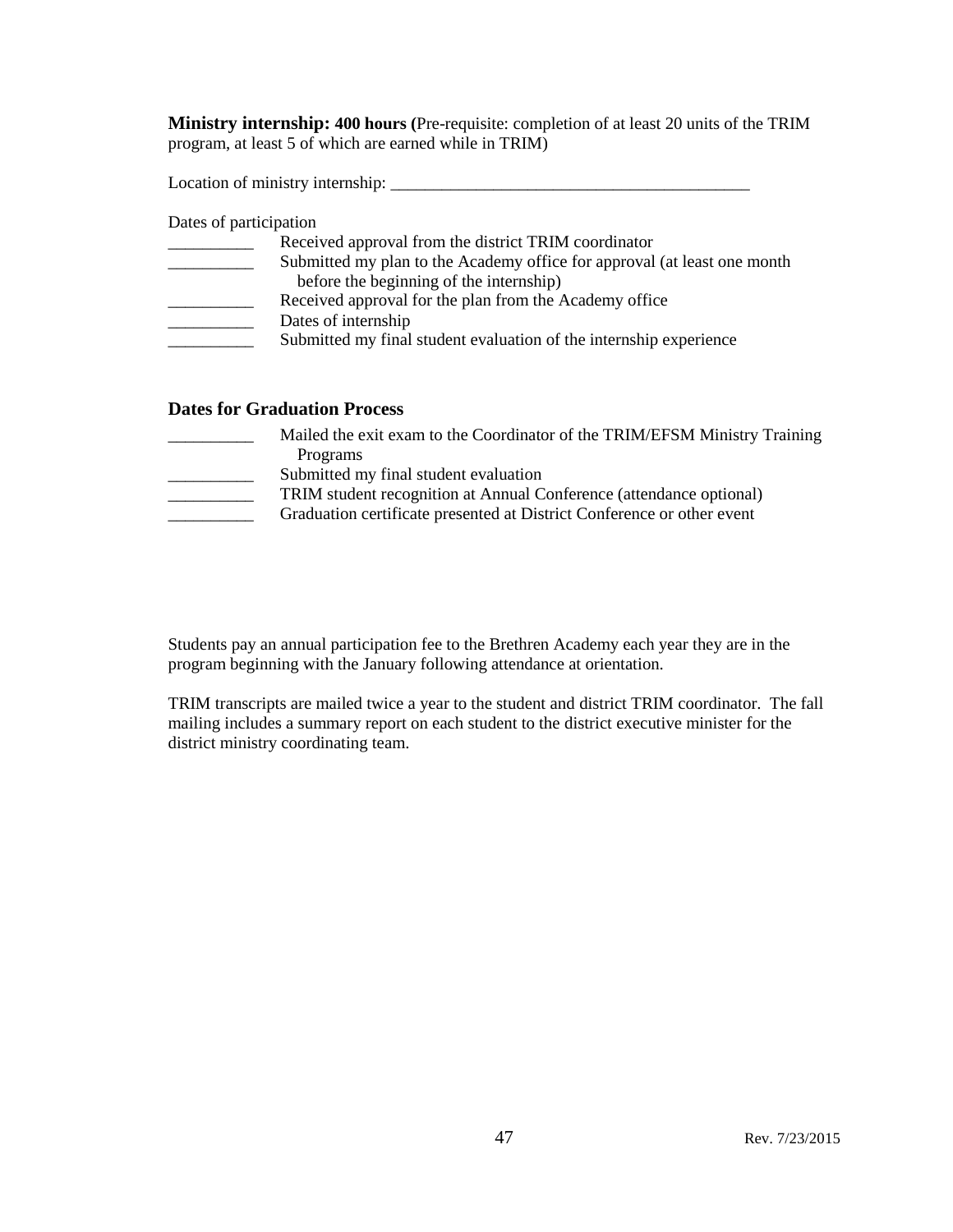**Ministry internship: 400 hours (**Pre-requisite: completion of at least 20 units of the TRIM program, at least 5 of which are earned while in TRIM)

Location of ministry internship: ___________________________________________

Dates of participation

__________ Received approval from the district TRIM coordinator

__________ Submitted my plan to the Academy office for approval (at least one month before the beginning of the internship)

__________ Received approval for the plan from the Academy office

__________ Dates of internship

__________ Submitted my final student evaluation of the internship experience

### Dates for Graduation Process

__________ Mailed the exit exam to the Coordinator of the TRIM/EFSM Ministry Training Programs

__________ Submitted my final student evaluation

__________ TRIM student recognition at Annual Conference (attendance optional)

__________ Graduation certificate presented at District Conference or other event

Students pay an annual participation fee to the Brethren Academy each year they are in the program beginning with the January following attendance at orientation.

TRIM transcripts are mailed twice a year to the student and district TRIM coordinator. The fall mailing includes a summary report on each student to the district executive minister for the district ministry coordinating team.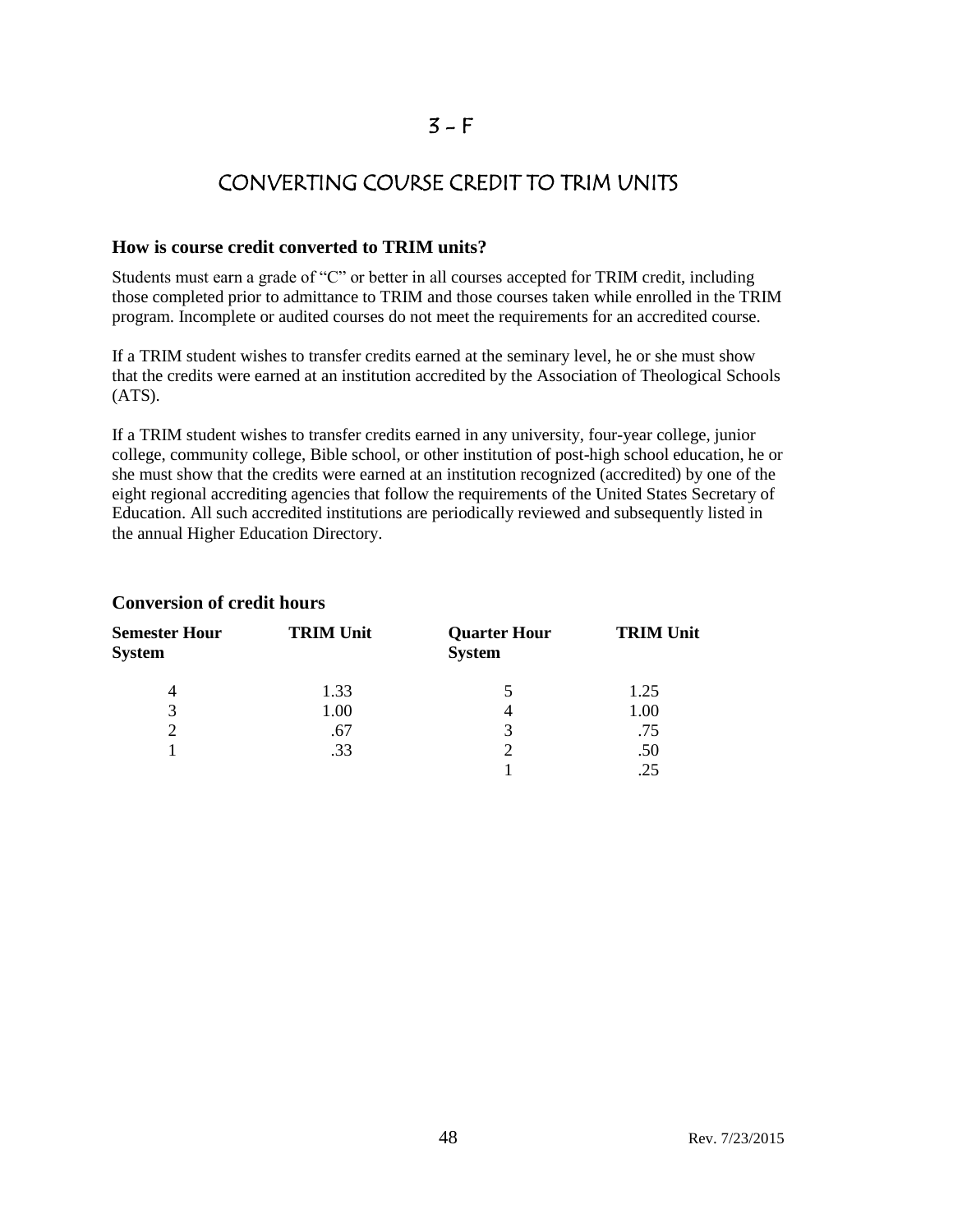# 3 – F

# CONVERTING COURSE CREDIT TO TRIM UNITS

### How is course credit converted to TRIM units?

Students must earn a grade of "C" or better in all courses accepted for TRIM credit, including those completed prior to admittance to TRIM and those courses taken while enrolled in the TRIM program. Incomplete or audited courses do not meet the requirements for an accredited course.

If a TRIM student wishes to transfer credits earned at the seminary level, he or she must show that the credits were earned at an institution accredited by the Association of Theological Schools (ATS).

If a TRIM student wishes to transfer credits earned in any university, four-year college, junior college, community college, Bible school, or other institution of post-high school education, he or she must show that the credits were earned at an institution recognized (accredited) by one of the eight regional accrediting agencies that follow the requirements of the United States Secretary of Education. All such accredited institutions are periodically reviewed and subsequently listed in the annual Higher Education Directory.

### Conversion of credit hours

| Semester Hour System | TRIM Unit | Quarter Hour System | TRIM Unit |
|---|---|---|---|
| 4 | 1.33 | 5 | 1.25 |
| 3 | 1.00 | 4 | 1.00 |
| 2 | .67 | 3 | .75 |
| 1 | .33 | 2 | .50 |
| | | 1 | .25 |

Rev. 7/23/2015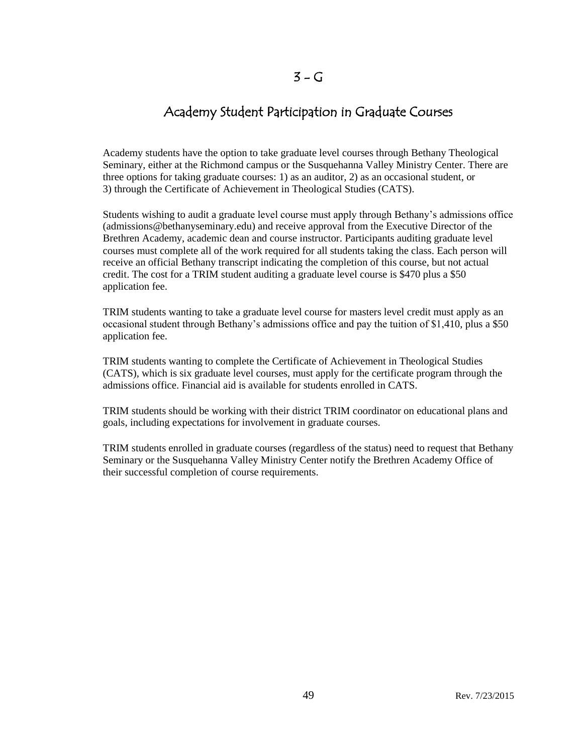# 3 – G

## Academy Student Participation in Graduate Courses

Academy students have the option to take graduate level courses through Bethany Theological Seminary, either at the Richmond campus or the Susquehanna Valley Ministry Center. There are three options for taking graduate courses: 1) as an auditor, 2) as an occasional student, or 3) through the Certificate of Achievement in Theological Studies (CATS).

Students wishing to audit a graduate level course must apply through Bethany's admissions office (admissions@bethanyseminary.edu) and receive approval from the Executive Director of the Brethren Academy, academic dean and course instructor. Participants auditing graduate level courses must complete all of the work required for all students taking the class. Each person will receive an official Bethany transcript indicating the completion of this course, but not actual credit. The cost for a TRIM student auditing a graduate level course is $470 plus a $50 application fee.

TRIM students wanting to take a graduate level course for masters level credit must apply as an occasional student through Bethany's admissions office and pay the tuition of $1,410, plus a $50 application fee.

TRIM students wanting to complete the Certificate of Achievement in Theological Studies (CATS), which is six graduate level courses, must apply for the certificate program through the admissions office. Financial aid is available for students enrolled in CATS.

TRIM students should be working with their district TRIM coordinator on educational plans and goals, including expectations for involvement in graduate courses.

TRIM students enrolled in graduate courses (regardless of the status) need to request that Bethany Seminary or the Susquehanna Valley Ministry Center notify the Brethren Academy Office of their successful completion of course requirements.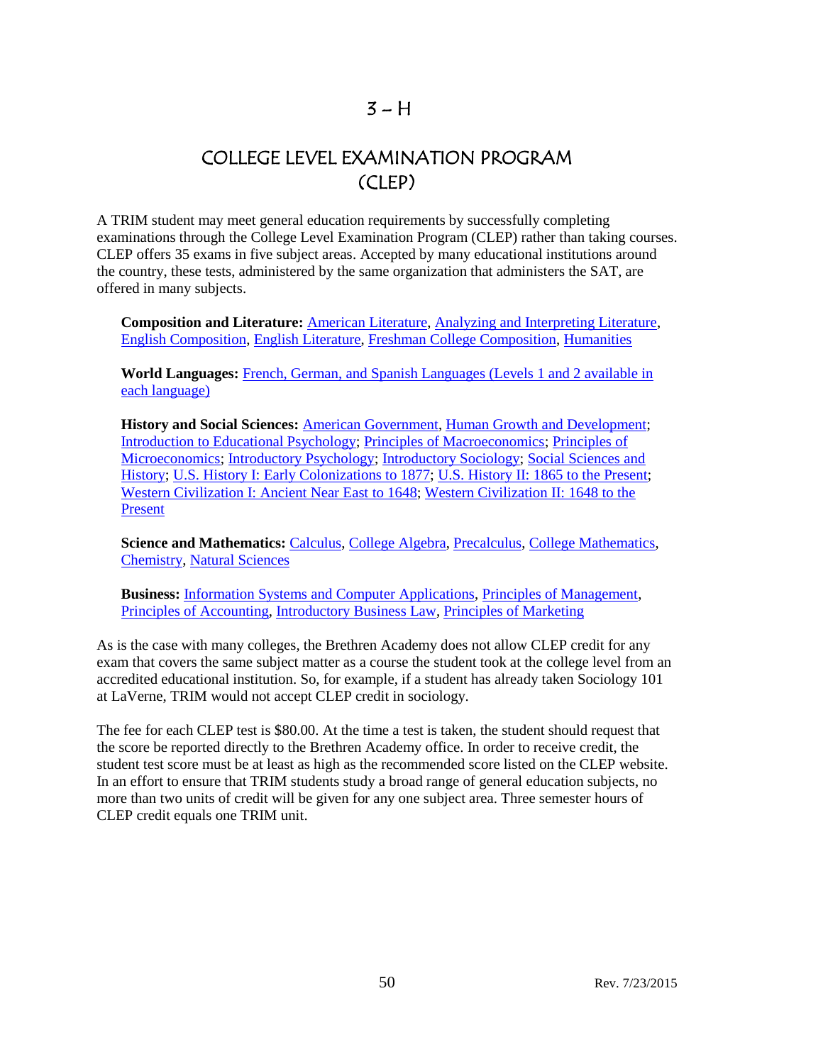# 3 – H

## COLLEGE LEVEL EXAMINATION PROGRAM (CLEP)

A TRIM student may meet general education requirements by successfully completing examinations through the College Level Examination Program (CLEP) rather than taking courses. CLEP offers 35 exams in five subject areas. Accepted by many educational institutions around the country, these tests, administered by the same organization that administers the SAT, are offered in many subjects.

> **Composition and Literature:** American Literature, Analyzing and Interpreting Literature, English Composition, English Literature, Freshman College Composition, Humanities
>
> **World Languages:** French, German, and Spanish Languages (Levels 1 and 2 available in each language)
>
> **History and Social Sciences:** American Government, Human Growth and Development; Introduction to Educational Psychology; Principles of Macroeconomics; Principles of Microeconomics; Introductory Psychology; Introductory Sociology; Social Sciences and History; U.S. History I: Early Colonizations to 1877; U.S. History II: 1865 to the Present; Western Civilization I: Ancient Near East to 1648; Western Civilization II: 1648 to the Present
>
> **Science and Mathematics:** Calculus, College Algebra, Precalculus, College Mathematics, Chemistry, Natural Sciences
>
> **Business:** Information Systems and Computer Applications, Principles of Management, Principles of Accounting, Introductory Business Law, Principles of Marketing

As is the case with many colleges, the Brethren Academy does not allow CLEP credit for any exam that covers the same subject matter as a course the student took at the college level from an accredited educational institution. So, for example, if a student has already taken Sociology 101 at LaVerne, TRIM would not accept CLEP credit in sociology.

The fee for each CLEP test is $80.00. At the time a test is taken, the student should request that the score be reported directly to the Brethren Academy office. In order to receive credit, the student test score must be at least as high as the recommended score listed on the CLEP website. In an effort to ensure that TRIM students study a broad range of general education subjects, no more than two units of credit will be given for any one subject area. Three semester hours of CLEP credit equals one TRIM unit.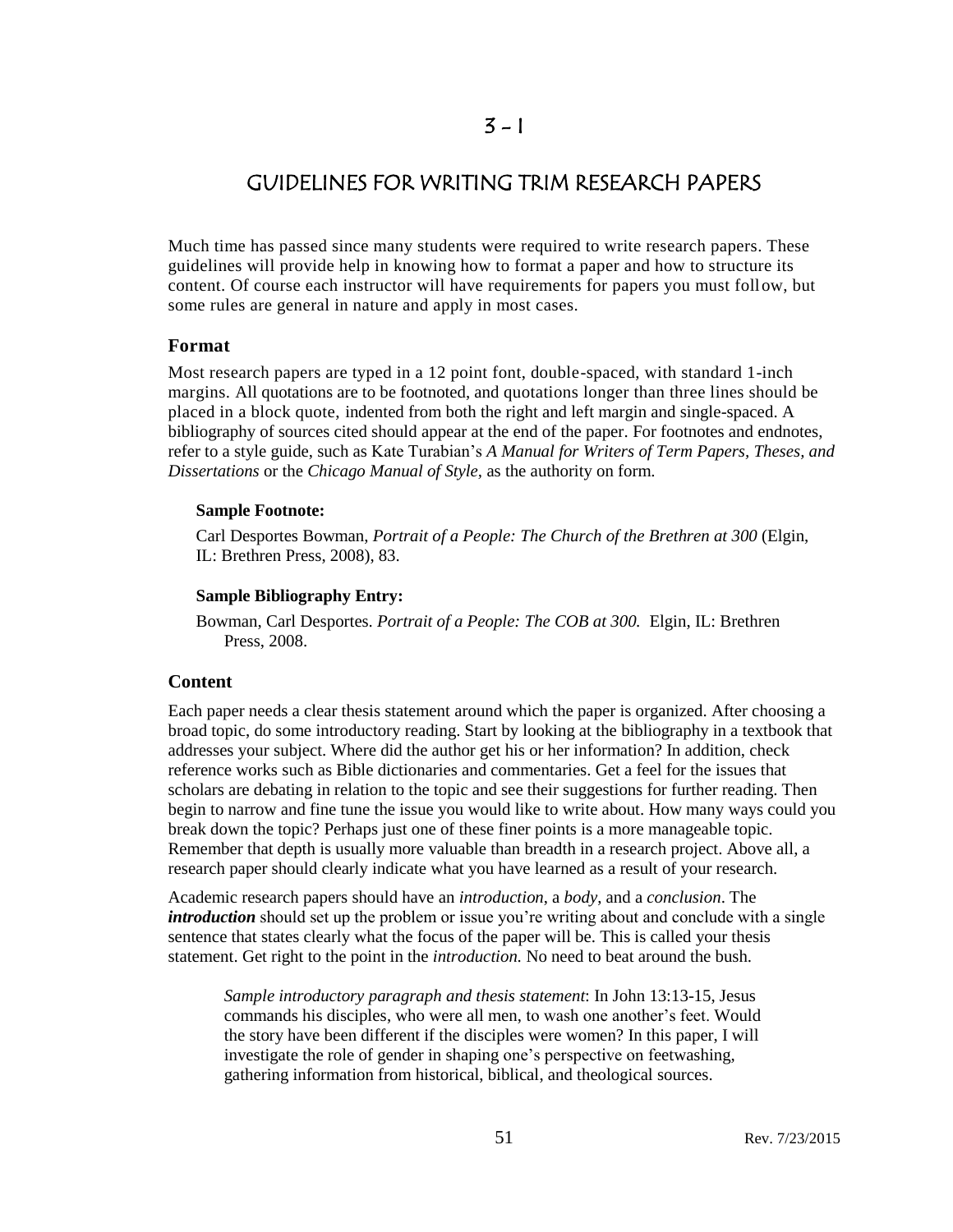# 3 - 1

## GUIDELINES FOR WRITING TRIM RESEARCH PAPERS

Much time has passed since many students were required to write research papers. These guidelines will provide help in knowing how to format a paper and how to structure its content. Of course each instructor will have requirements for papers you must follow, but some rules are general in nature and apply in most cases.

### Format

Most research papers are typed in a 12 point font, double-spaced, with standard 1-inch margins. All quotations are to be footnoted, and quotations longer than three lines should be placed in a block quote, indented from both the right and left margin and single-spaced. A bibliography of sources cited should appear at the end of the paper. For footnotes and endnotes, refer to a style guide, such as Kate Turabian's *A Manual for Writers of Term Papers, Theses, and Dissertations* or the *Chicago Manual of Style,* as the authority on form.

> **Sample Footnote:**
>
> Carl Desportes Bowman, *Portrait of a People: The Church of the Brethren at 300* (Elgin, IL: Brethren Press, 2008), 83.
>
> **Sample Bibliography Entry:**
>
> Bowman, Carl Desportes. *Portrait of a People: The COB at 300.* Elgin, IL: Brethren Press, 2008.

### Content

Each paper needs a clear thesis statement around which the paper is organized. After choosing a broad topic, do some introductory reading. Start by looking at the bibliography in a textbook that addresses your subject. Where did the author get his or her information? In addition, check reference works such as Bible dictionaries and commentaries. Get a feel for the issues that scholars are debating in relation to the topic and see their suggestions for further reading. Then begin to narrow and fine tune the issue you would like to write about. How many ways could you break down the topic? Perhaps just one of these finer points is a more manageable topic. Remember that depth is usually more valuable than breadth in a research project. Above all, a research paper should clearly indicate what you have learned as a result of your research.

Academic research papers should have an *introduction*, a *body*, and a *conclusion*. The ***introduction*** should set up the problem or issue you're writing about and conclude with a single sentence that states clearly what the focus of the paper will be. This is called your thesis statement. Get right to the point in the *introduction.* No need to beat around the bush.

> *Sample introductory paragraph and thesis statement*: In John 13:13-15, Jesus commands his disciples, who were all men, to wash one another's feet. Would the story have been different if the disciples were women? In this paper, I will investigate the role of gender in shaping one's perspective on feetwashing, gathering information from historical, biblical, and theological sources.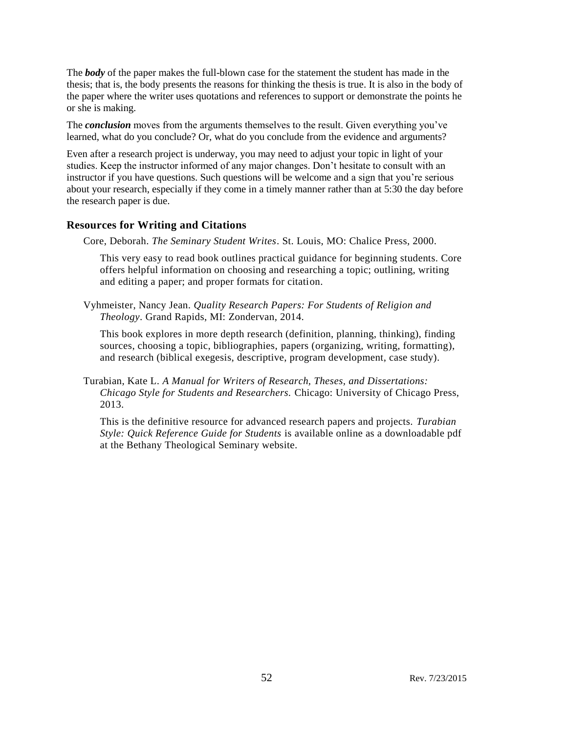The ***body*** of the paper makes the full-blown case for the statement the student has made in the thesis; that is, the body presents the reasons for thinking the thesis is true. It is also in the body of the paper where the writer uses quotations and references to support or demonstrate the points he or she is making.

The ***conclusion*** moves from the arguments themselves to the result. Given everything you've learned, what do you conclude? Or, what do you conclude from the evidence and arguments?

Even after a research project is underway, you may need to adjust your topic in light of your studies. Keep the instructor informed of any major changes. Don't hesitate to consult with an instructor if you have questions. Such questions will be welcome and a sign that you're serious about your research, especially if they come in a timely manner rather than at 5:30 the day before the research paper is due.

### Resources for Writing and Citations

Core, Deborah. *The Seminary Student Writes*. St. Louis, MO: Chalice Press, 2000.

This very easy to read book outlines practical guidance for beginning students. Core offers helpful information on choosing and researching a topic; outlining, writing and editing a paper; and proper formats for citation.

Vyhmeister, Nancy Jean. *Quality Research Papers: For Students of Religion and Theology*. Grand Rapids, MI: Zondervan, 2014.

This book explores in more depth research (definition, planning, thinking), finding sources, choosing a topic, bibliographies, papers (organizing, writing, formatting), and research (biblical exegesis, descriptive, program development, case study).

Turabian, Kate L. *A Manual for Writers of Research, Theses, and Dissertations: Chicago Style for Students and Researchers.* Chicago: University of Chicago Press, 2013.

This is the definitive resource for advanced research papers and projects. *Turabian Style: Quick Reference Guide for Students* is available online as a downloadable pdf at the Bethany Theological Seminary website.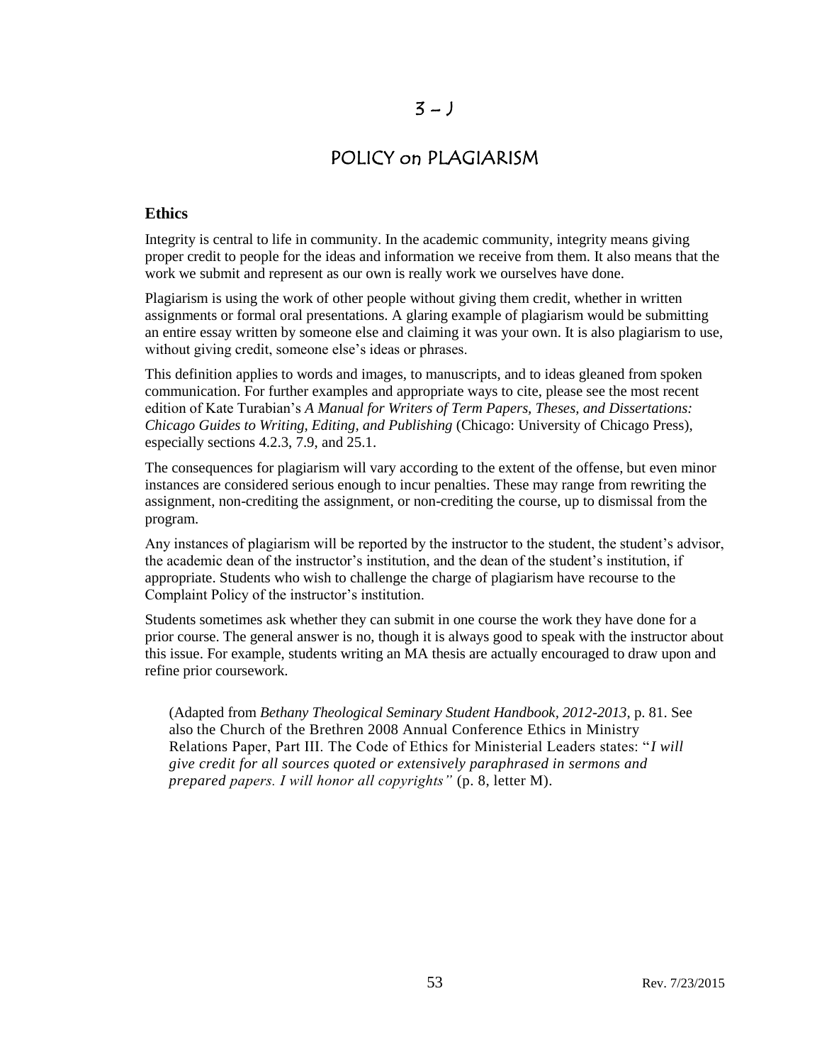# 3 – J

## POLICY on PLAGIARISM

### Ethics

Integrity is central to life in community. In the academic community, integrity means giving proper credit to people for the ideas and information we receive from them. It also means that the work we submit and represent as our own is really work we ourselves have done.

Plagiarism is using the work of other people without giving them credit, whether in written assignments or formal oral presentations. A glaring example of plagiarism would be submitting an entire essay written by someone else and claiming it was your own. It is also plagiarism to use, without giving credit, someone else's ideas or phrases.

This definition applies to words and images, to manuscripts, and to ideas gleaned from spoken communication. For further examples and appropriate ways to cite, please see the most recent edition of Kate Turabian's *A Manual for Writers of Term Papers, Theses, and Dissertations: Chicago Guides to Writing, Editing, and Publishing* (Chicago: University of Chicago Press), especially sections 4.2.3, 7.9, and 25.1.

The consequences for plagiarism will vary according to the extent of the offense, but even minor instances are considered serious enough to incur penalties. These may range from rewriting the assignment, non-crediting the assignment, or non-crediting the course, up to dismissal from the program.

Any instances of plagiarism will be reported by the instructor to the student, the student's advisor, the academic dean of the instructor's institution, and the dean of the student's institution, if appropriate. Students who wish to challenge the charge of plagiarism have recourse to the Complaint Policy of the instructor's institution.

Students sometimes ask whether they can submit in one course the work they have done for a prior course. The general answer is no, though it is always good to speak with the instructor about this issue. For example, students writing an MA thesis are actually encouraged to draw upon and refine prior coursework.

(Adapted from *Bethany Theological Seminary Student Handbook, 2012-2013*, p. 81. See also the Church of the Brethren 2008 Annual Conference Ethics in Ministry Relations Paper, Part III. The Code of Ethics for Ministerial Leaders states: "*I will give credit for all sources quoted or extensively paraphrased in sermons and prepared papers. I will honor all copyrights"* (p. 8, letter M).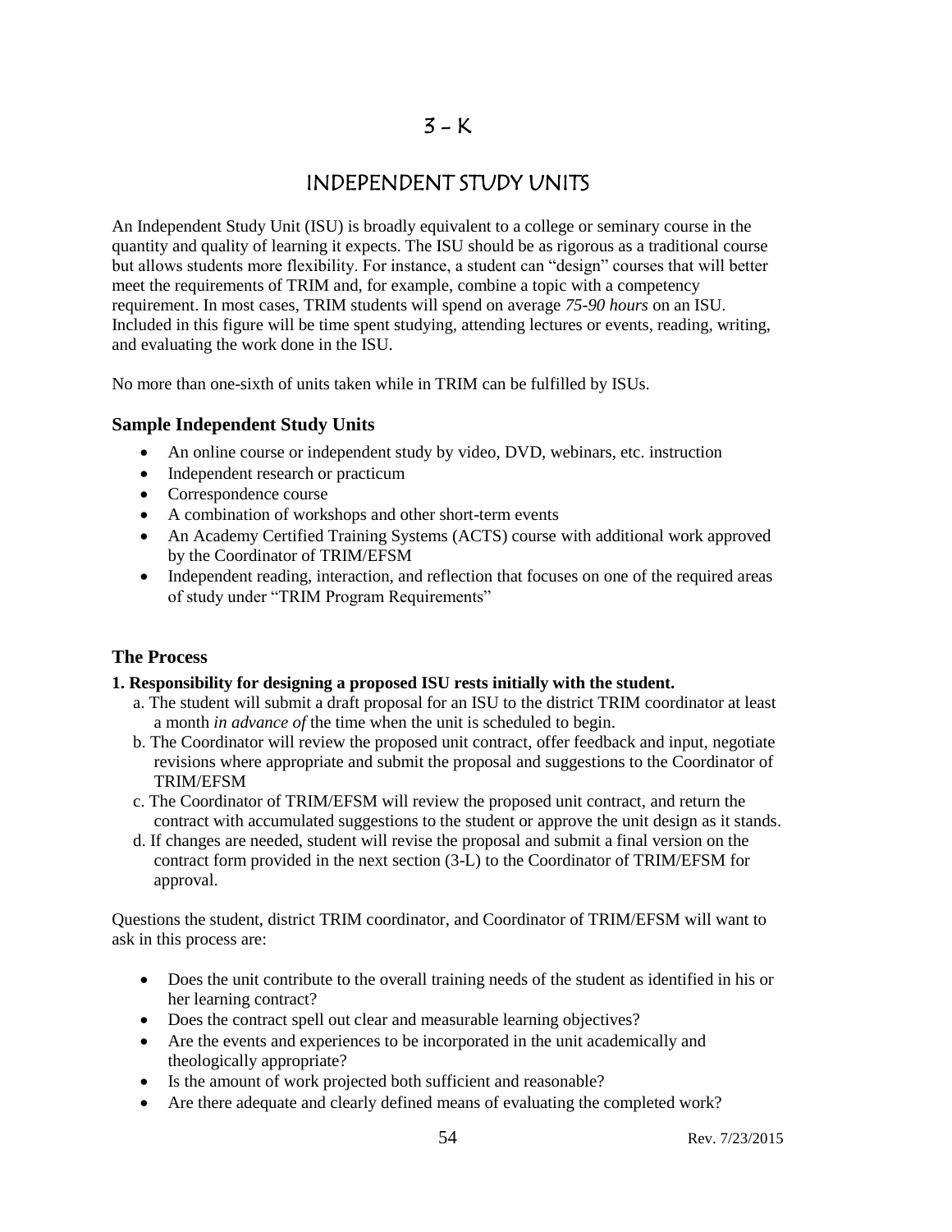# 3 – K

# INDEPENDENT STUDY UNITS

An Independent Study Unit (ISU) is broadly equivalent to a college or seminary course in the quantity and quality of learning it expects. The ISU should be as rigorous as a traditional course but allows students more flexibility. For instance, a student can "design" courses that will better meet the requirements of TRIM and, for example, combine a topic with a competency requirement. In most cases, TRIM students will spend on average *75-90 hours* on an ISU. Included in this figure will be time spent studying, attending lectures or events, reading, writing, and evaluating the work done in the ISU.

No more than one-sixth of units taken while in TRIM can be fulfilled by ISUs.

### Sample Independent Study Units

- An online course or independent study by video, DVD, webinars, etc. instruction
- Independent research or practicum
- Correspondence course
- A combination of workshops and other short-term events
- An Academy Certified Training Systems (ACTS) course with additional work approved by the Coordinator of TRIM/EFSM
- Independent reading, interaction, and reflection that focuses on one of the required areas of study under "TRIM Program Requirements"

### The Process

**1. Responsibility for designing a proposed ISU rests initially with the student.**

a. The student will submit a draft proposal for an ISU to the district TRIM coordinator at least a month *in advance of* the time when the unit is scheduled to begin.

b. The Coordinator will review the proposed unit contract, offer feedback and input, negotiate revisions where appropriate and submit the proposal and suggestions to the Coordinator of TRIM/EFSM

c. The Coordinator of TRIM/EFSM will review the proposed unit contract, and return the contract with accumulated suggestions to the student or approve the unit design as it stands.

d. If changes are needed, student will revise the proposal and submit a final version on the contract form provided in the next section (3-L) to the Coordinator of TRIM/EFSM for approval.

Questions the student, district TRIM coordinator, and Coordinator of TRIM/EFSM will want to ask in this process are:

- Does the unit contribute to the overall training needs of the student as identified in his or her learning contract?
- Does the contract spell out clear and measurable learning objectives?
- Are the events and experiences to be incorporated in the unit academically and theologically appropriate?
- Is the amount of work projected both sufficient and reasonable?
- Are there adequate and clearly defined means of evaluating the completed work?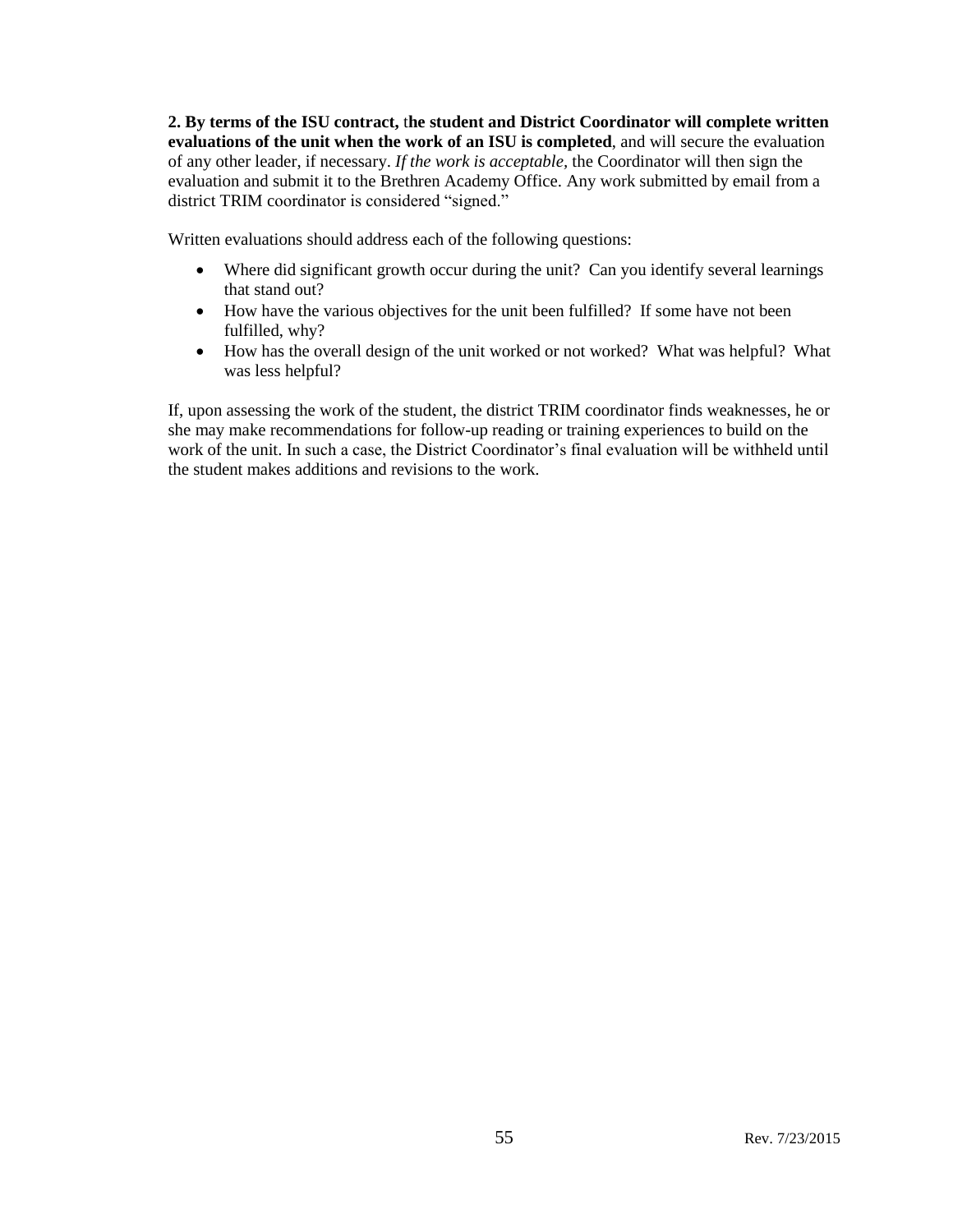**2. By terms of the ISU contract, the student and District Coordinator will complete written evaluations of the unit when the work of an ISU is completed**, and will secure the evaluation of any other leader, if necessary. *If the work is acceptable*, the Coordinator will then sign the evaluation and submit it to the Brethren Academy Office. Any work submitted by email from a district TRIM coordinator is considered "signed."

Written evaluations should address each of the following questions:

- Where did significant growth occur during the unit? Can you identify several learnings that stand out?
- How have the various objectives for the unit been fulfilled? If some have not been fulfilled, why?
- How has the overall design of the unit worked or not worked? What was helpful? What was less helpful?

If, upon assessing the work of the student, the district TRIM coordinator finds weaknesses, he or she may make recommendations for follow-up reading or training experiences to build on the work of the unit. In such a case, the District Coordinator's final evaluation will be withheld until the student makes additions and revisions to the work.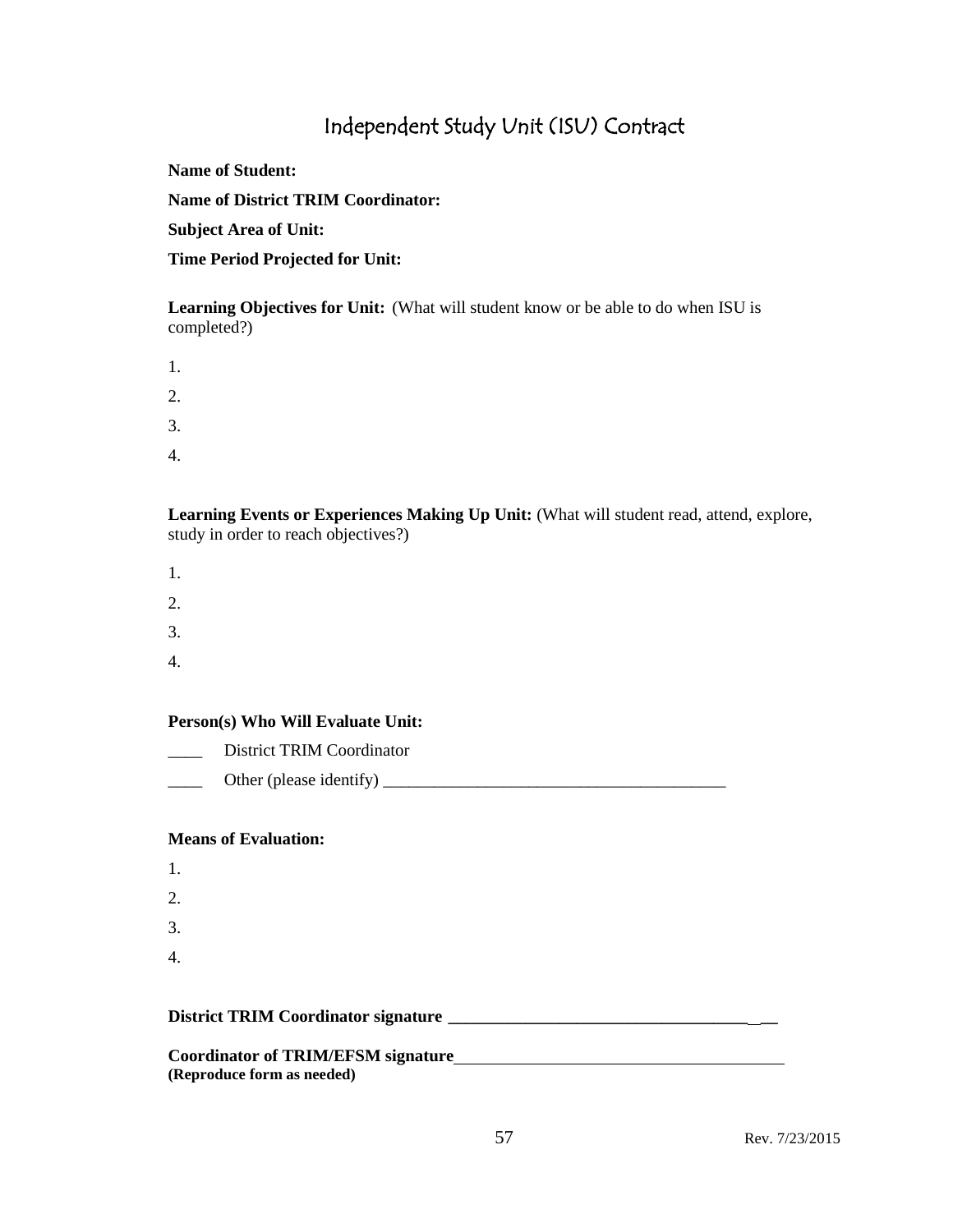# Independent Study Unit (ISU) Contract

**Name of Student:**

**Name of District TRIM Coordinator:**

**Subject Area of Unit:**

**Time Period Projected for Unit:**

**Learning Objectives for Unit:** (What will student know or be able to do when ISU is completed?)

1.
2.
3.
4.

**Learning Events or Experiences Making Up Unit:** (What will student read, attend, explore, study in order to reach objectives?)

1.
2.
3.
4.

**Person(s) Who Will Evaluate Unit:**

____ District TRIM Coordinator

____ Other (please identify) _________________________________________

**Means of Evaluation:**

1.
2.
3.
4.

**District TRIM Coordinator signature** ______________________________________

**Coordinator of TRIM/EFSM signature**______________________________________

**(Reproduce form as needed)**

Rev. 7/23/2015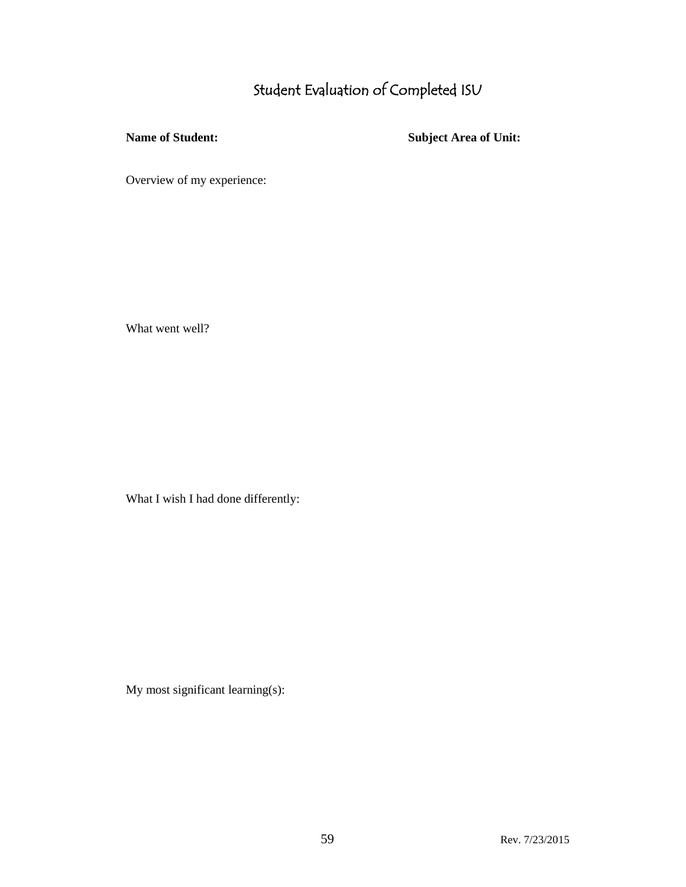# Student Evaluation of Completed ISU

**Name of Student:** **Subject Area of Unit:**

Overview of my experience:

What went well?

What I wish I had done differently:

My most significant learning(s):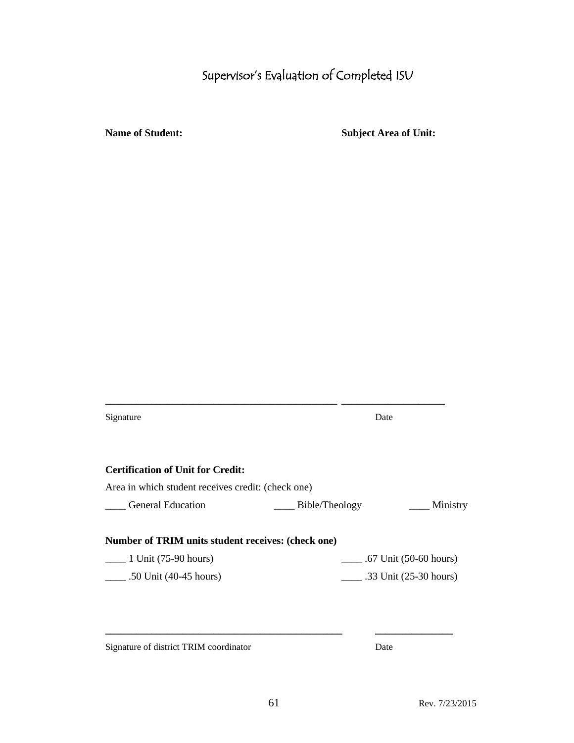# Supervisor's Evaluation of Completed ISU

**Name of Student:** **Subject Area of Unit:**

_____________________________________________ ____________________

Signature Date

**Certification of Unit for Credit:**

Area in which student receives credit: (check one)

____ General Education ____ Bible/Theology ____ Ministry

**Number of TRIM units student receives: (check one)**

____ 1 Unit (75-90 hours) ____ .67 Unit (50-60 hours)

____ .50 Unit (40-45 hours) ____ .33 Unit (25-30 hours)

_____________________________________________ ______________

Signature of district TRIM coordinator Date

Rev. 7/23/2015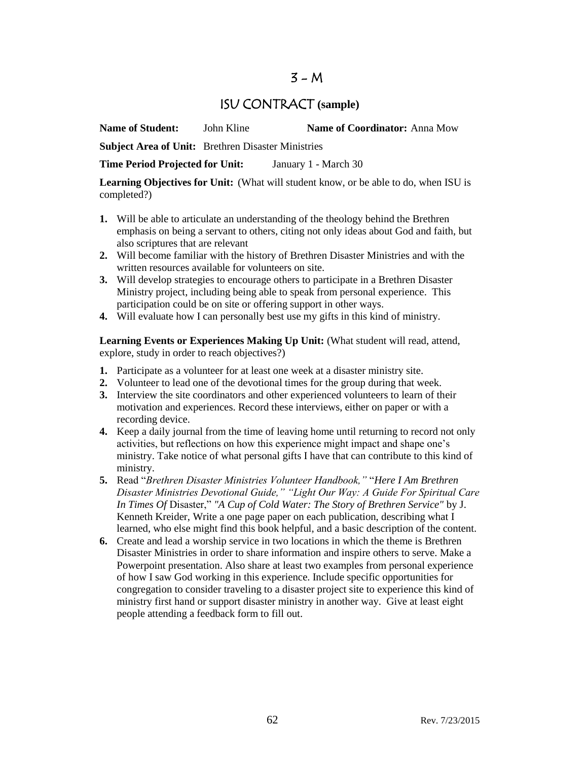# 3 – M

## ISU CONTRACT (sample)

**Name of Student:** John Kline **Name of Coordinator:** Anna Mow

**Subject Area of Unit:** Brethren Disaster Ministries

**Time Period Projected for Unit:** January 1 - March 30

**Learning Objectives for Unit:** (What will student know, or be able to do, when ISU is completed?)

1. Will be able to articulate an understanding of the theology behind the Brethren emphasis on being a servant to others, citing not only ideas about God and faith, but also scriptures that are relevant
2. Will become familiar with the history of Brethren Disaster Ministries and with the written resources available for volunteers on site.
3. Will develop strategies to encourage others to participate in a Brethren Disaster Ministry project, including being able to speak from personal experience. This participation could be on site or offering support in other ways.
4. Will evaluate how I can personally best use my gifts in this kind of ministry.

**Learning Events or Experiences Making Up Unit:** (What student will read, attend, explore, study in order to reach objectives?)

1. Participate as a volunteer for at least one week at a disaster ministry site.
2. Volunteer to lead one of the devotional times for the group during that week.
3. Interview the site coordinators and other experienced volunteers to learn of their motivation and experiences. Record these interviews, either on paper or with a recording device.
4. Keep a daily journal from the time of leaving home until returning to record not only activities, but reflections on how this experience might impact and shape one's ministry. Take notice of what personal gifts I have that can contribute to this kind of ministry.
5. Read "*Brethren Disaster Ministries Volunteer Handbook,*" "*Here I Am Brethren Disaster Ministries Devotional Guide," "Light Our Way: A Guide For Spiritual Care In Times Of* Disaster," *"A Cup of Cold Water: The Story of Brethren Service"* by J. Kenneth Kreider, Write a one page paper on each publication, describing what I learned, who else might find this book helpful, and a basic description of the content.
6. Create and lead a worship service in two locations in which the theme is Brethren Disaster Ministries in order to share information and inspire others to serve. Make a Powerpoint presentation. Also share at least two examples from personal experience of how I saw God working in this experience. Include specific opportunities for congregation to consider traveling to a disaster project site to experience this kind of ministry first hand or support disaster ministry in another way. Give at least eight people attending a feedback form to fill out.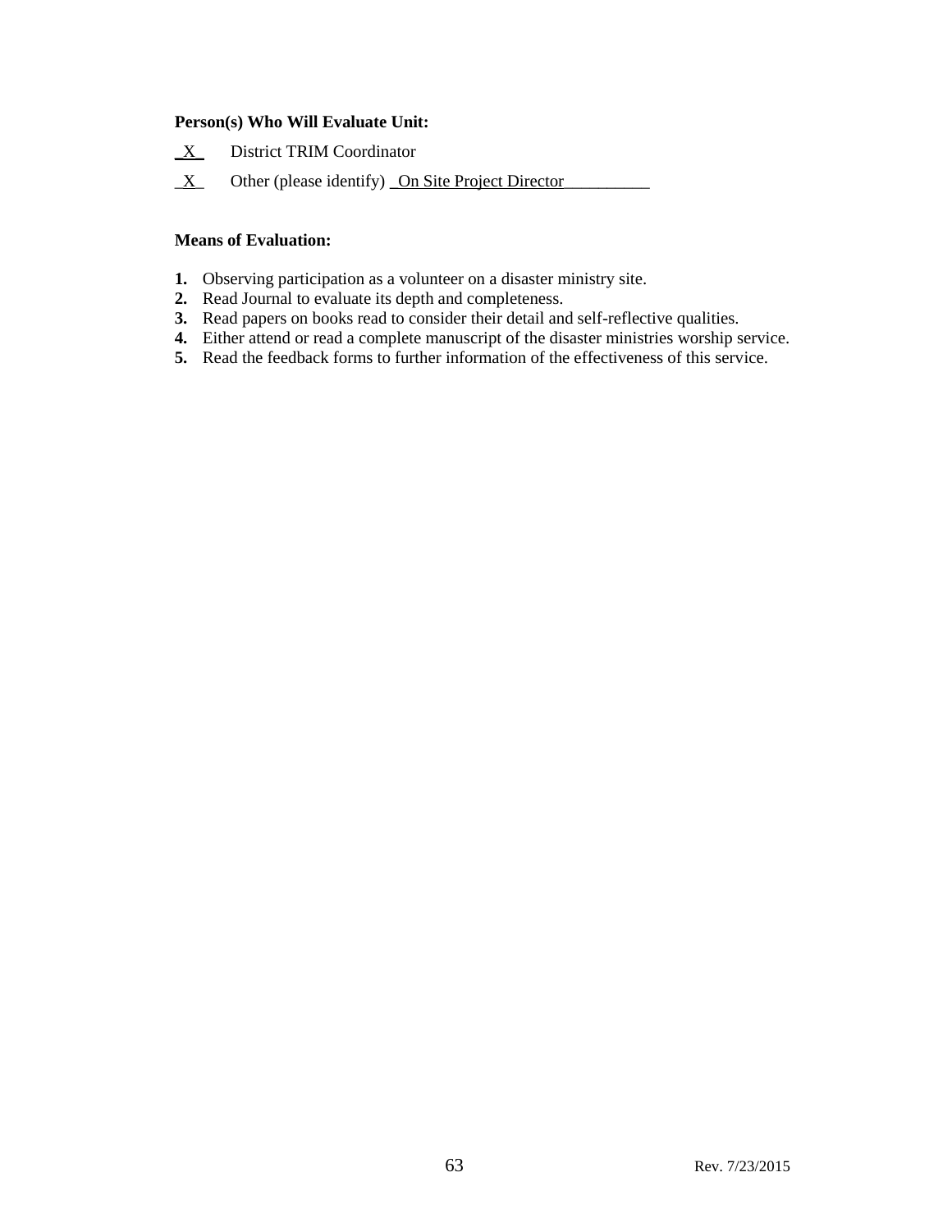**Person(s) Who Will Evaluate Unit:**

_X_ District TRIM Coordinator

_X_ Other (please identify) _On Site Project Director__________

**Means of Evaluation:**

1. Observing participation as a volunteer on a disaster ministry site.
2. Read Journal to evaluate its depth and completeness.
3. Read papers on books read to consider their detail and self-reflective qualities.
4. Either attend or read a complete manuscript of the disaster ministries worship service.
5. Read the feedback forms to further information of the effectiveness of this service.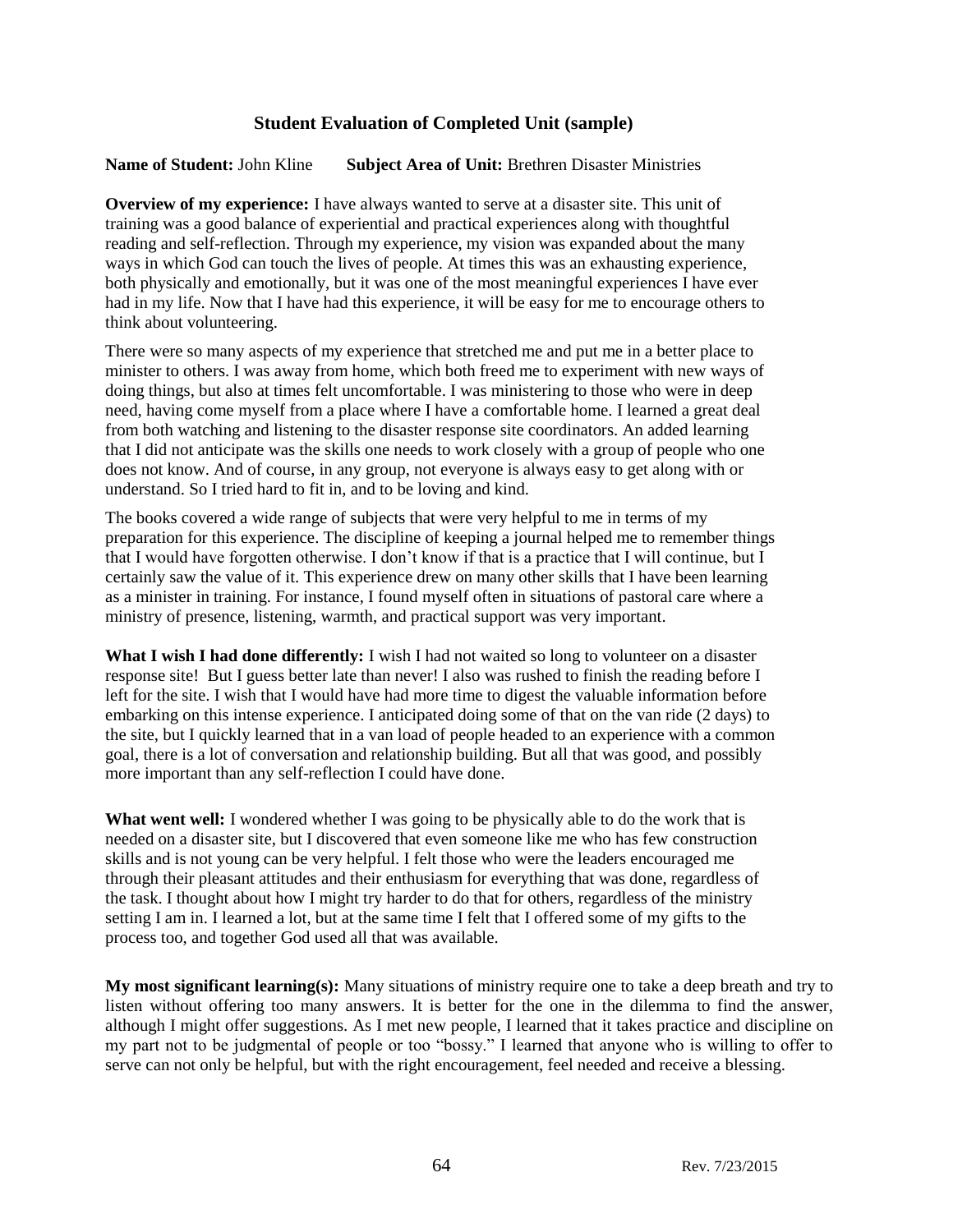## Student Evaluation of Completed Unit (sample)

**Name of Student:** John Kline **Subject Area of Unit:** Brethren Disaster Ministries

**Overview of my experience:** I have always wanted to serve at a disaster site. This unit of training was a good balance of experiential and practical experiences along with thoughtful reading and self-reflection. Through my experience, my vision was expanded about the many ways in which God can touch the lives of people. At times this was an exhausting experience, both physically and emotionally, but it was one of the most meaningful experiences I have ever had in my life. Now that I have had this experience, it will be easy for me to encourage others to think about volunteering.

There were so many aspects of my experience that stretched me and put me in a better place to minister to others. I was away from home, which both freed me to experiment with new ways of doing things, but also at times felt uncomfortable. I was ministering to those who were in deep need, having come myself from a place where I have a comfortable home. I learned a great deal from both watching and listening to the disaster response site coordinators. An added learning that I did not anticipate was the skills one needs to work closely with a group of people who one does not know. And of course, in any group, not everyone is always easy to get along with or understand. So I tried hard to fit in, and to be loving and kind.

The books covered a wide range of subjects that were very helpful to me in terms of my preparation for this experience. The discipline of keeping a journal helped me to remember things that I would have forgotten otherwise. I don't know if that is a practice that I will continue, but I certainly saw the value of it. This experience drew on many other skills that I have been learning as a minister in training. For instance, I found myself often in situations of pastoral care where a ministry of presence, listening, warmth, and practical support was very important.

**What I wish I had done differently:** I wish I had not waited so long to volunteer on a disaster response site! But I guess better late than never! I also was rushed to finish the reading before I left for the site. I wish that I would have had more time to digest the valuable information before embarking on this intense experience. I anticipated doing some of that on the van ride (2 days) to the site, but I quickly learned that in a van load of people headed to an experience with a common goal, there is a lot of conversation and relationship building. But all that was good, and possibly more important than any self-reflection I could have done.

**What went well:** I wondered whether I was going to be physically able to do the work that is needed on a disaster site, but I discovered that even someone like me who has few construction skills and is not young can be very helpful. I felt those who were the leaders encouraged me through their pleasant attitudes and their enthusiasm for everything that was done, regardless of the task. I thought about how I might try harder to do that for others, regardless of the ministry setting I am in. I learned a lot, but at the same time I felt that I offered some of my gifts to the process too, and together God used all that was available.

**My most significant learning(s):** Many situations of ministry require one to take a deep breath and try to listen without offering too many answers. It is better for the one in the dilemma to find the answer, although I might offer suggestions. As I met new people, I learned that it takes practice and discipline on my part not to be judgmental of people or too "bossy." I learned that anyone who is willing to offer to serve can not only be helpful, but with the right encouragement, feel needed and receive a blessing.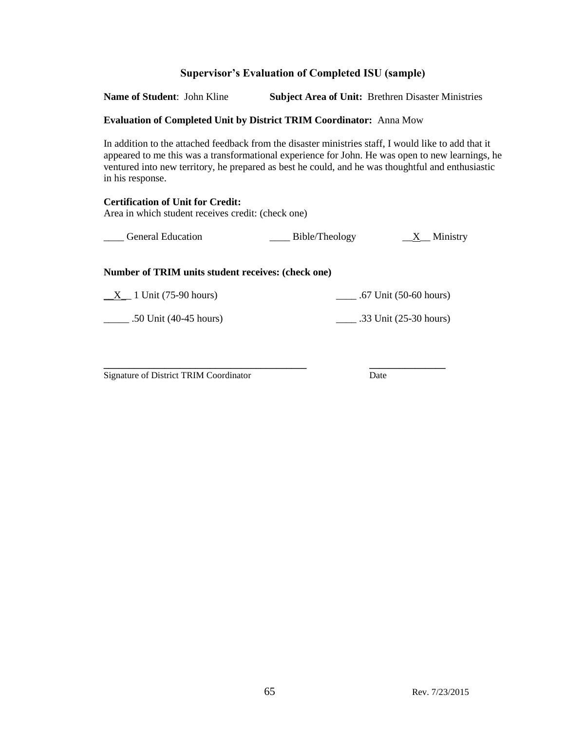## Supervisor's Evaluation of Completed ISU (sample)

**Name of Student**: John Kline **Subject Area of Unit:** Brethren Disaster Ministries

**Evaluation of Completed Unit by District TRIM Coordinator:** Anna Mow

In addition to the attached feedback from the disaster ministries staff, I would like to add that it appeared to me this was a transformational experience for John. He was open to new learnings, he ventured into new territory, he prepared as best he could, and he was thoughtful and enthusiastic in his response.

**Certification of Unit for Credit:**
Area in which student receives credit: (check one)

____ General Education ____ Bible/Theology __X__ Ministry

**Number of TRIM units student receives: (check one)**

__X__ 1 Unit (75-90 hours) ____ .67 Unit (50-60 hours)

_____ .50 Unit (40-45 hours) ____ .33 Unit (25-30 hours)

________________________________________ _______________
Signature of District TRIM Coordinator Date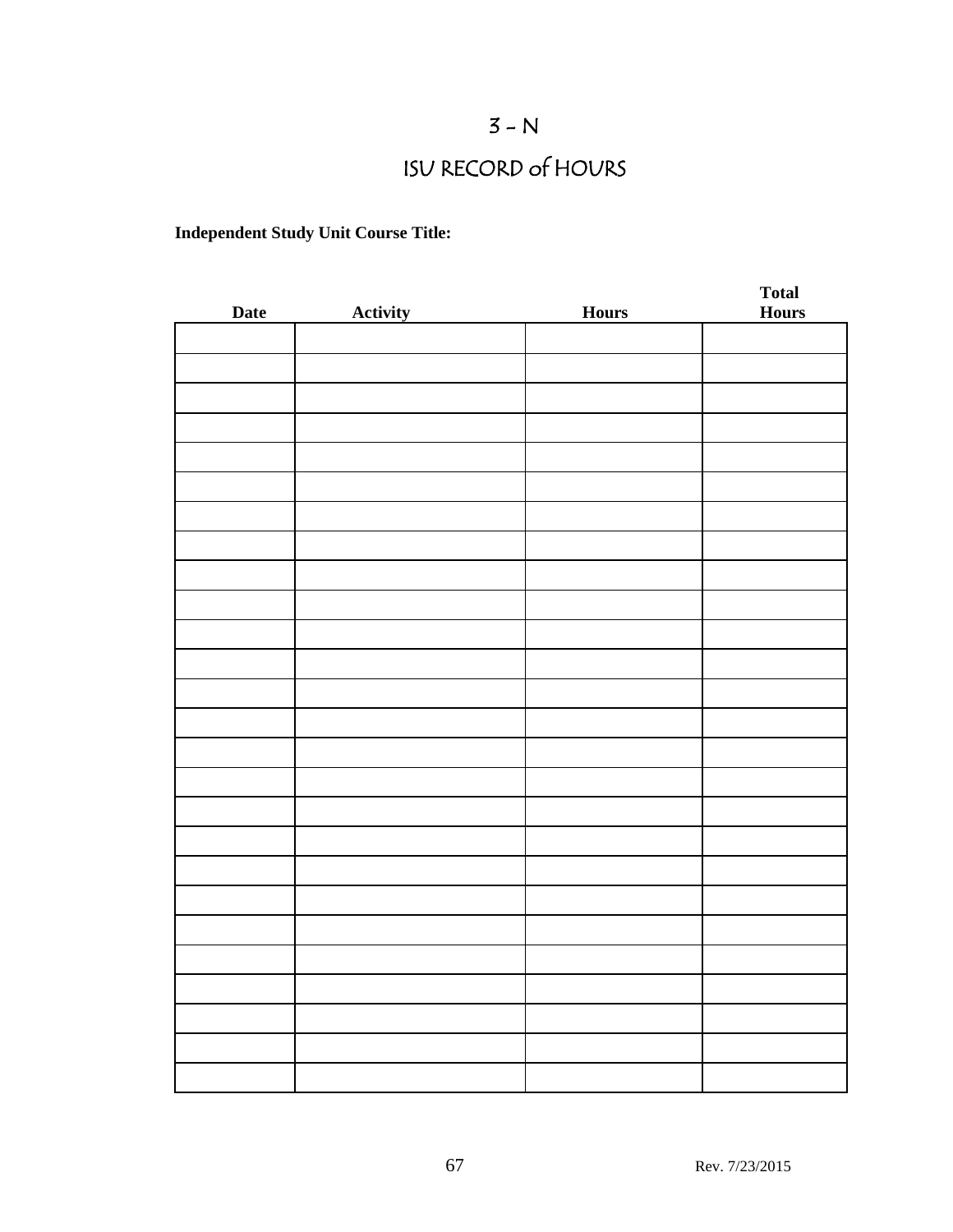# 3 – N

# ISU RECORD of HOURS

**Independent Study Unit Course Title:**

| **Date** | **Activity** | **Hours** | **Total Hours** |
|---|---|---|---|
| | | | |
| | | | |
| | | | |
| | | | |
| | | | |
| | | | |
| | | | |
| | | | |
| | | | |
| | | | |
| | | | |
| | | | |
| | | | |
| | | | |
| | | | |
| | | | |
| | | | |
| | | | |
| | | | |
| | | | |
| | | | |
| | | | |
| | | | |
| | | | |
| | | | |
| | | | |

Rev. 7/23/2015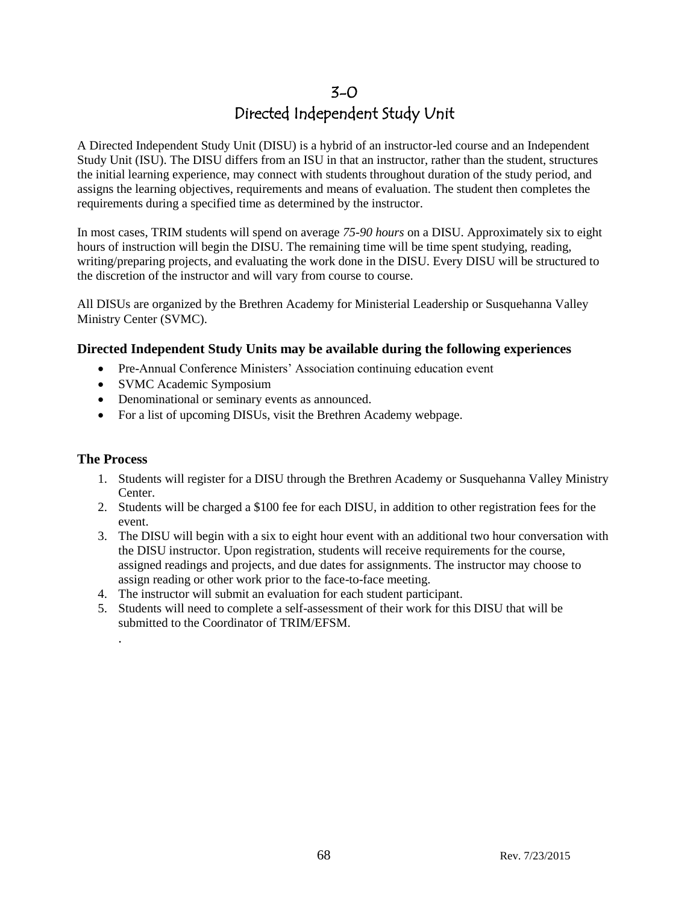# 3-0
# Directed Independent Study Unit

A Directed Independent Study Unit (DISU) is a hybrid of an instructor-led course and an Independent Study Unit (ISU). The DISU differs from an ISU in that an instructor, rather than the student, structures the initial learning experience, may connect with students throughout duration of the study period, and assigns the learning objectives, requirements and means of evaluation. The student then completes the requirements during a specified time as determined by the instructor.

In most cases, TRIM students will spend on average *75-90 hours* on a DISU. Approximately six to eight hours of instruction will begin the DISU. The remaining time will be time spent studying, reading, writing/preparing projects, and evaluating the work done in the DISU. Every DISU will be structured to the discretion of the instructor and will vary from course to course.

All DISUs are organized by the Brethren Academy for Ministerial Leadership or Susquehanna Valley Ministry Center (SVMC).

### Directed Independent Study Units may be available during the following experiences

- Pre-Annual Conference Ministers' Association continuing education event
- SVMC Academic Symposium
- Denominational or seminary events as announced.
- For a list of upcoming DISUs, visit the Brethren Academy webpage.

### The Process

1. Students will register for a DISU through the Brethren Academy or Susquehanna Valley Ministry Center.
2. Students will be charged a $100 fee for each DISU, in addition to other registration fees for the event.
3. The DISU will begin with a six to eight hour event with an additional two hour conversation with the DISU instructor. Upon registration, students will receive requirements for the course, assigned readings and projects, and due dates for assignments. The instructor may choose to assign reading or other work prior to the face-to-face meeting.
4. The instructor will submit an evaluation for each student participant.
5. Students will need to complete a self-assessment of their work for this DISU that will be submitted to the Coordinator of TRIM/EFSM.

.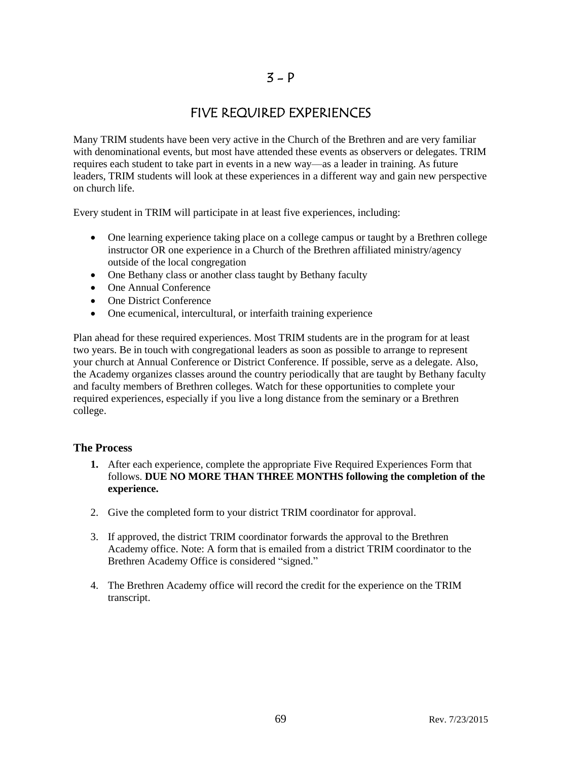# 3 – P

## FIVE REQUIRED EXPERIENCES

Many TRIM students have been very active in the Church of the Brethren and are very familiar with denominational events, but most have attended these events as observers or delegates. TRIM requires each student to take part in events in a new way—as a leader in training. As future leaders, TRIM students will look at these experiences in a different way and gain new perspective on church life.

Every student in TRIM will participate in at least five experiences, including:

- One learning experience taking place on a college campus or taught by a Brethren college instructor OR one experience in a Church of the Brethren affiliated ministry/agency outside of the local congregation
- One Bethany class or another class taught by Bethany faculty
- One Annual Conference
- One District Conference
- One ecumenical, intercultural, or interfaith training experience

Plan ahead for these required experiences. Most TRIM students are in the program for at least two years. Be in touch with congregational leaders as soon as possible to arrange to represent your church at Annual Conference or District Conference. If possible, serve as a delegate. Also, the Academy organizes classes around the country periodically that are taught by Bethany faculty and faculty members of Brethren colleges. Watch for these opportunities to complete your required experiences, especially if you live a long distance from the seminary or a Brethren college.

### The Process

1. After each experience, complete the appropriate Five Required Experiences Form that follows. **DUE NO MORE THAN THREE MONTHS following the completion of the experience.**

2. Give the completed form to your district TRIM coordinator for approval.

3. If approved, the district TRIM coordinator forwards the approval to the Brethren Academy office. Note: A form that is emailed from a district TRIM coordinator to the Brethren Academy Office is considered "signed."

4. The Brethren Academy office will record the credit for the experience on the TRIM transcript.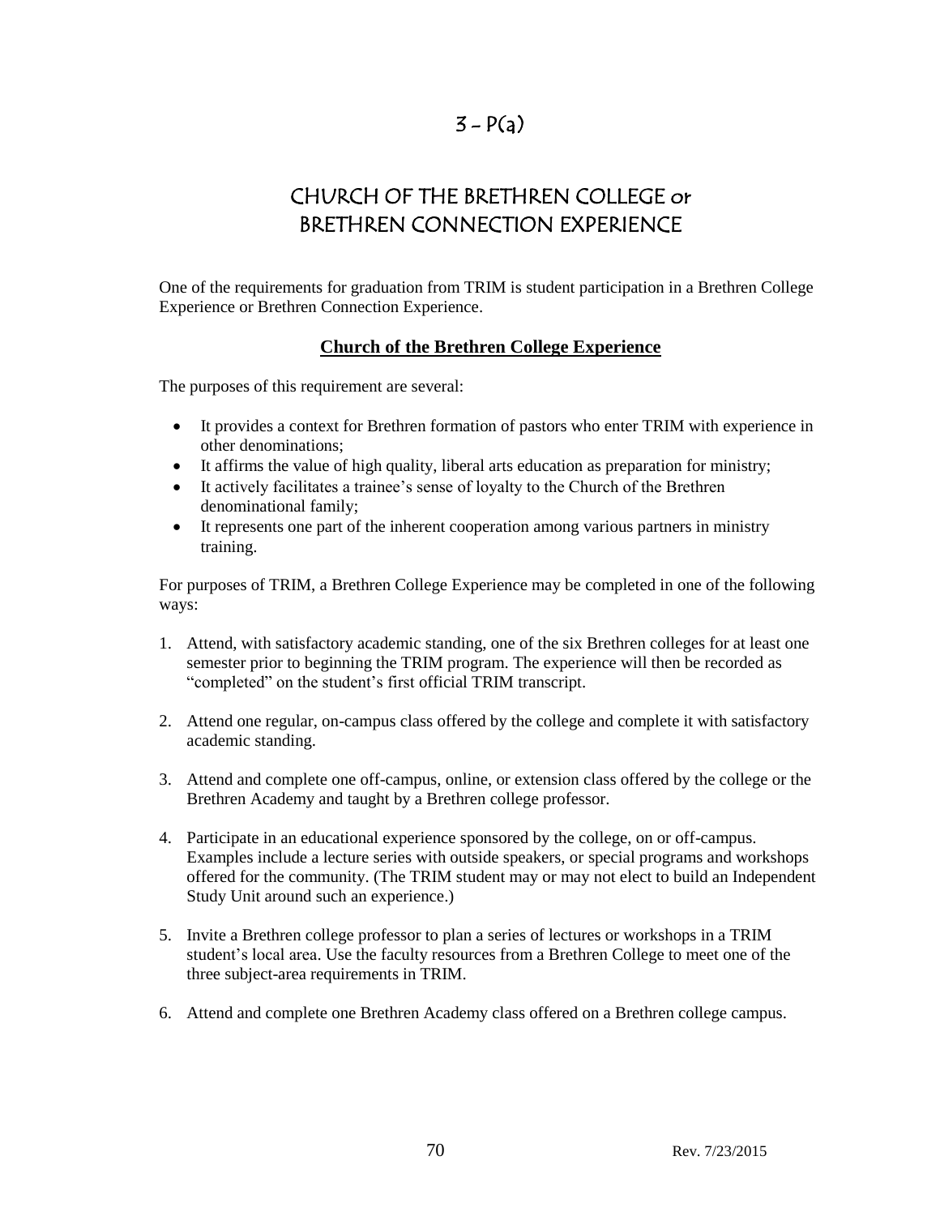# 3 - P(a)

# CHURCH OF THE BRETHREN COLLEGE or BRETHREN CONNECTION EXPERIENCE

One of the requirements for graduation from TRIM is student participation in a Brethren College Experience or Brethren Connection Experience.

## Church of the Brethren College Experience

The purposes of this requirement are several:

- It provides a context for Brethren formation of pastors who enter TRIM with experience in other denominations;
- It affirms the value of high quality, liberal arts education as preparation for ministry;
- It actively facilitates a trainee's sense of loyalty to the Church of the Brethren denominational family;
- It represents one part of the inherent cooperation among various partners in ministry training.

For purposes of TRIM, a Brethren College Experience may be completed in one of the following ways:

1. Attend, with satisfactory academic standing, one of the six Brethren colleges for at least one semester prior to beginning the TRIM program. The experience will then be recorded as "completed" on the student's first official TRIM transcript.

2. Attend one regular, on-campus class offered by the college and complete it with satisfactory academic standing.

3. Attend and complete one off-campus, online, or extension class offered by the college or the Brethren Academy and taught by a Brethren college professor.

4. Participate in an educational experience sponsored by the college, on or off-campus. Examples include a lecture series with outside speakers, or special programs and workshops offered for the community. (The TRIM student may or may not elect to build an Independent Study Unit around such an experience.)

5. Invite a Brethren college professor to plan a series of lectures or workshops in a TRIM student's local area. Use the faculty resources from a Brethren College to meet one of the three subject-area requirements in TRIM.

6. Attend and complete one Brethren Academy class offered on a Brethren college campus.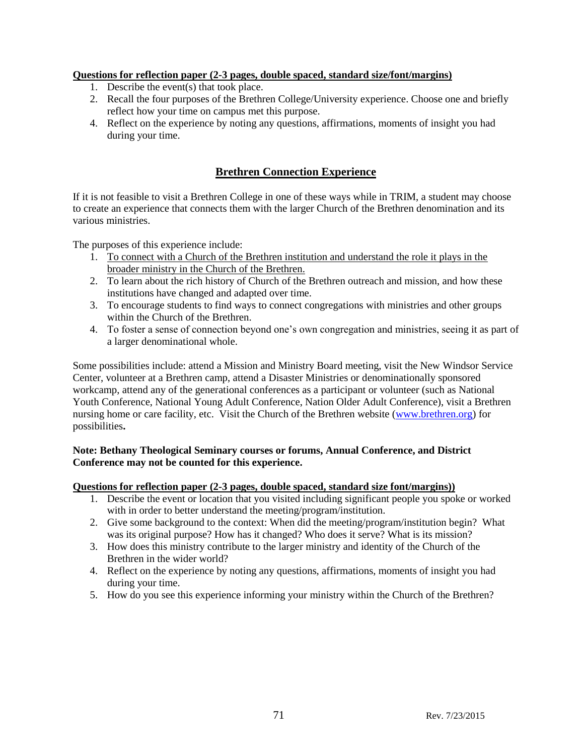**Questions for reflection paper (2-3 pages, double spaced, standard size/font/margins)**

1. Describe the event(s) that took place.
2. Recall the four purposes of the Brethren College/University experience. Choose one and briefly reflect how your time on campus met this purpose.
4. Reflect on the experience by noting any questions, affirmations, moments of insight you had during your time.

## Brethren Connection Experience

If it is not feasible to visit a Brethren College in one of these ways while in TRIM, a student may choose to create an experience that connects them with the larger Church of the Brethren denomination and its various ministries.

The purposes of this experience include:

1. To connect with a Church of the Brethren institution and understand the role it plays in the broader ministry in the Church of the Brethren.
2. To learn about the rich history of Church of the Brethren outreach and mission, and how these institutions have changed and adapted over time.
3. To encourage students to find ways to connect congregations with ministries and other groups within the Church of the Brethren.
4. To foster a sense of connection beyond one's own congregation and ministries, seeing it as part of a larger denominational whole.

Some possibilities include: attend a Mission and Ministry Board meeting, visit the New Windsor Service Center, volunteer at a Brethren camp, attend a Disaster Ministries or denominationally sponsored workcamp, attend any of the generational conferences as a participant or volunteer (such as National Youth Conference, National Young Adult Conference, Nation Older Adult Conference), visit a Brethren nursing home or care facility, etc. Visit the Church of the Brethren website (www.brethren.org) for possibilities**.**

**Note: Bethany Theological Seminary courses or forums, Annual Conference, and District Conference may not be counted for this experience.**

**Questions for reflection paper (2-3 pages, double spaced, standard size font/margins))**

1. Describe the event or location that you visited including significant people you spoke or worked with in order to better understand the meeting/program/institution.
2. Give some background to the context: When did the meeting/program/institution begin? What was its original purpose? How has it changed? Who does it serve? What is its mission?
3. How does this ministry contribute to the larger ministry and identity of the Church of the Brethren in the wider world?
4. Reflect on the experience by noting any questions, affirmations, moments of insight you had during your time.
5. How do you see this experience informing your ministry within the Church of the Brethren?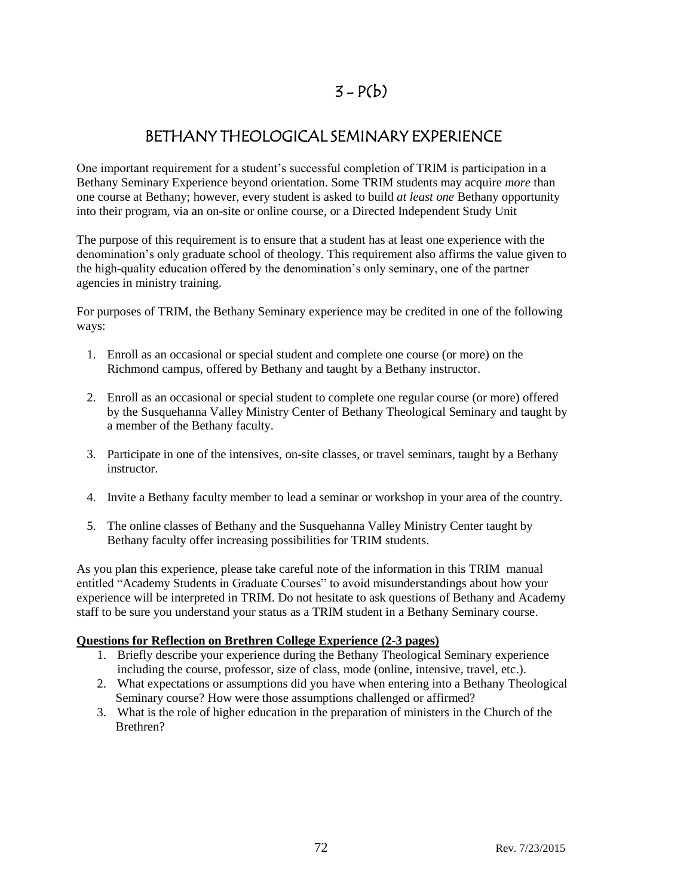# 3 - P(b)

## BETHANY THEOLOGICAL SEMINARY EXPERIENCE

One important requirement for a student's successful completion of TRIM is participation in a Bethany Seminary Experience beyond orientation. Some TRIM students may acquire *more* than one course at Bethany; however, every student is asked to build *at least one* Bethany opportunity into their program, via an on-site or online course, or a Directed Independent Study Unit

The purpose of this requirement is to ensure that a student has at least one experience with the denomination's only graduate school of theology. This requirement also affirms the value given to the high-quality education offered by the denomination's only seminary, one of the partner agencies in ministry training.

For purposes of TRIM, the Bethany Seminary experience may be credited in one of the following ways:

1. Enroll as an occasional or special student and complete one course (or more) on the Richmond campus, offered by Bethany and taught by a Bethany instructor.

2. Enroll as an occasional or special student to complete one regular course (or more) offered by the Susquehanna Valley Ministry Center of Bethany Theological Seminary and taught by a member of the Bethany faculty.

3. Participate in one of the intensives, on-site classes, or travel seminars, taught by a Bethany instructor.

4. Invite a Bethany faculty member to lead a seminar or workshop in your area of the country.

5. The online classes of Bethany and the Susquehanna Valley Ministry Center taught by Bethany faculty offer increasing possibilities for TRIM students.

As you plan this experience, please take careful note of the information in this TRIM manual entitled "Academy Students in Graduate Courses" to avoid misunderstandings about how your experience will be interpreted in TRIM. Do not hesitate to ask questions of Bethany and Academy staff to be sure you understand your status as a TRIM student in a Bethany Seminary course.

**Questions for Reflection on Brethren College Experience (2-3 pages)**

1. Briefly describe your experience during the Bethany Theological Seminary experience including the course, professor, size of class, mode (online, intensive, travel, etc.).
2. What expectations or assumptions did you have when entering into a Bethany Theological Seminary course? How were those assumptions challenged or affirmed?
3. What is the role of higher education in the preparation of ministers in the Church of the Brethren?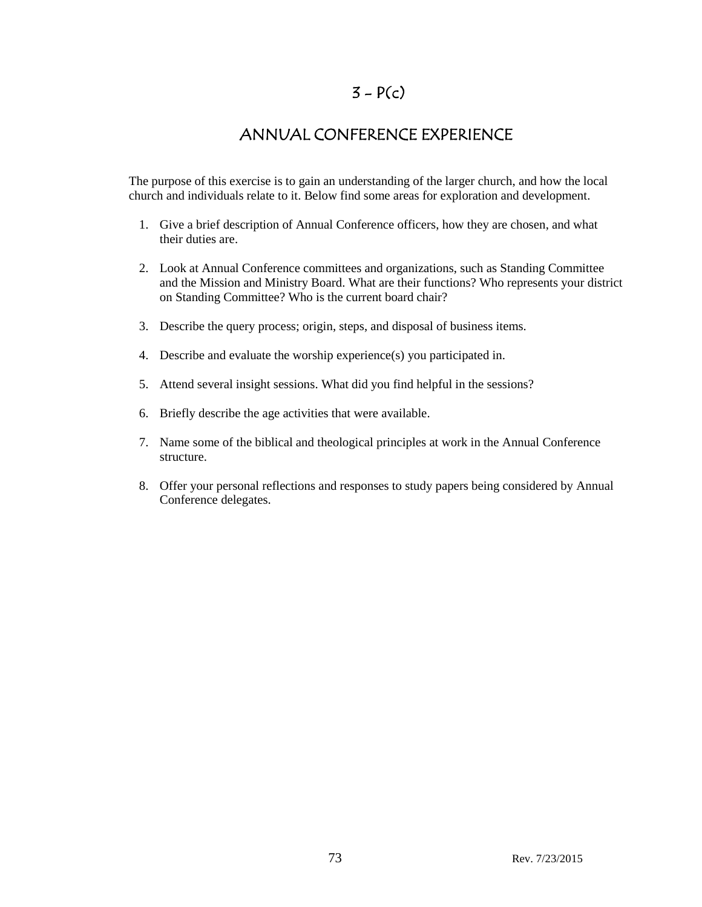# 3 – P(c)

## ANNUAL CONFERENCE EXPERIENCE

The purpose of this exercise is to gain an understanding of the larger church, and how the local church and individuals relate to it. Below find some areas for exploration and development.

1. Give a brief description of Annual Conference officers, how they are chosen, and what their duties are.
2. Look at Annual Conference committees and organizations, such as Standing Committee and the Mission and Ministry Board. What are their functions? Who represents your district on Standing Committee? Who is the current board chair?
3. Describe the query process; origin, steps, and disposal of business items.
4. Describe and evaluate the worship experience(s) you participated in.
5. Attend several insight sessions. What did you find helpful in the sessions?
6. Briefly describe the age activities that were available.
7. Name some of the biblical and theological principles at work in the Annual Conference structure.
8. Offer your personal reflections and responses to study papers being considered by Annual Conference delegates.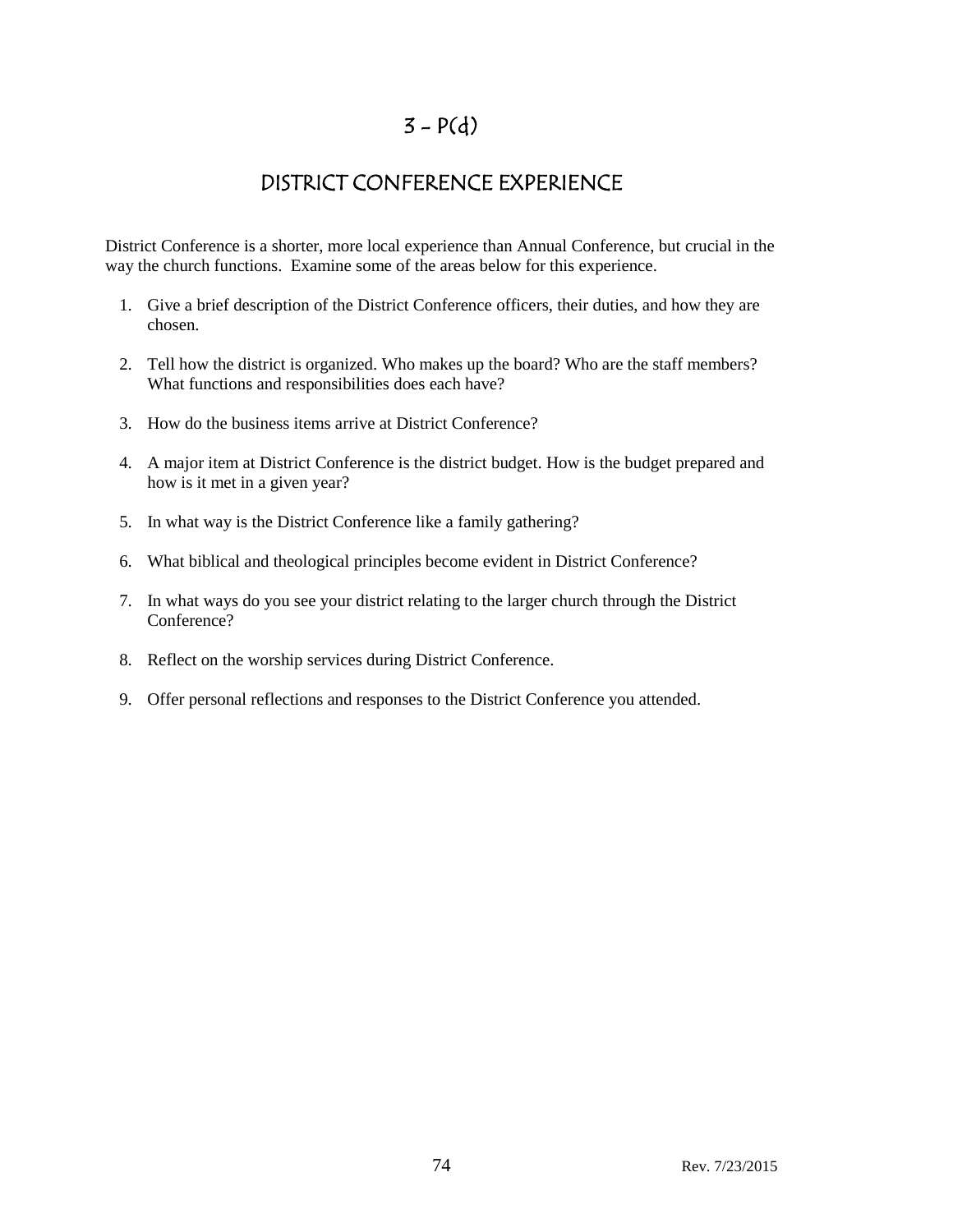# 3 – P(d)

## DISTRICT CONFERENCE EXPERIENCE

District Conference is a shorter, more local experience than Annual Conference, but crucial in the way the church functions. Examine some of the areas below for this experience.

1. Give a brief description of the District Conference officers, their duties, and how they are chosen.
2. Tell how the district is organized. Who makes up the board? Who are the staff members? What functions and responsibilities does each have?
3. How do the business items arrive at District Conference?
4. A major item at District Conference is the district budget. How is the budget prepared and how is it met in a given year?
5. In what way is the District Conference like a family gathering?
6. What biblical and theological principles become evident in District Conference?
7. In what ways do you see your district relating to the larger church through the District Conference?
8. Reflect on the worship services during District Conference.
9. Offer personal reflections and responses to the District Conference you attended.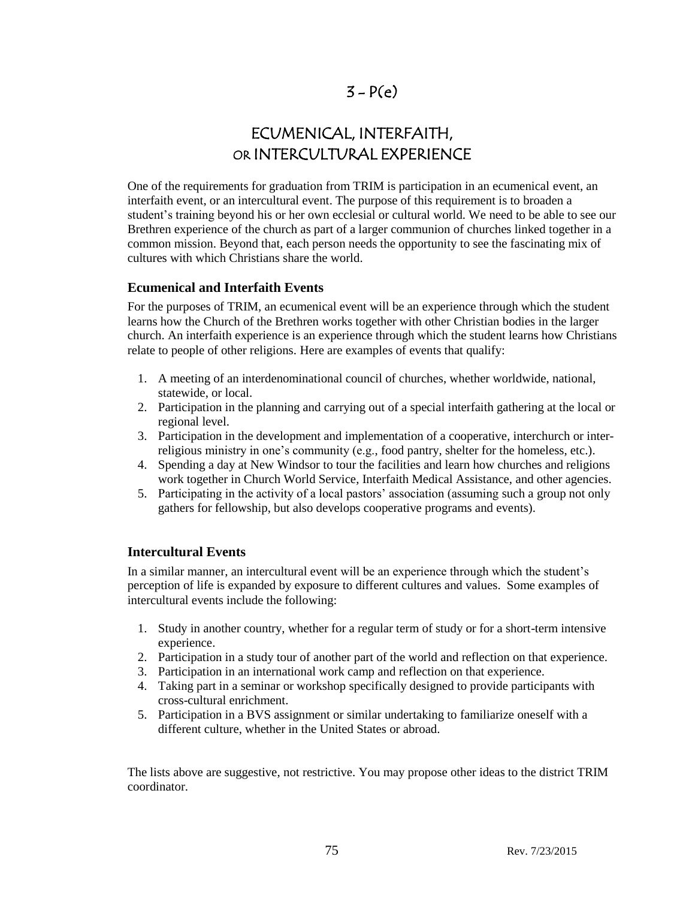# 3 – P(e)

# ECUMENICAL, INTERFAITH, OR INTERCULTURAL EXPERIENCE

One of the requirements for graduation from TRIM is participation in an ecumenical event, an interfaith event, or an intercultural event. The purpose of this requirement is to broaden a student's training beyond his or her own ecclesial or cultural world. We need to be able to see our Brethren experience of the church as part of a larger communion of churches linked together in a common mission. Beyond that, each person needs the opportunity to see the fascinating mix of cultures with which Christians share the world.

### Ecumenical and Interfaith Events

For the purposes of TRIM, an ecumenical event will be an experience through which the student learns how the Church of the Brethren works together with other Christian bodies in the larger church. An interfaith experience is an experience through which the student learns how Christians relate to people of other religions. Here are examples of events that qualify:

1. A meeting of an interdenominational council of churches, whether worldwide, national, statewide, or local.
2. Participation in the planning and carrying out of a special interfaith gathering at the local or regional level.
3. Participation in the development and implementation of a cooperative, interchurch or inter-religious ministry in one's community (e.g., food pantry, shelter for the homeless, etc.).
4. Spending a day at New Windsor to tour the facilities and learn how churches and religions work together in Church World Service, Interfaith Medical Assistance, and other agencies.
5. Participating in the activity of a local pastors' association (assuming such a group not only gathers for fellowship, but also develops cooperative programs and events).

### Intercultural Events

In a similar manner, an intercultural event will be an experience through which the student's perception of life is expanded by exposure to different cultures and values. Some examples of intercultural events include the following:

1. Study in another country, whether for a regular term of study or for a short-term intensive experience.
2. Participation in a study tour of another part of the world and reflection on that experience.
3. Participation in an international work camp and reflection on that experience.
4. Taking part in a seminar or workshop specifically designed to provide participants with cross-cultural enrichment.
5. Participation in a BVS assignment or similar undertaking to familiarize oneself with a different culture, whether in the United States or abroad.

The lists above are suggestive, not restrictive. You may propose other ideas to the district TRIM coordinator.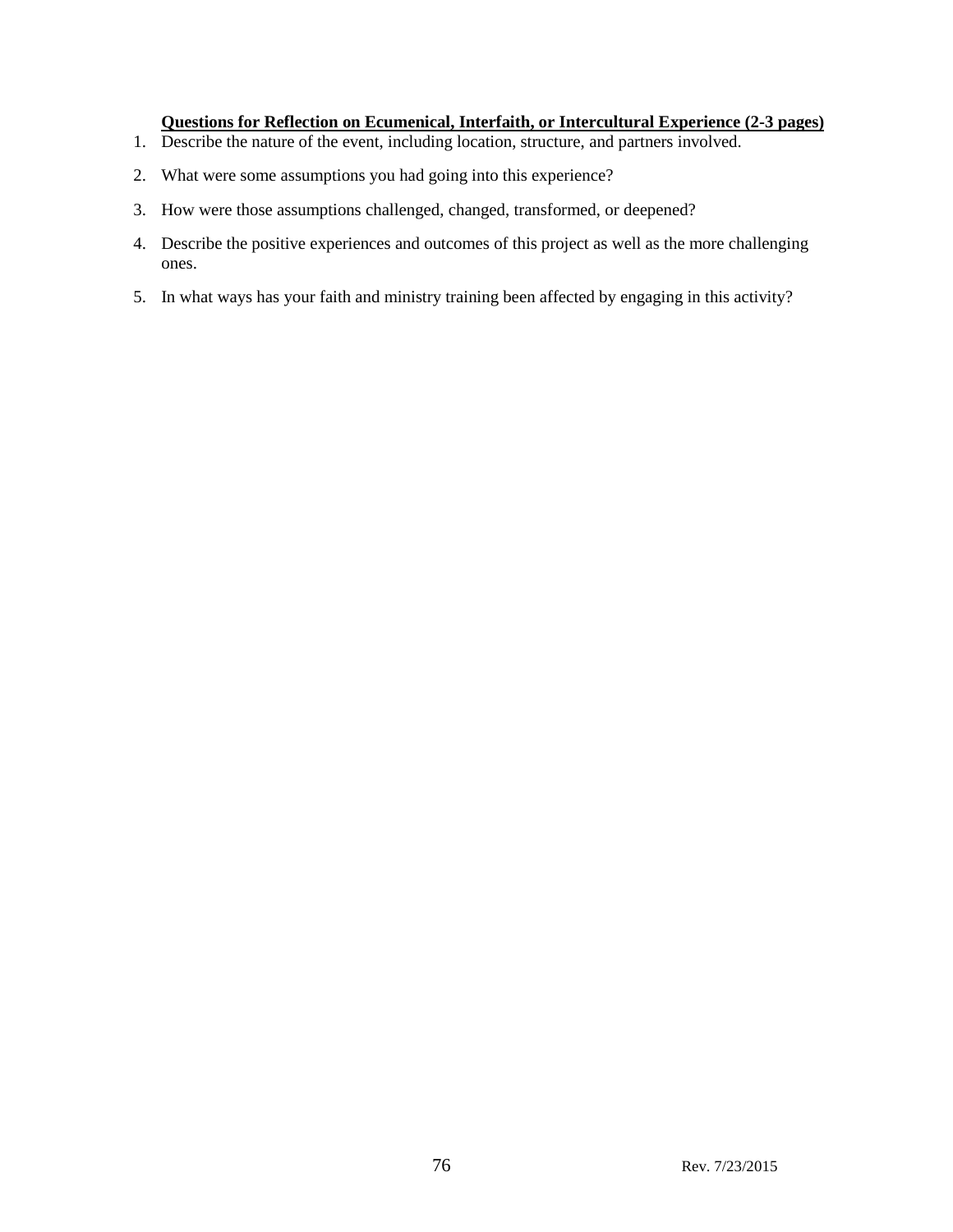**Questions for Reflection on Ecumenical, Interfaith, or Intercultural Experience (2-3 pages)**

1. Describe the nature of the event, including location, structure, and partners involved.
2. What were some assumptions you had going into this experience?
3. How were those assumptions challenged, changed, transformed, or deepened?
4. Describe the positive experiences and outcomes of this project as well as the more challenging ones.
5. In what ways has your faith and ministry training been affected by engaging in this activity?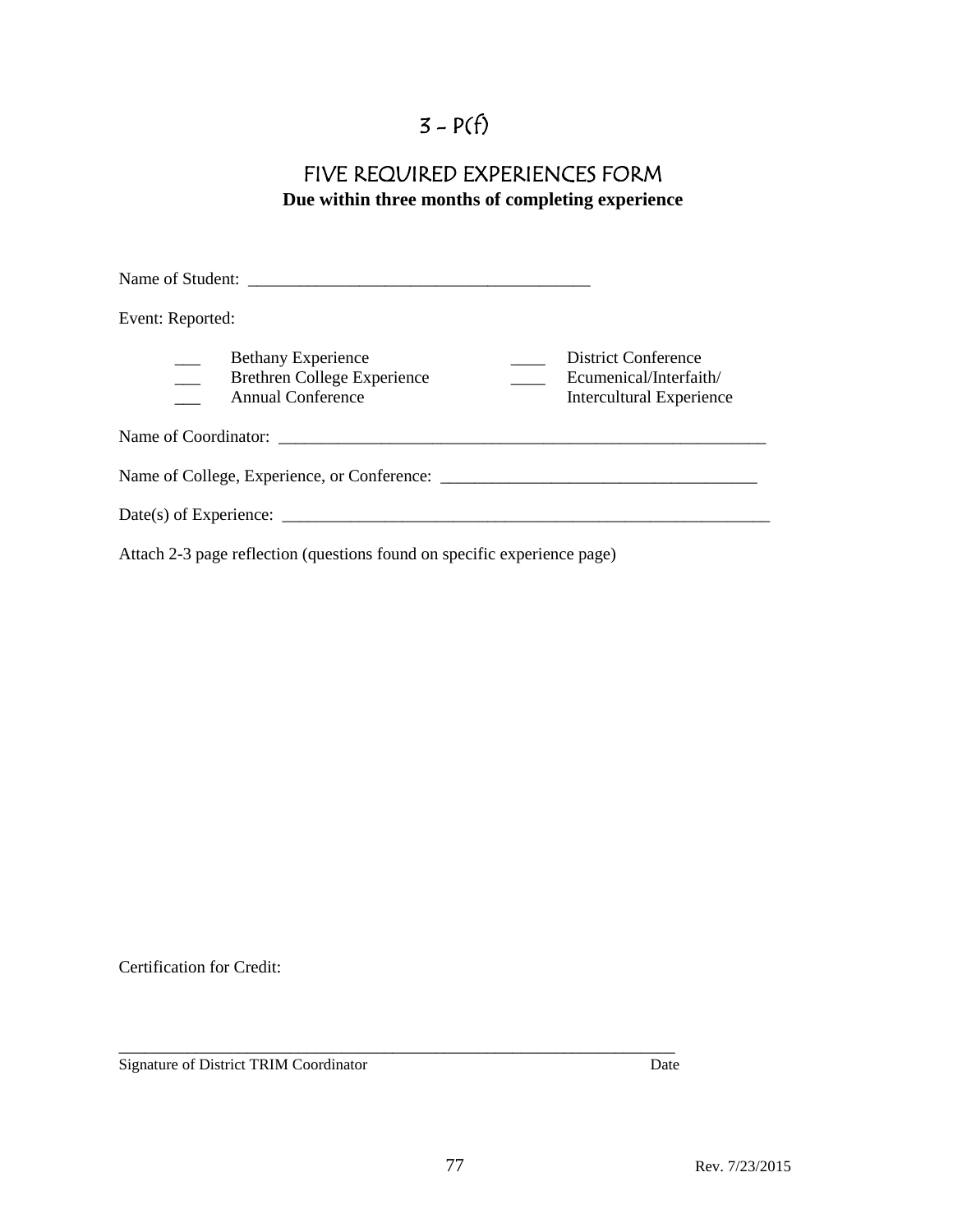# 3 – P(f)

## FIVE REQUIRED EXPERIENCES FORM

**Due within three months of completing experience**

Name of Student: _______________________________________

Event: Reported:

| | | | |
|---|---|---|---|
| ___ | Bethany Experience | ____ | District Conference |
| ___ | Brethren College Experience | ____ | Ecumenical/Interfaith/ Intercultural Experience |
| ___ | Annual Conference | | |

Name of Coordinator: ___________________________________________________________

Name of College, Experience, or Conference: ____________________________________

Date(s) of Experience: ___________________________________________________________

Attach 2-3 page reflection (questions found on specific experience page)

Certification for Credit:

_____________________________________________________________________

Signature of District TRIM Coordinator                                        Date

Rev. 7/23/2015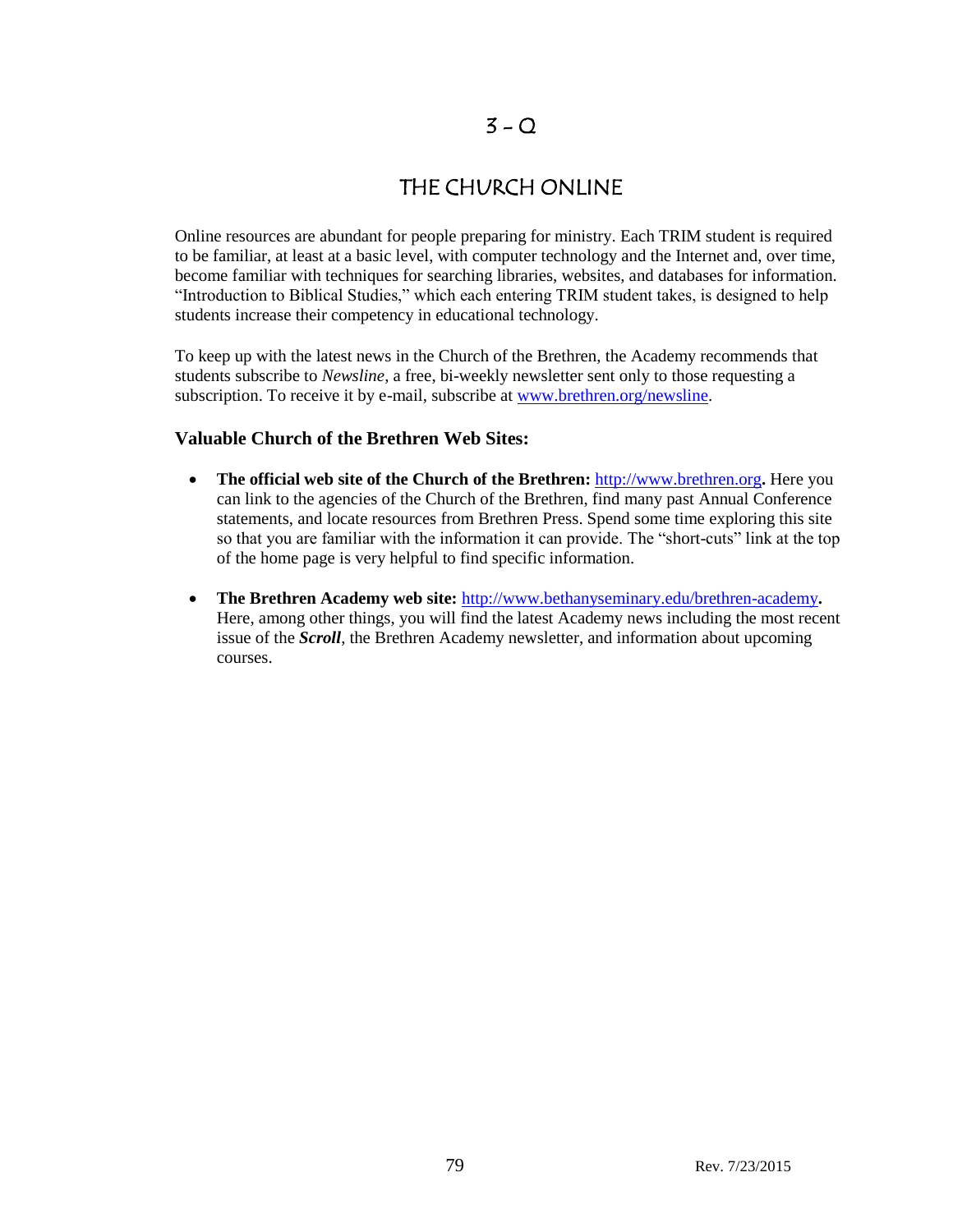# 3 – Q

## THE CHURCH ONLINE

Online resources are abundant for people preparing for ministry. Each TRIM student is required to be familiar, at least at a basic level, with computer technology and the Internet and, over time, become familiar with techniques for searching libraries, websites, and databases for information. "Introduction to Biblical Studies," which each entering TRIM student takes, is designed to help students increase their competency in educational technology.

To keep up with the latest news in the Church of the Brethren, the Academy recommends that students subscribe to *Newsline*, a free, bi-weekly newsletter sent only to those requesting a subscription. To receive it by e-mail, subscribe at [www.brethren.org/newsline](http://www.brethren.org/newsline).

### Valuable Church of the Brethren Web Sites:

- **The official web site of the Church of the Brethren:** [http://www.brethren.org](http://www.brethren.org)**.** Here you can link to the agencies of the Church of the Brethren, find many past Annual Conference statements, and locate resources from Brethren Press. Spend some time exploring this site so that you are familiar with the information it can provide. The "short-cuts" link at the top of the home page is very helpful to find specific information.

- **The Brethren Academy web site:** [http://www.bethanyseminary.edu/brethren-academy](http://www.bethanyseminary.edu/brethren-academy)**.** Here, among other things, you will find the latest Academy news including the most recent issue of the ***Scroll***, the Brethren Academy newsletter, and information about upcoming courses.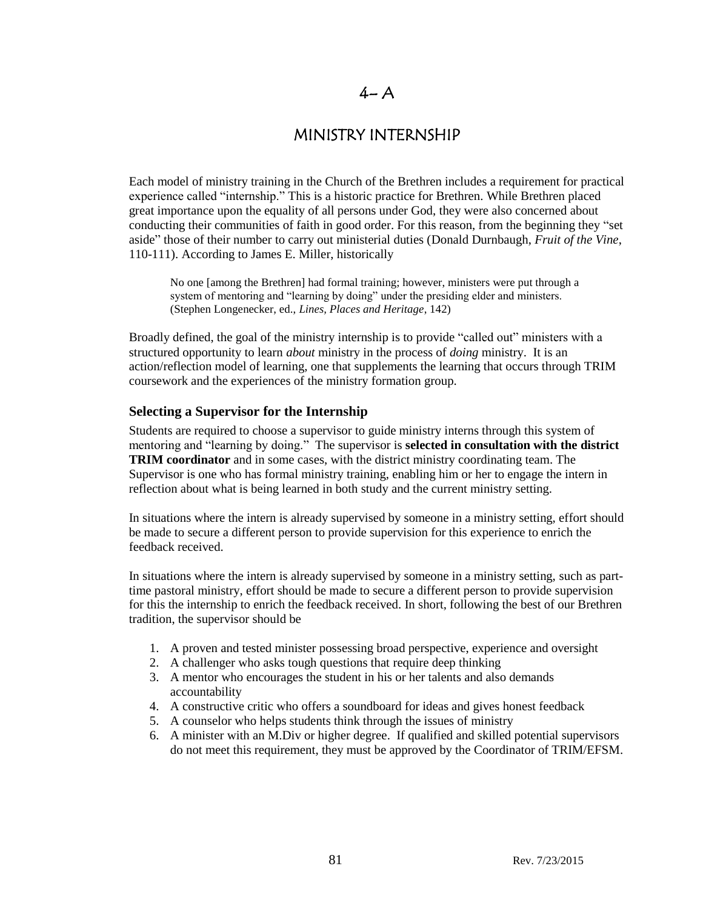# 4- A

# MINISTRY INTERNSHIP

Each model of ministry training in the Church of the Brethren includes a requirement for practical experience called "internship." This is a historic practice for Brethren. While Brethren placed great importance upon the equality of all persons under God, they were also concerned about conducting their communities of faith in good order. For this reason, from the beginning they "set aside" those of their number to carry out ministerial duties (Donald Durnbaugh, *Fruit of the Vine*, 110-111). According to James E. Miller, historically

> No one [among the Brethren] had formal training; however, ministers were put through a system of mentoring and "learning by doing" under the presiding elder and ministers. (Stephen Longenecker, ed., *Lines, Places and Heritage*, 142)

Broadly defined, the goal of the ministry internship is to provide "called out" ministers with a structured opportunity to learn *about* ministry in the process of *doing* ministry. It is an action/reflection model of learning, one that supplements the learning that occurs through TRIM coursework and the experiences of the ministry formation group.

### Selecting a Supervisor for the Internship

Students are required to choose a supervisor to guide ministry interns through this system of mentoring and "learning by doing." The supervisor is **selected in consultation with the district TRIM coordinator** and in some cases, with the district ministry coordinating team. The Supervisor is one who has formal ministry training, enabling him or her to engage the intern in reflection about what is being learned in both study and the current ministry setting.

In situations where the intern is already supervised by someone in a ministry setting, effort should be made to secure a different person to provide supervision for this experience to enrich the feedback received.

In situations where the intern is already supervised by someone in a ministry setting, such as part-time pastoral ministry, effort should be made to secure a different person to provide supervision for this the internship to enrich the feedback received. In short, following the best of our Brethren tradition, the supervisor should be

1. A proven and tested minister possessing broad perspective, experience and oversight
2. A challenger who asks tough questions that require deep thinking
3. A mentor who encourages the student in his or her talents and also demands accountability
4. A constructive critic who offers a soundboard for ideas and gives honest feedback
5. A counselor who helps students think through the issues of ministry
6. A minister with an M.Div or higher degree. If qualified and skilled potential supervisors do not meet this requirement, they must be approved by the Coordinator of TRIM/EFSM.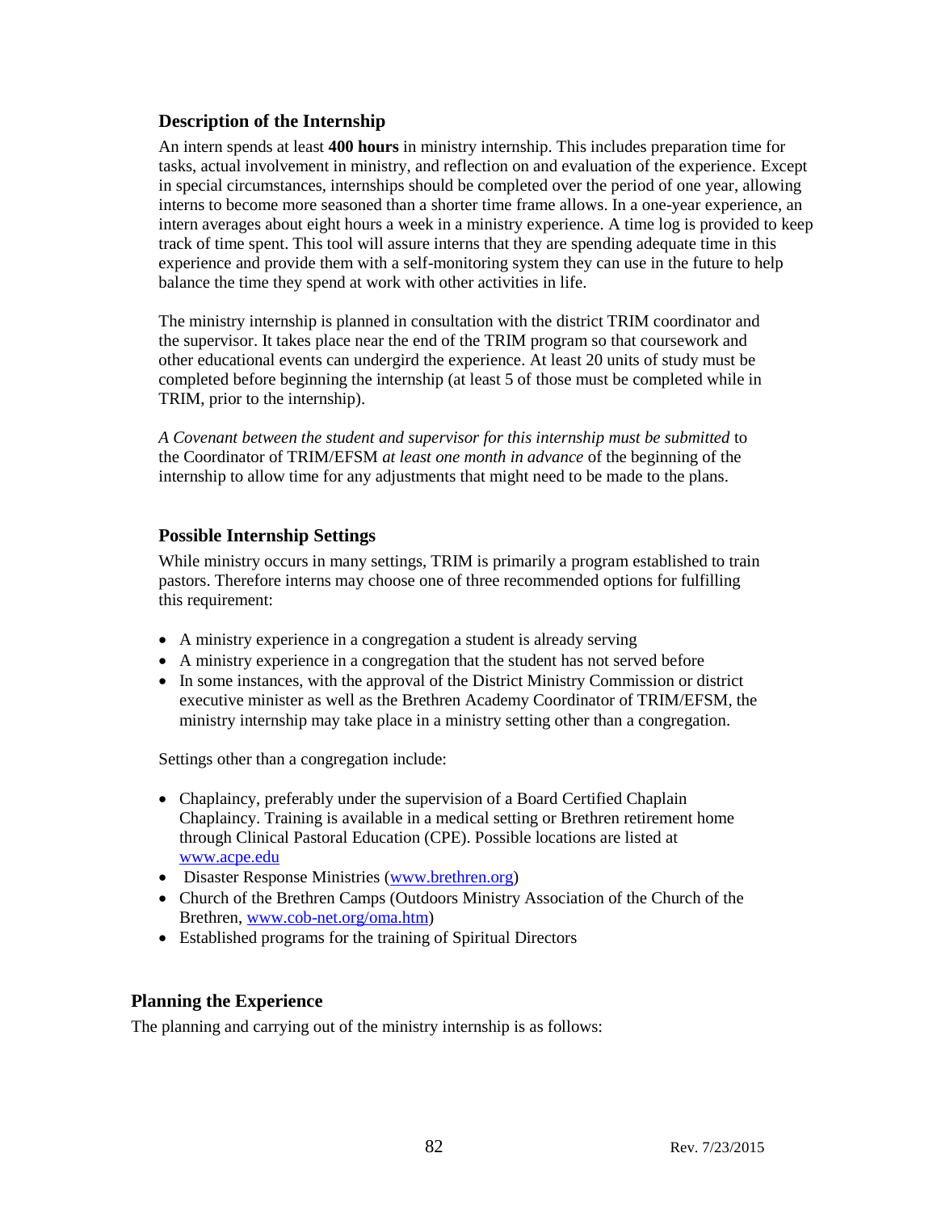### Description of the Internship

An intern spends at least **400 hours** in ministry internship. This includes preparation time for tasks, actual involvement in ministry, and reflection on and evaluation of the experience. Except in special circumstances, internships should be completed over the period of one year, allowing interns to become more seasoned than a shorter time frame allows. In a one-year experience, an intern averages about eight hours a week in a ministry experience. A time log is provided to keep track of time spent. This tool will assure interns that they are spending adequate time in this experience and provide them with a self-monitoring system they can use in the future to help balance the time they spend at work with other activities in life.

The ministry internship is planned in consultation with the district TRIM coordinator and the supervisor. It takes place near the end of the TRIM program so that coursework and other educational events can undergird the experience. At least 20 units of study must be completed before beginning the internship (at least 5 of those must be completed while in TRIM, prior to the internship).

*A Covenant between the student and supervisor for this internship must be submitted* to the Coordinator of TRIM/EFSM *at least one month in advance* of the beginning of the internship to allow time for any adjustments that might need to be made to the plans.

### Possible Internship Settings

While ministry occurs in many settings, TRIM is primarily a program established to train pastors. Therefore interns may choose one of three recommended options for fulfilling this requirement:

- A ministry experience in a congregation a student is already serving
- A ministry experience in a congregation that the student has not served before
- In some instances, with the approval of the District Ministry Commission or district executive minister as well as the Brethren Academy Coordinator of TRIM/EFSM, the ministry internship may take place in a ministry setting other than a congregation.

Settings other than a congregation include:

- Chaplaincy, preferably under the supervision of a Board Certified Chaplain Chaplaincy. Training is available in a medical setting or Brethren retirement home through Clinical Pastoral Education (CPE). Possible locations are listed at www.acpe.edu
- Disaster Response Ministries (www.brethren.org)
- Church of the Brethren Camps (Outdoors Ministry Association of the Church of the Brethren, www.cob-net.org/oma.htm)
- Established programs for the training of Spiritual Directors

### Planning the Experience

The planning and carrying out of the ministry internship is as follows: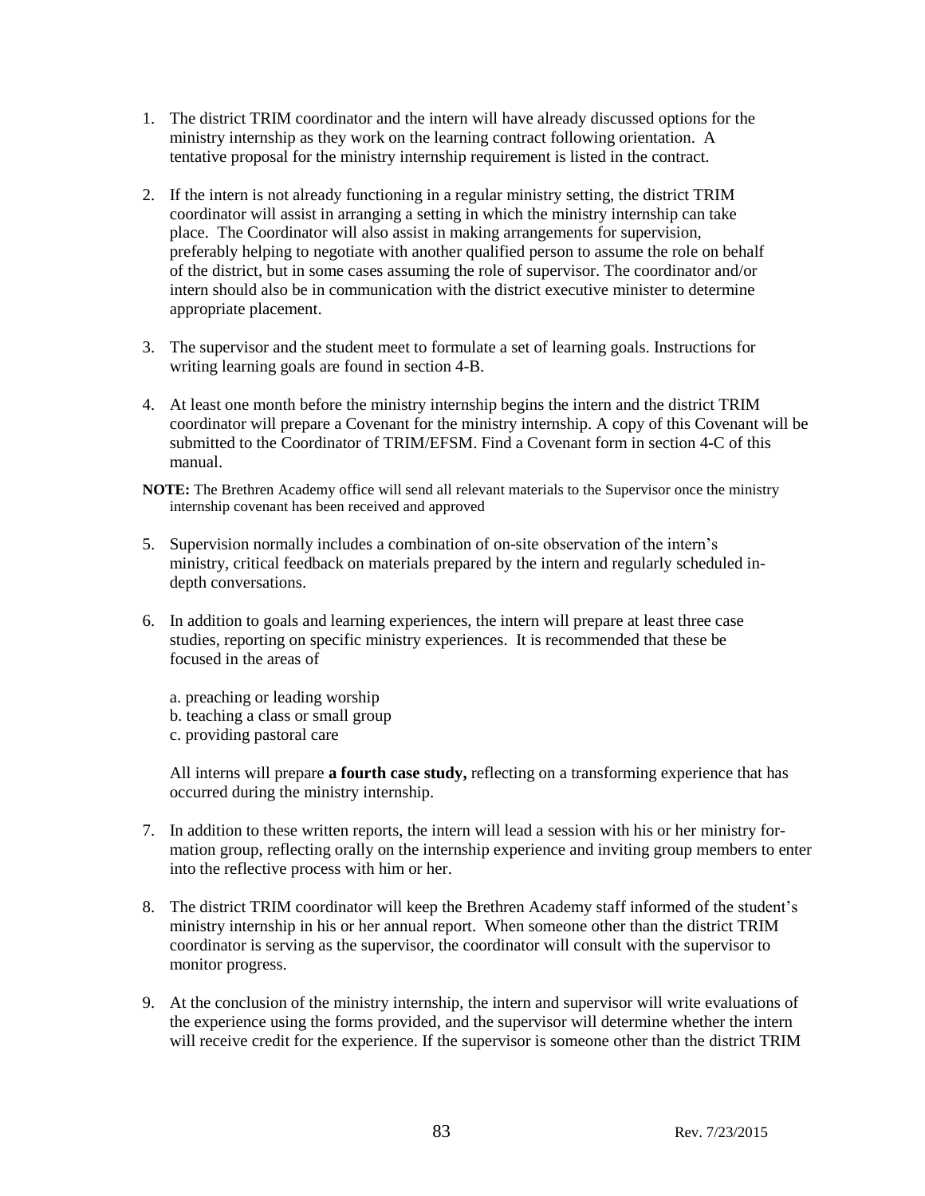1. The district TRIM coordinator and the intern will have already discussed options for the ministry internship as they work on the learning contract following orientation. A tentative proposal for the ministry internship requirement is listed in the contract.

2. If the intern is not already functioning in a regular ministry setting, the district TRIM coordinator will assist in arranging a setting in which the ministry internship can take place. The Coordinator will also assist in making arrangements for supervision, preferably helping to negotiate with another qualified person to assume the role on behalf of the district, but in some cases assuming the role of supervisor. The coordinator and/or intern should also be in communication with the district executive minister to determine appropriate placement.

3. The supervisor and the student meet to formulate a set of learning goals. Instructions for writing learning goals are found in section 4-B.

4. At least one month before the ministry internship begins the intern and the district TRIM coordinator will prepare a Covenant for the ministry internship. A copy of this Covenant will be submitted to the Coordinator of TRIM/EFSM. Find a Covenant form in section 4-C of this manual.

**NOTE:** The Brethren Academy office will send all relevant materials to the Supervisor once the ministry internship covenant has been received and approved

5. Supervision normally includes a combination of on-site observation of the intern's ministry, critical feedback on materials prepared by the intern and regularly scheduled in-depth conversations.

6. In addition to goals and learning experiences, the intern will prepare at least three case studies, reporting on specific ministry experiences. It is recommended that these be focused in the areas of

   a. preaching or leading worship
   b. teaching a class or small group
   c. providing pastoral care

   All interns will prepare **a fourth case study,** reflecting on a transforming experience that has occurred during the ministry internship.

7. In addition to these written reports, the intern will lead a session with his or her ministry formation group, reflecting orally on the internship experience and inviting group members to enter into the reflective process with him or her.

8. The district TRIM coordinator will keep the Brethren Academy staff informed of the student's ministry internship in his or her annual report. When someone other than the district TRIM coordinator is serving as the supervisor, the coordinator will consult with the supervisor to monitor progress.

9. At the conclusion of the ministry internship, the intern and supervisor will write evaluations of the experience using the forms provided, and the supervisor will determine whether the intern will receive credit for the experience. If the supervisor is someone other than the district TRIM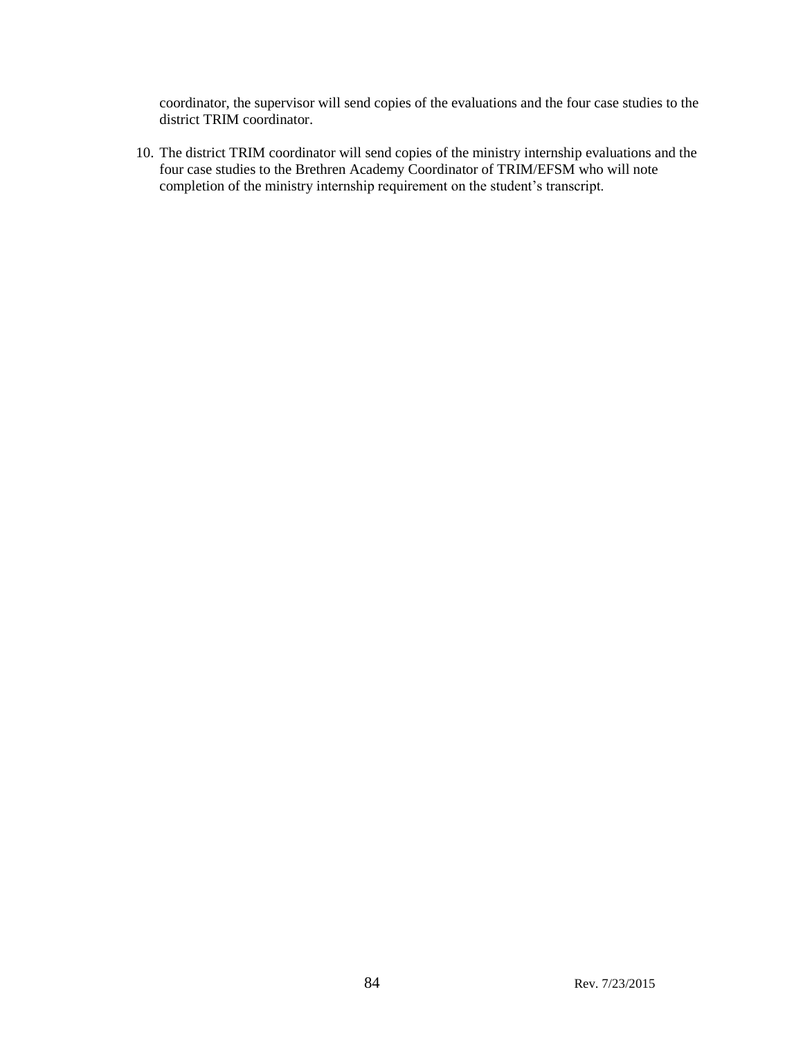coordinator, the supervisor will send copies of the evaluations and the four case studies to the district TRIM coordinator.

10. The district TRIM coordinator will send copies of the ministry internship evaluations and the four case studies to the Brethren Academy Coordinator of TRIM/EFSM who will note completion of the ministry internship requirement on the student's transcript.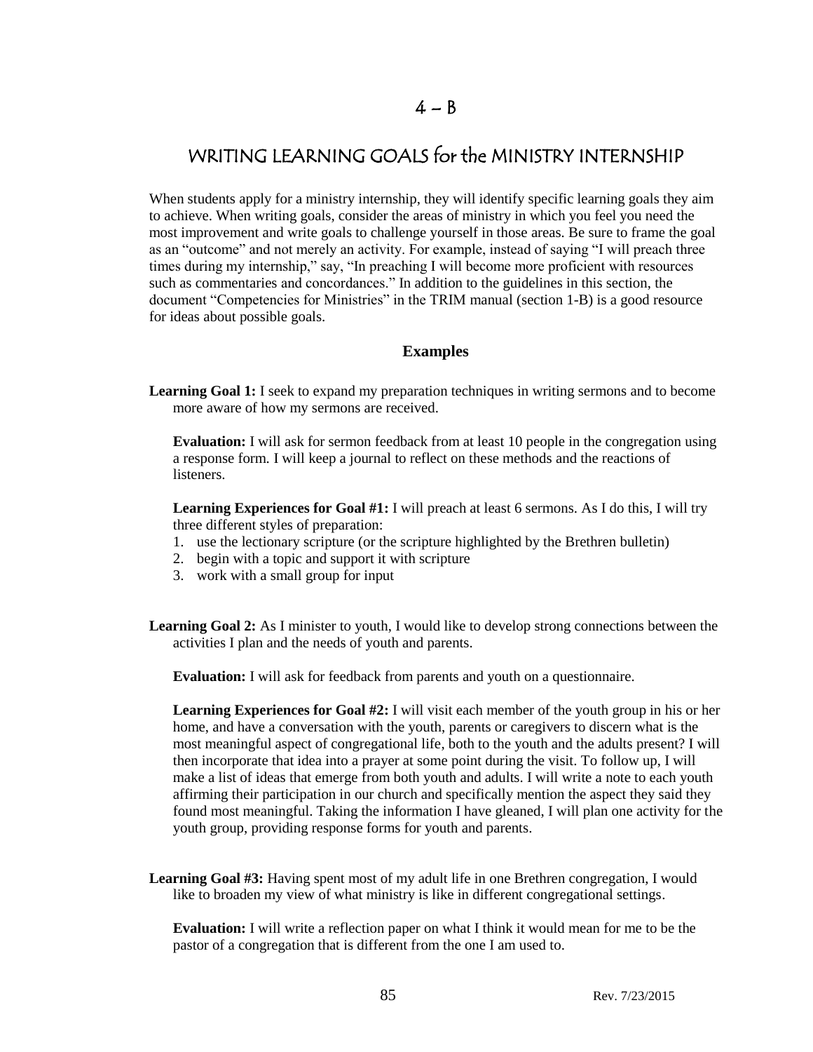# 4 – B

## WRITING LEARNING GOALS for the MINISTRY INTERNSHIP

When students apply for a ministry internship, they will identify specific learning goals they aim to achieve. When writing goals, consider the areas of ministry in which you feel you need the most improvement and write goals to challenge yourself in those areas. Be sure to frame the goal as an "outcome" and not merely an activity. For example, instead of saying "I will preach three times during my internship," say, "In preaching I will become more proficient with resources such as commentaries and concordances." In addition to the guidelines in this section, the document "Competencies for Ministries" in the TRIM manual (section 1-B) is a good resource for ideas about possible goals.

### Examples

**Learning Goal 1:** I seek to expand my preparation techniques in writing sermons and to become more aware of how my sermons are received.

**Evaluation:** I will ask for sermon feedback from at least 10 people in the congregation using a response form. I will keep a journal to reflect on these methods and the reactions of listeners.

**Learning Experiences for Goal #1:** I will preach at least 6 sermons. As I do this, I will try three different styles of preparation:

1. use the lectionary scripture (or the scripture highlighted by the Brethren bulletin)
2. begin with a topic and support it with scripture
3. work with a small group for input

**Learning Goal 2:** As I minister to youth, I would like to develop strong connections between the activities I plan and the needs of youth and parents.

**Evaluation:** I will ask for feedback from parents and youth on a questionnaire.

**Learning Experiences for Goal #2:** I will visit each member of the youth group in his or her home, and have a conversation with the youth, parents or caregivers to discern what is the most meaningful aspect of congregational life, both to the youth and the adults present? I will then incorporate that idea into a prayer at some point during the visit. To follow up, I will make a list of ideas that emerge from both youth and adults. I will write a note to each youth affirming their participation in our church and specifically mention the aspect they said they found most meaningful. Taking the information I have gleaned, I will plan one activity for the youth group, providing response forms for youth and parents.

**Learning Goal #3:** Having spent most of my adult life in one Brethren congregation, I would like to broaden my view of what ministry is like in different congregational settings.

**Evaluation:** I will write a reflection paper on what I think it would mean for me to be the pastor of a congregation that is different from the one I am used to.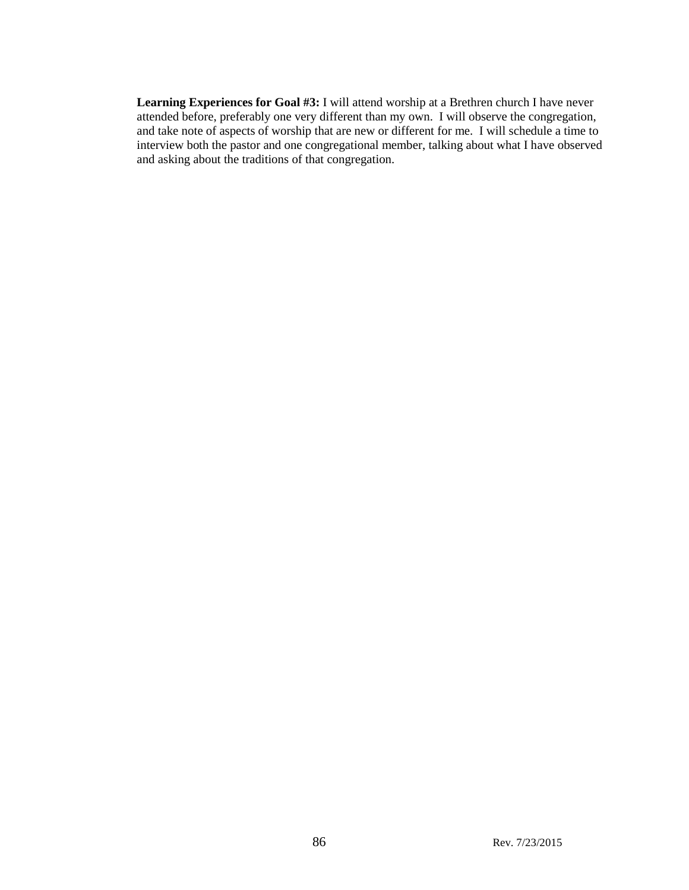**Learning Experiences for Goal #3:** I will attend worship at a Brethren church I have never attended before, preferably one very different than my own. I will observe the congregation, and take note of aspects of worship that are new or different for me. I will schedule a time to interview both the pastor and one congregational member, talking about what I have observed and asking about the traditions of that congregation.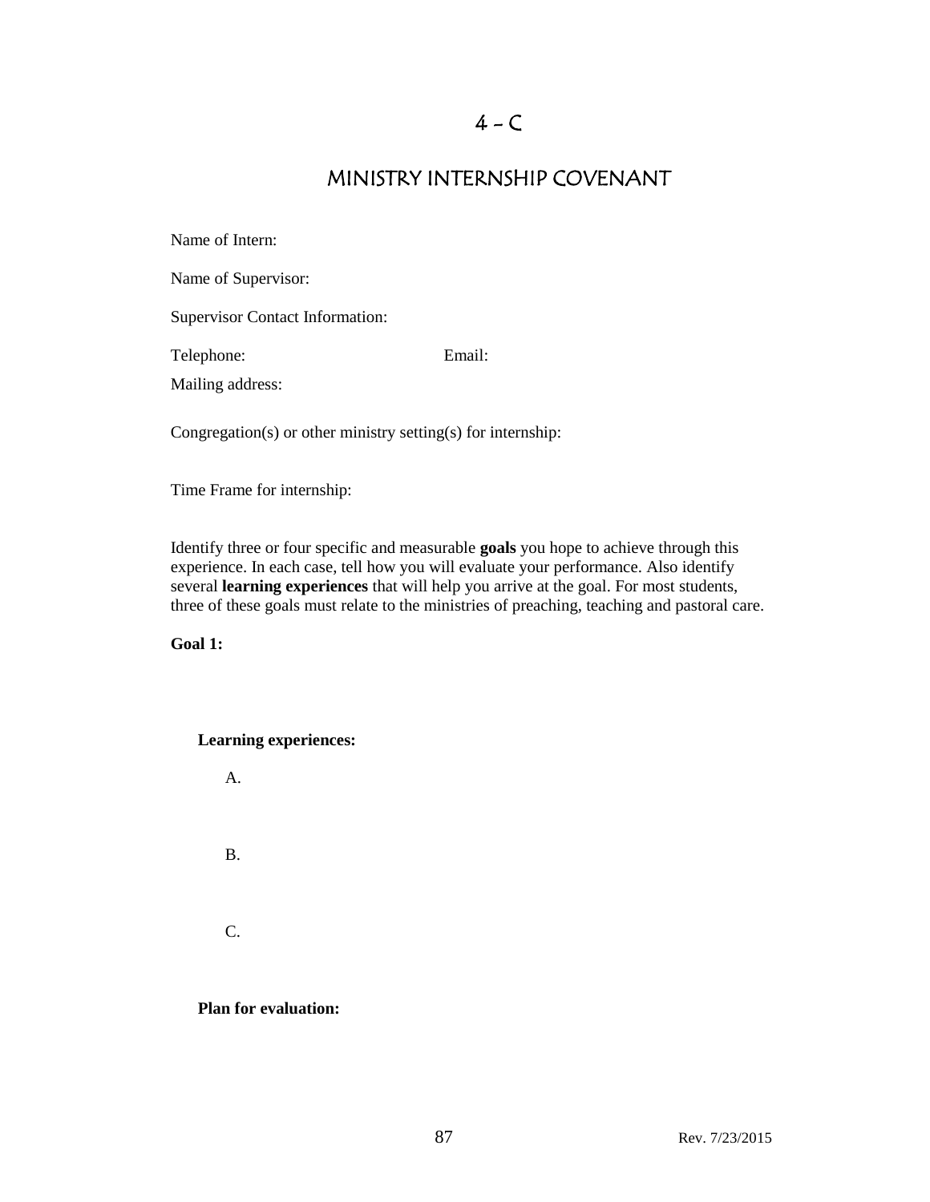# 4 – C

## MINISTRY INTERNSHIP COVENANT

Name of Intern:

Name of Supervisor:

Supervisor Contact Information:

Telephone: Email:

Mailing address:

Congregation(s) or other ministry setting(s) for internship:

Time Frame for internship:

Identify three or four specific and measurable **goals** you hope to achieve through this experience. In each case, tell how you will evaluate your performance. Also identify several **learning experiences** that will help you arrive at the goal. For most students, three of these goals must relate to the ministries of preaching, teaching and pastoral care.

**Goal 1:**

**Learning experiences:**

A.

B.

C.

**Plan for evaluation:**

Rev. 7/23/2015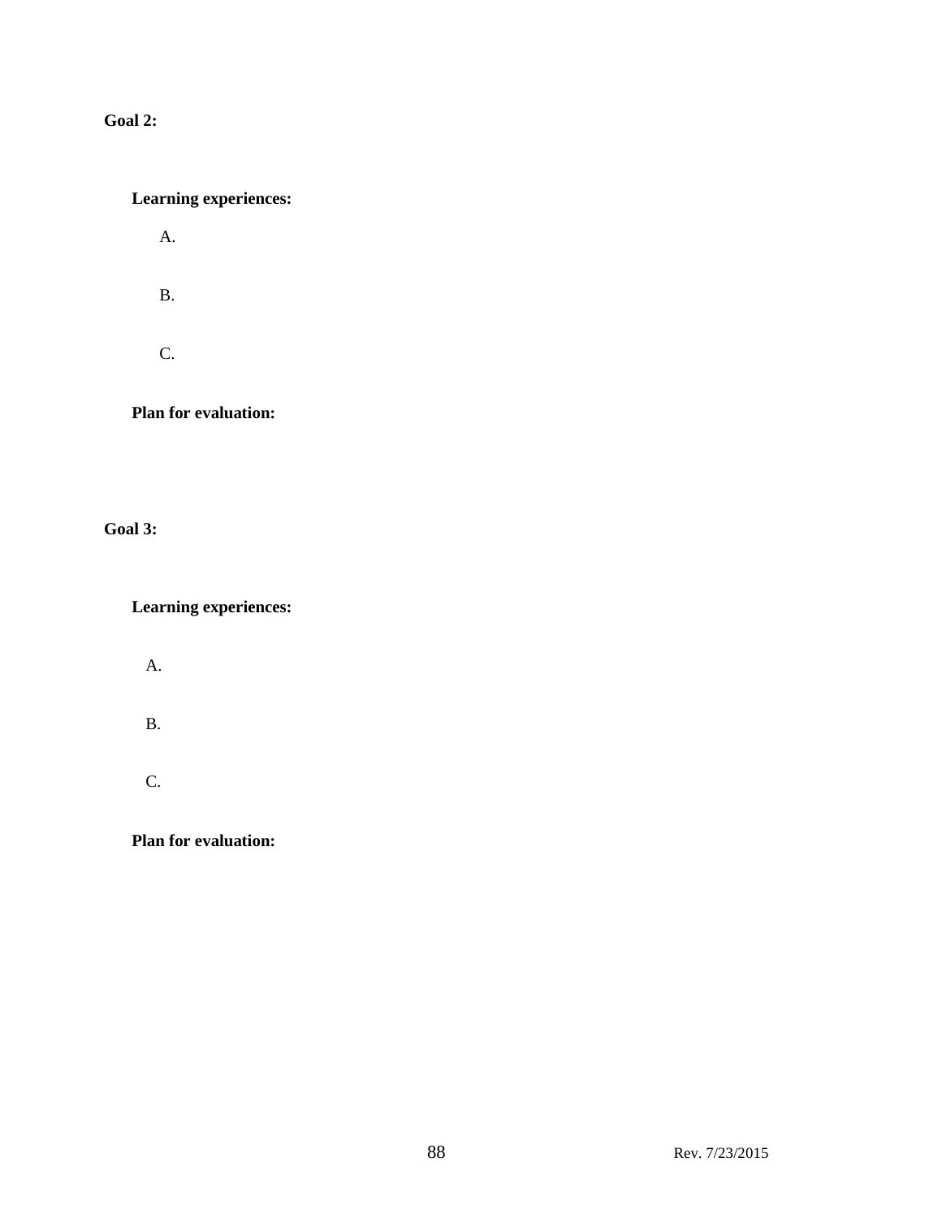**Goal 2:**

**Learning experiences:**

A.

B.

C.

**Plan for evaluation:**

**Goal 3:**

**Learning experiences:**

A.

B.

C.

**Plan for evaluation:**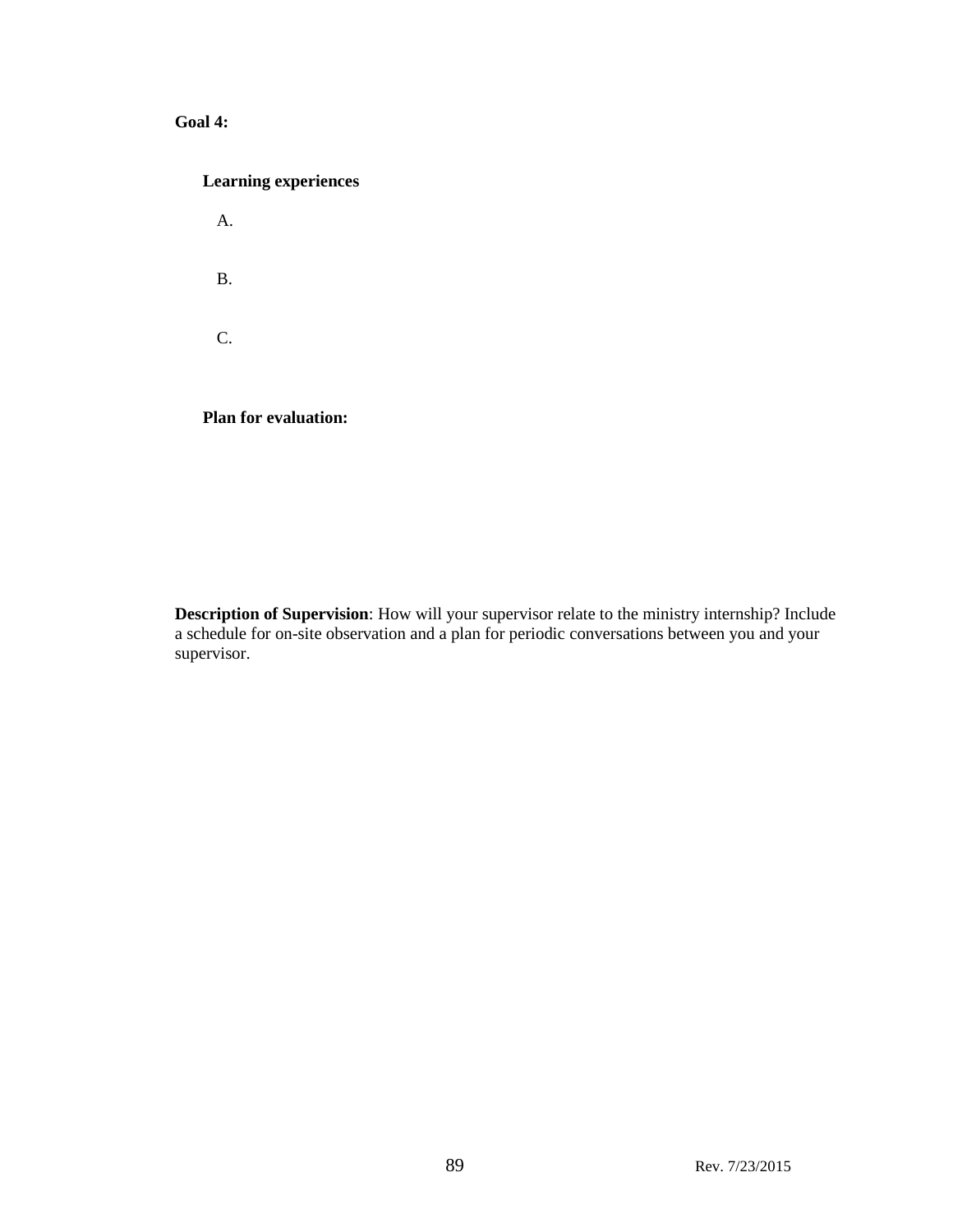**Goal 4:**

**Learning experiences**

A.

B.

C.

**Plan for evaluation:**

**Description of Supervision**: How will your supervisor relate to the ministry internship? Include a schedule for on-site observation and a plan for periodic conversations between you and your supervisor.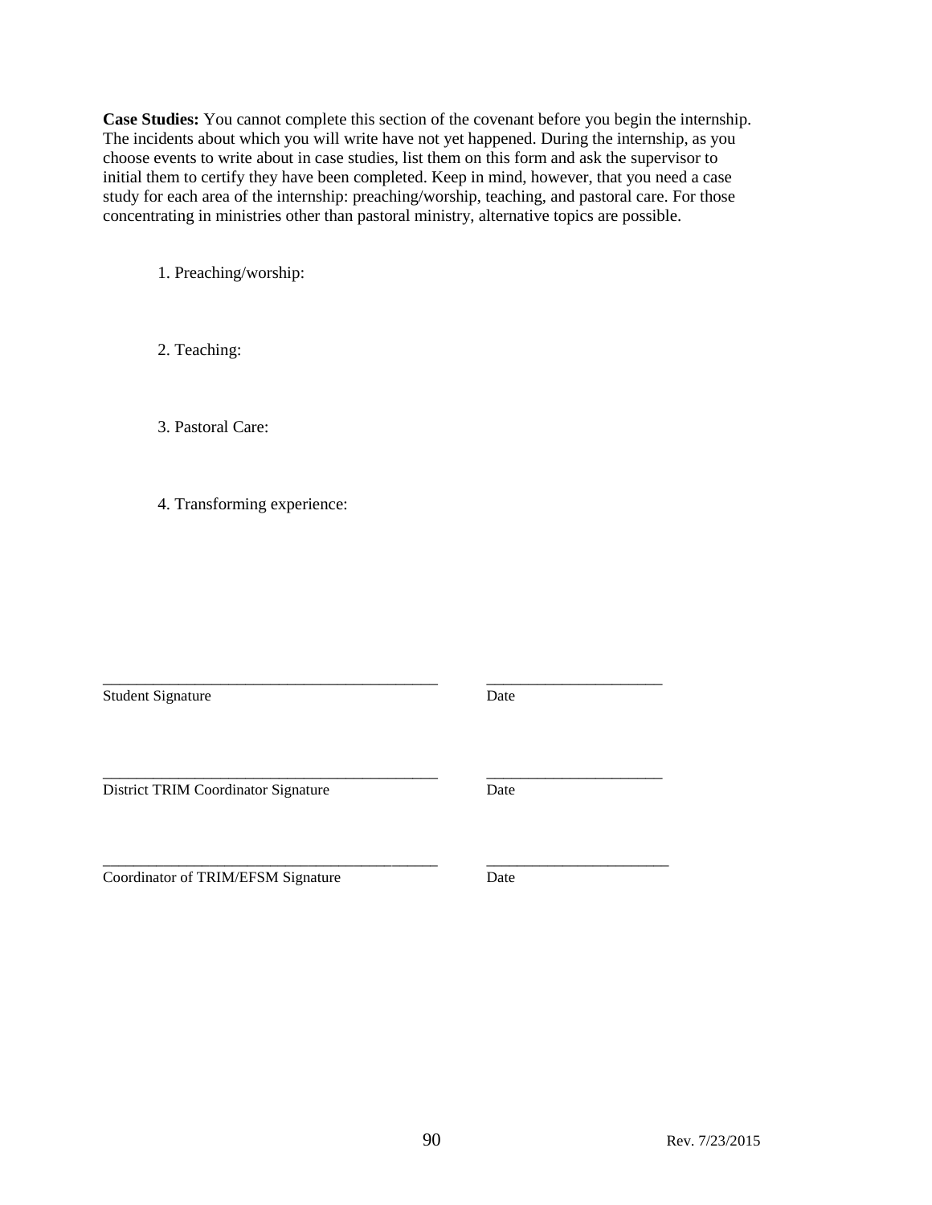**Case Studies:** You cannot complete this section of the covenant before you begin the internship. The incidents about which you will write have not yet happened. During the internship, as you choose events to write about in case studies, list them on this form and ask the supervisor to initial them to certify they have been completed. Keep in mind, however, that you need a case study for each area of the internship: preaching/worship, teaching, and pastoral care. For those concentrating in ministries other than pastoral ministry, alternative topics are possible.

1. Preaching/worship:

2. Teaching:

3. Pastoral Care:

4. Transforming experience:

_____________________________________________ &nbsp;&nbsp;&nbsp;&nbsp; _______________________

Student Signature &nbsp;&nbsp;&nbsp;&nbsp; Date

_____________________________________________ &nbsp;&nbsp;&nbsp;&nbsp; _______________________

District TRIM Coordinator Signature &nbsp;&nbsp;&nbsp;&nbsp; Date

_____________________________________________ &nbsp;&nbsp;&nbsp;&nbsp; ________________________

Coordinator of TRIM/EFSM Signature &nbsp;&nbsp;&nbsp;&nbsp; Date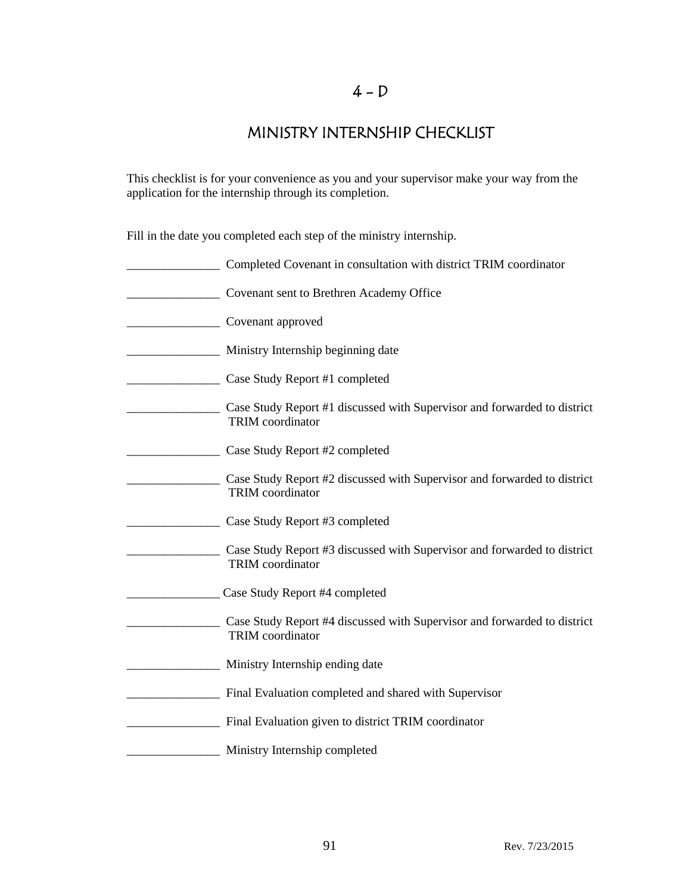# 4 – D

## MINISTRY INTERNSHIP CHECKLIST

This checklist is for your convenience as you and your supervisor make your way from the application for the internship through its completion.

Fill in the date you completed each step of the ministry internship.

_______________ Completed Covenant in consultation with district TRIM coordinator

_______________ Covenant sent to Brethren Academy Office

_______________ Covenant approved

_______________ Ministry Internship beginning date

_______________ Case Study Report #1 completed

_______________ Case Study Report #1 discussed with Supervisor and forwarded to district TRIM coordinator

_______________ Case Study Report #2 completed

_______________ Case Study Report #2 discussed with Supervisor and forwarded to district TRIM coordinator

_______________ Case Study Report #3 completed

_______________ Case Study Report #3 discussed with Supervisor and forwarded to district TRIM coordinator

_______________ Case Study Report #4 completed

_______________ Case Study Report #4 discussed with Supervisor and forwarded to district TRIM coordinator

_______________ Ministry Internship ending date

_______________ Final Evaluation completed and shared with Supervisor

_______________ Final Evaluation given to district TRIM coordinator

_______________ Ministry Internship completed

Rev. 7/23/2015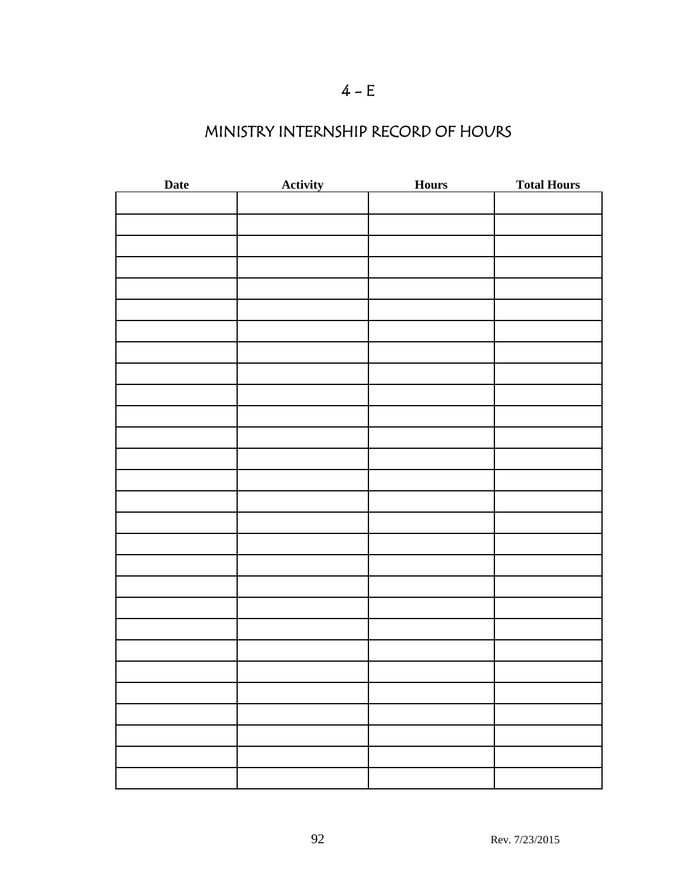# 4 - E

## MINISTRY INTERNSHIP RECORD OF HOURS

| Date | Activity | Hours | Total Hours |
|---|---|---|---|
| | | | |
| | | | |
| | | | |
| | | | |
| | | | |
| | | | |
| | | | |
| | | | |
| | | | |
| | | | |
| | | | |
| | | | |
| | | | |
| | | | |
| | | | |
| | | | |
| | | | |
| | | | |
| | | | |
| | | | |
| | | | |
| | | | |
| | | | |
| | | | |
| | | | |
| | | | |
| | | | |
| | | | |

Rev. 7/23/2015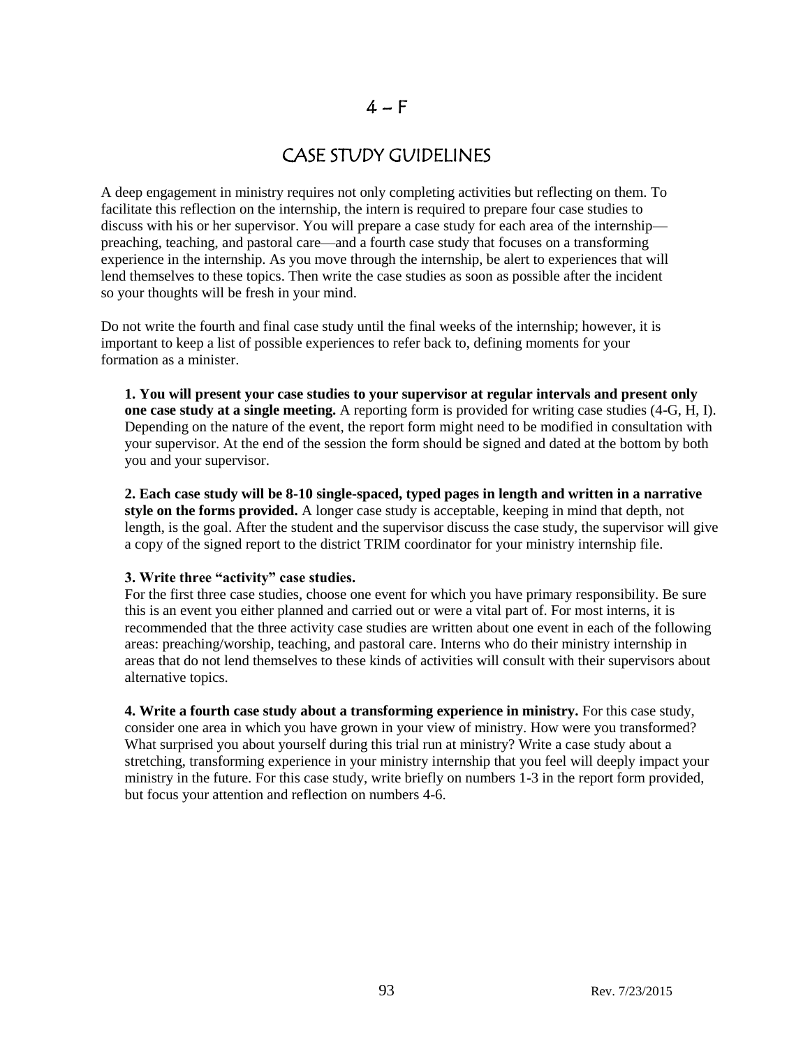# 4 – F

## CASE STUDY GUIDELINES

A deep engagement in ministry requires not only completing activities but reflecting on them. To facilitate this reflection on the internship, the intern is required to prepare four case studies to discuss with his or her supervisor. You will prepare a case study for each area of the internship—preaching, teaching, and pastoral care—and a fourth case study that focuses on a transforming experience in the internship. As you move through the internship, be alert to experiences that will lend themselves to these topics. Then write the case studies as soon as possible after the incident so your thoughts will be fresh in your mind.

Do not write the fourth and final case study until the final weeks of the internship; however, it is important to keep a list of possible experiences to refer back to, defining moments for your formation as a minister.

**1. You will present your case studies to your supervisor at regular intervals and present only one case study at a single meeting.** A reporting form is provided for writing case studies (4-G, H, I). Depending on the nature of the event, the report form might need to be modified in consultation with your supervisor. At the end of the session the form should be signed and dated at the bottom by both you and your supervisor.

**2. Each case study will be 8-10 single-spaced, typed pages in length and written in a narrative style on the forms provided.** A longer case study is acceptable, keeping in mind that depth, not length, is the goal. After the student and the supervisor discuss the case study, the supervisor will give a copy of the signed report to the district TRIM coordinator for your ministry internship file.

**3. Write three "activity" case studies.**
For the first three case studies, choose one event for which you have primary responsibility. Be sure this is an event you either planned and carried out or were a vital part of. For most interns, it is recommended that the three activity case studies are written about one event in each of the following areas: preaching/worship, teaching, and pastoral care. Interns who do their ministry internship in areas that do not lend themselves to these kinds of activities will consult with their supervisors about alternative topics.

**4. Write a fourth case study about a transforming experience in ministry.** For this case study, consider one area in which you have grown in your view of ministry. How were you transformed? What surprised you about yourself during this trial run at ministry? Write a case study about a stretching, transforming experience in your ministry internship that you feel will deeply impact your ministry in the future. For this case study, write briefly on numbers 1-3 in the report form provided, but focus your attention and reflection on numbers 4-6.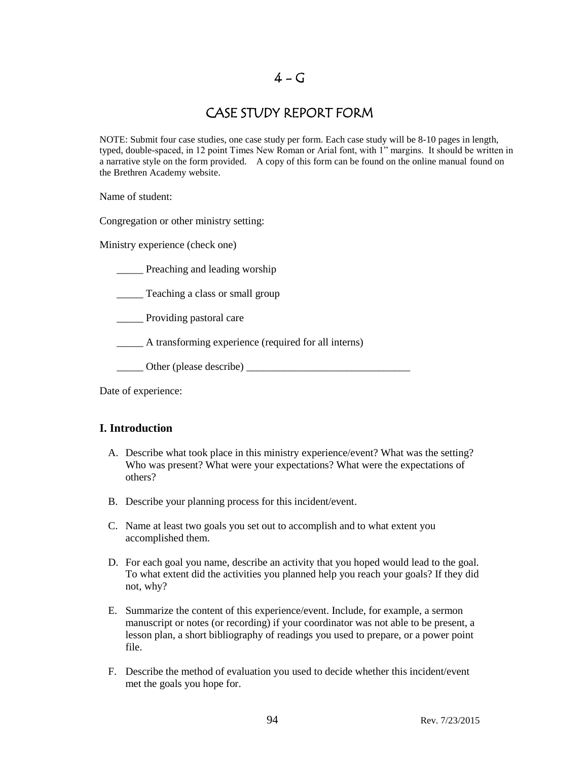# 4 – G

## CASE STUDY REPORT FORM

NOTE: Submit four case studies, one case study per form. Each case study will be 8-10 pages in length, typed, double-spaced, in 12 point Times New Roman or Arial font, with 1" margins. It should be written in a narrative style on the form provided. A copy of this form can be found on the online manual found on the Brethren Academy website.

Name of student:

Congregation or other ministry setting:

Ministry experience (check one)

_____ Preaching and leading worship

_____ Teaching a class or small group

_____ Providing pastoral care

_____ A transforming experience (required for all interns)

_____ Other (please describe) _______________________________

Date of experience:

### I. Introduction

A. Describe what took place in this ministry experience/event? What was the setting? Who was present? What were your expectations? What were the expectations of others?

B. Describe your planning process for this incident/event.

C. Name at least two goals you set out to accomplish and to what extent you accomplished them.

D. For each goal you name, describe an activity that you hoped would lead to the goal. To what extent did the activities you planned help you reach your goals? If they did not, why?

E. Summarize the content of this experience/event. Include, for example, a sermon manuscript or notes (or recording) if your coordinator was not able to be present, a lesson plan, a short bibliography of readings you used to prepare, or a power point file.

F. Describe the method of evaluation you used to decide whether this incident/event met the goals you hope for.

Rev. 7/23/2015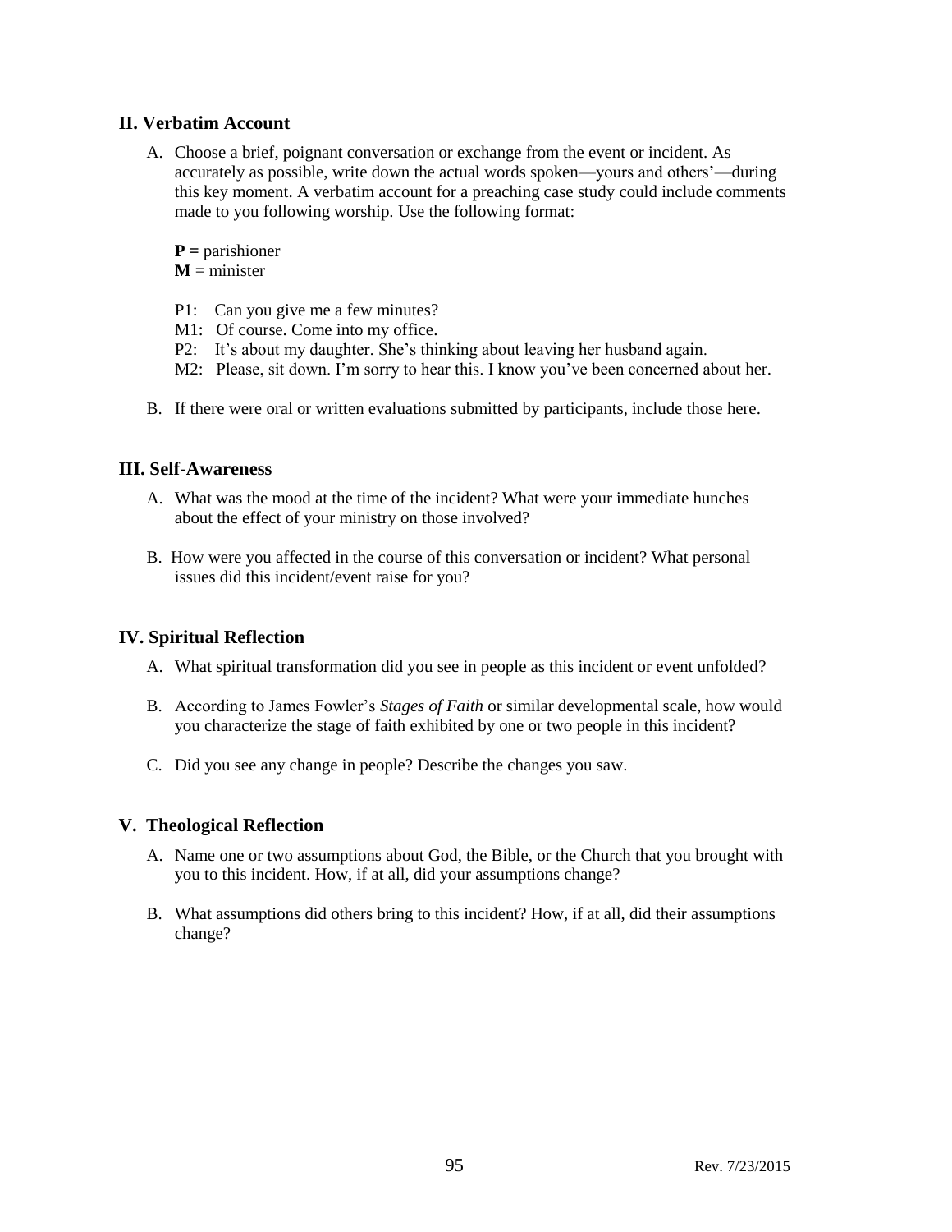## II. Verbatim Account

A. Choose a brief, poignant conversation or exchange from the event or incident. As accurately as possible, write down the actual words spoken—yours and others'—during this key moment. A verbatim account for a preaching case study could include comments made to you following worship. Use the following format:

   **P =** parishioner
   **M** = minister

   P1: Can you give me a few minutes?
   M1: Of course. Come into my office.
   P2: It's about my daughter. She's thinking about leaving her husband again.
   M2: Please, sit down. I'm sorry to hear this. I know you've been concerned about her.

B. If there were oral or written evaluations submitted by participants, include those here.

## III. Self-Awareness

A. What was the mood at the time of the incident? What were your immediate hunches about the effect of your ministry on those involved?

B. How were you affected in the course of this conversation or incident? What personal issues did this incident/event raise for you?

## IV. Spiritual Reflection

A. What spiritual transformation did you see in people as this incident or event unfolded?

B. According to James Fowler's *Stages of Faith* or similar developmental scale, how would you characterize the stage of faith exhibited by one or two people in this incident?

C. Did you see any change in people? Describe the changes you saw.

## V. Theological Reflection

A. Name one or two assumptions about God, the Bible, or the Church that you brought with you to this incident. How, if at all, did your assumptions change?

B. What assumptions did others bring to this incident? How, if at all, did their assumptions change?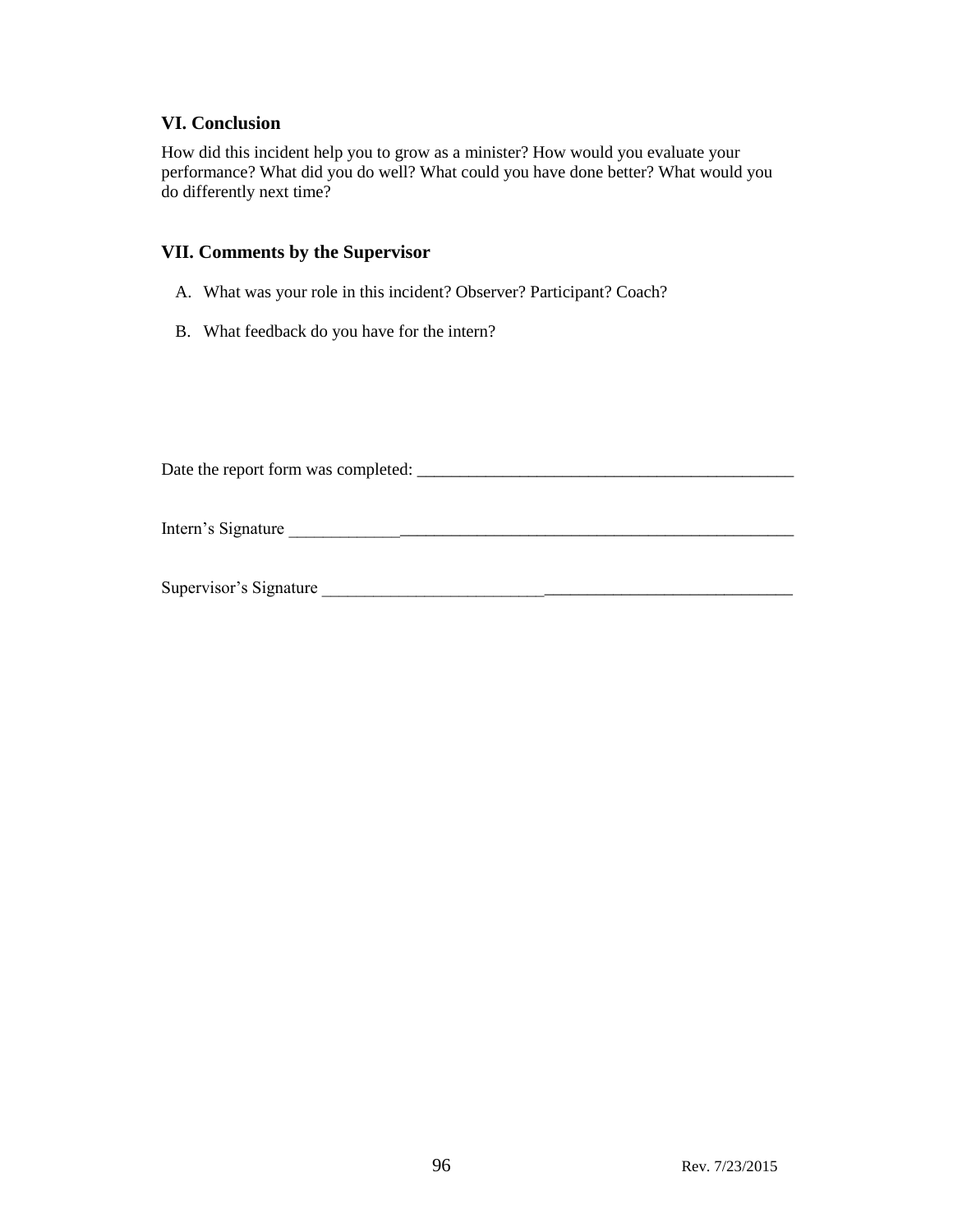## VI. Conclusion

How did this incident help you to grow as a minister? How would you evaluate your performance? What did you do well? What could you have done better? What would you do differently next time?

## VII. Comments by the Supervisor

A. What was your role in this incident? Observer? Participant? Coach?

B. What feedback do you have for the intern?

Date the report form was completed: ____________________________________________

Intern's Signature ___________________________________________________________

Supervisor's Signature _______________________________________________________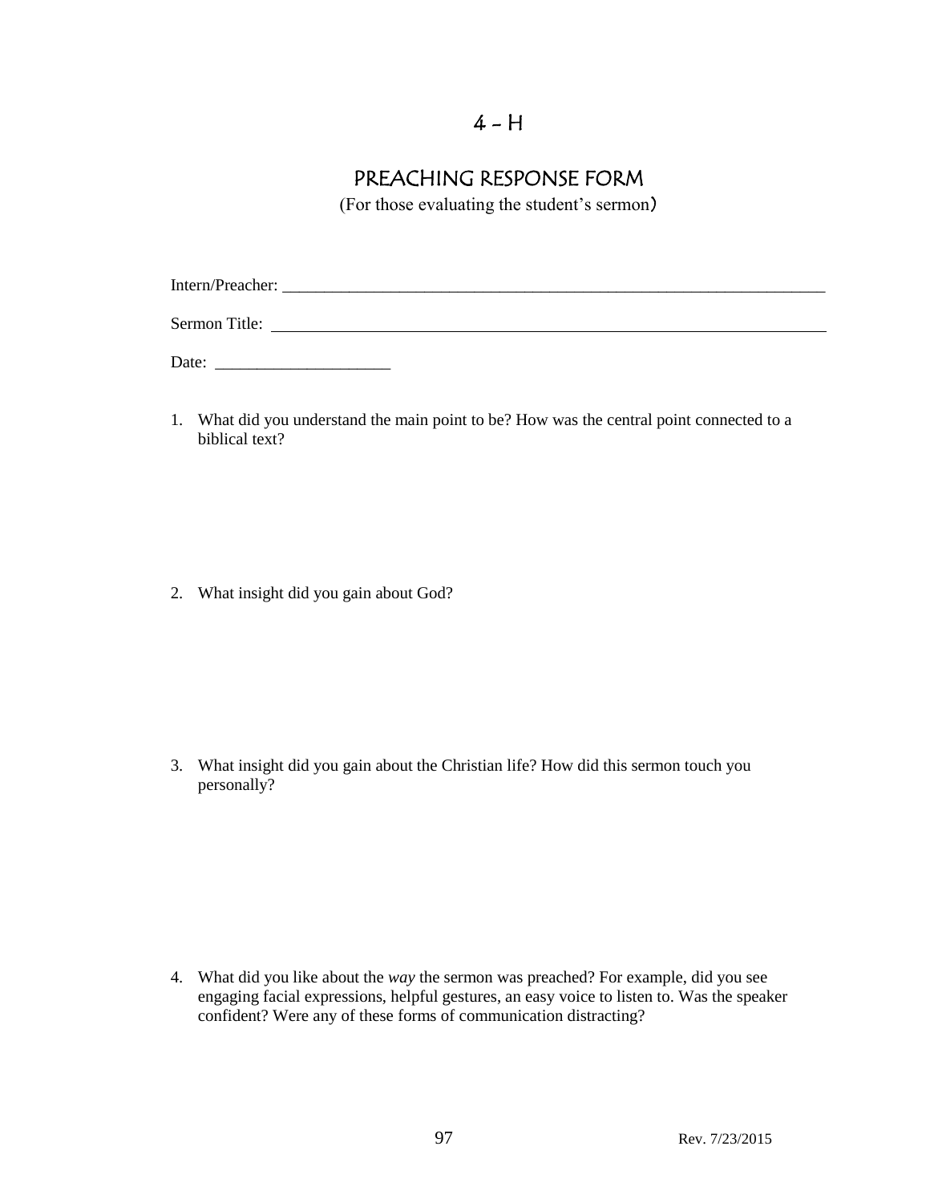# 4 - H

## PREACHING RESPONSE FORM

(For those evaluating the student's sermon)

Intern/Preacher: ____________________________________________________________________

Sermon Title: ______________________________________________________________________

Date: ____________________

1. What did you understand the main point to be? How was the central point connected to a biblical text?

2. What insight did you gain about God?

3. What insight did you gain about the Christian life? How did this sermon touch you personally?

4. What did you like about the *way* the sermon was preached? For example, did you see engaging facial expressions, helpful gestures, an easy voice to listen to. Was the speaker confident? Were any of these forms of communication distracting?

Rev. 7/23/2015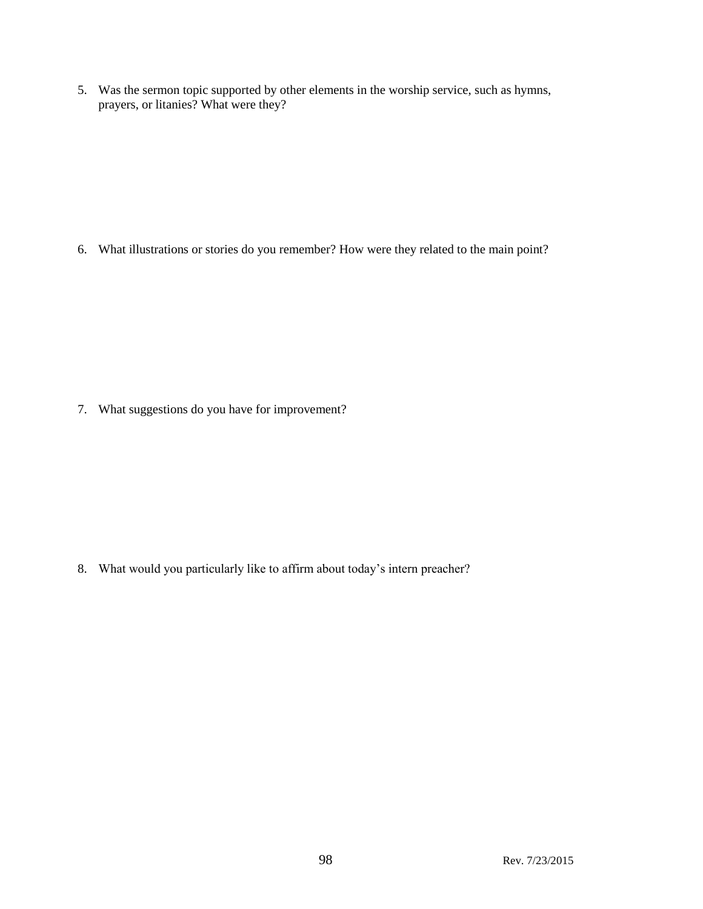5. Was the sermon topic supported by other elements in the worship service, such as hymns, prayers, or litanies? What were they?

6. What illustrations or stories do you remember? How were they related to the main point?

7. What suggestions do you have for improvement?

8. What would you particularly like to affirm about today's intern preacher?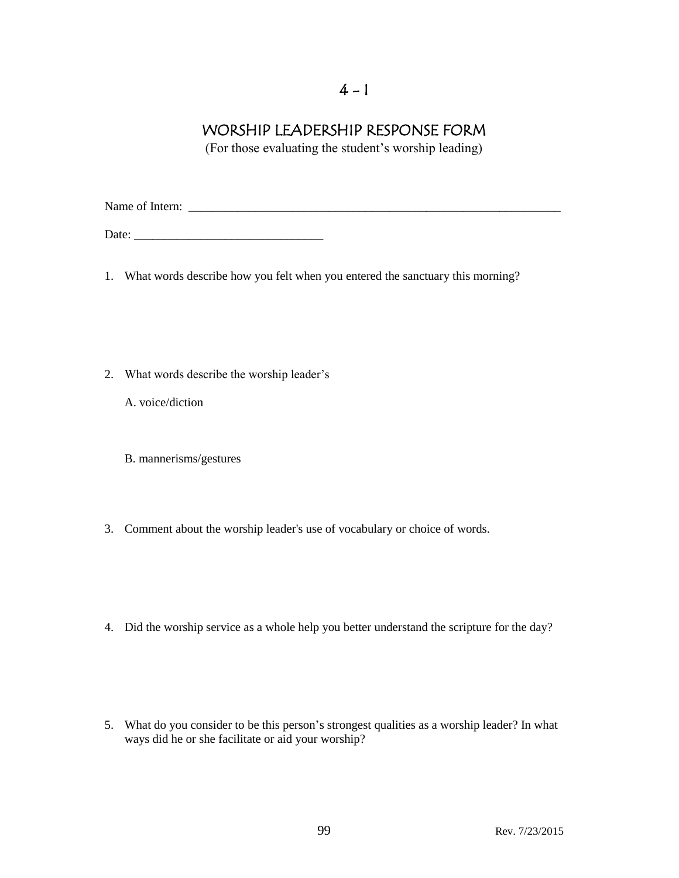# 4 - 1

## WORSHIP LEADERSHIP RESPONSE FORM

(For those evaluating the student's worship leading)

Name of Intern: _______________________________________________________________

Date: _______________________________

1. What words describe how you felt when you entered the sanctuary this morning?

2. What words describe the worship leader's

   A. voice/diction

   B. mannerisms/gestures

3. Comment about the worship leader's use of vocabulary or choice of words.

4. Did the worship service as a whole help you better understand the scripture for the day?

5. What do you consider to be this person's strongest qualities as a worship leader? In what ways did he or she facilitate or aid your worship?

Rev. 7/23/2015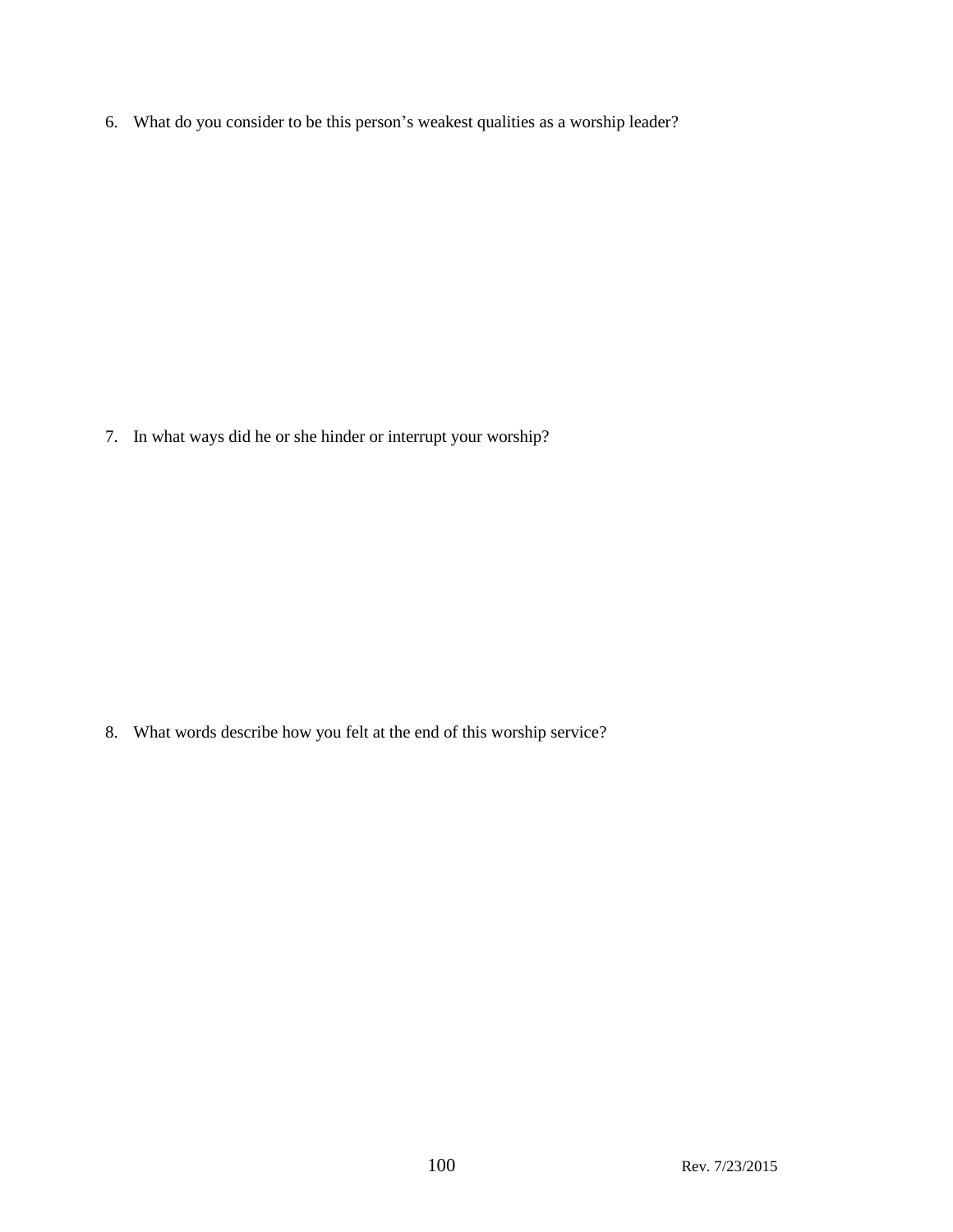6. What do you consider to be this person’s weakest qualities as a worship leader?

7. In what ways did he or she hinder or interrupt your worship?

8. What words describe how you felt at the end of this worship service?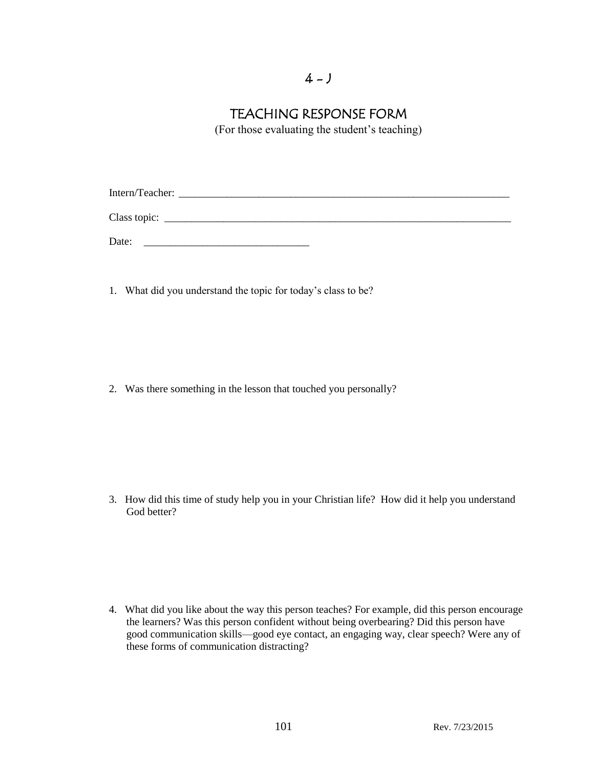# 4 – J

## TEACHING RESPONSE FORM

(For those evaluating the student's teaching)

Intern/Teacher: ________________________________________________________________

Class topic: ___________________________________________________________________

Date: _______________________________

1. What did you understand the topic for today's class to be?

2. Was there something in the lesson that touched you personally?

3. How did this time of study help you in your Christian life? How did it help you understand God better?

4. What did you like about the way this person teaches? For example, did this person encourage the learners? Was this person confident without being overbearing? Did this person have good communication skills—good eye contact, an engaging way, clear speech? Were any of these forms of communication distracting?

Rev. 7/23/2015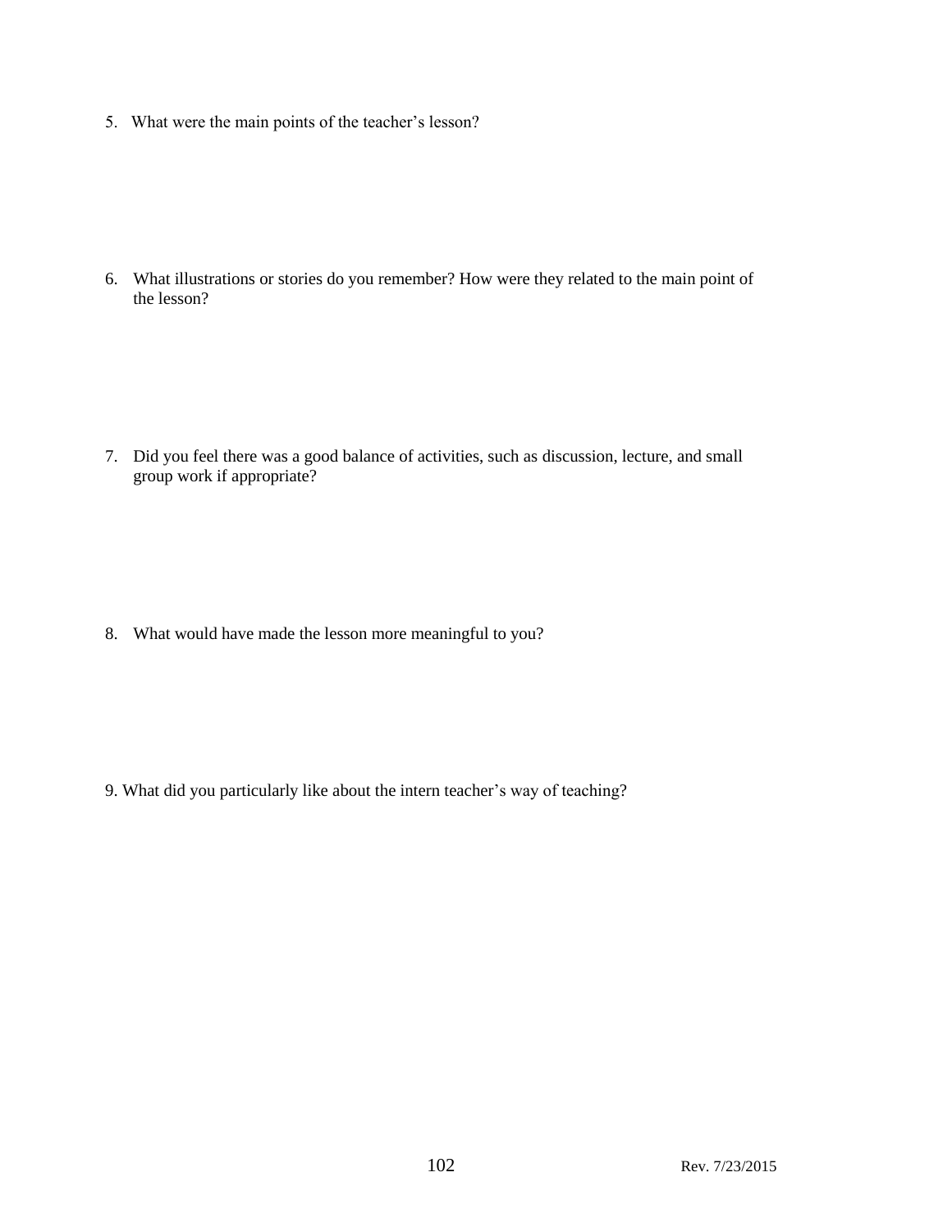5. What were the main points of the teacher's lesson?

6. What illustrations or stories do you remember? How were they related to the main point of the lesson?

7. Did you feel there was a good balance of activities, such as discussion, lecture, and small group work if appropriate?

8. What would have made the lesson more meaningful to you?

9. What did you particularly like about the intern teacher's way of teaching?

Rev. 7/23/2015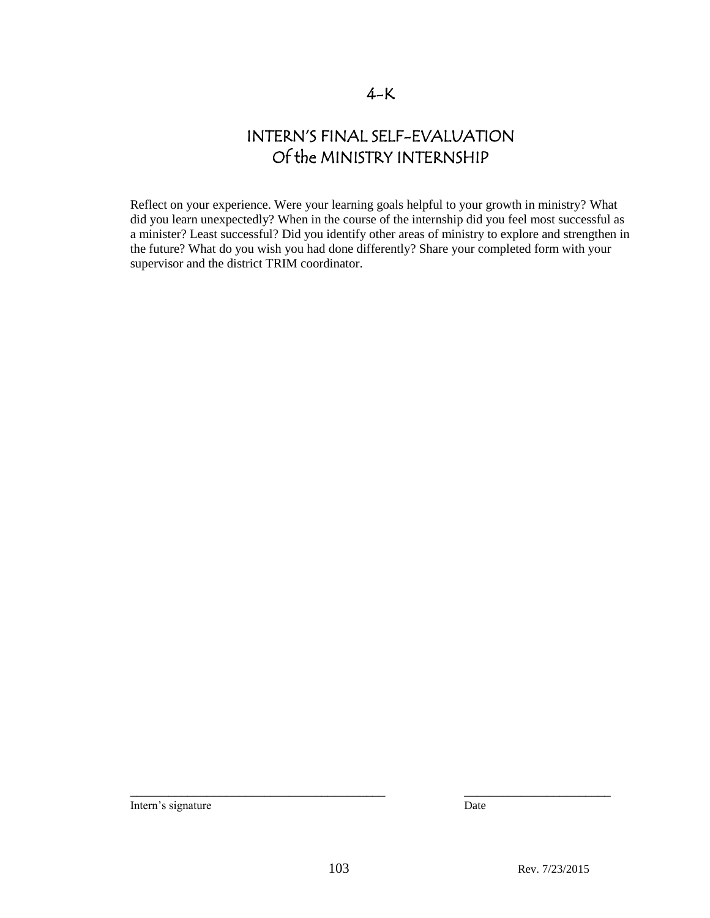4-K

# INTERN'S FINAL SELF-EVALUATION
# Of the MINISTRY INTERNSHIP

Reflect on your experience. Were your learning goals helpful to your growth in ministry? What did you learn unexpectedly? When in the course of the internship did you feel most successful as a minister? Least successful? Did you identify other areas of ministry to explore and strengthen in the future? What do you wish you had done differently? Share your completed form with your supervisor and the district TRIM coordinator.

___________________________________________ ________________________

Intern's signature Date

Rev. 7/23/2015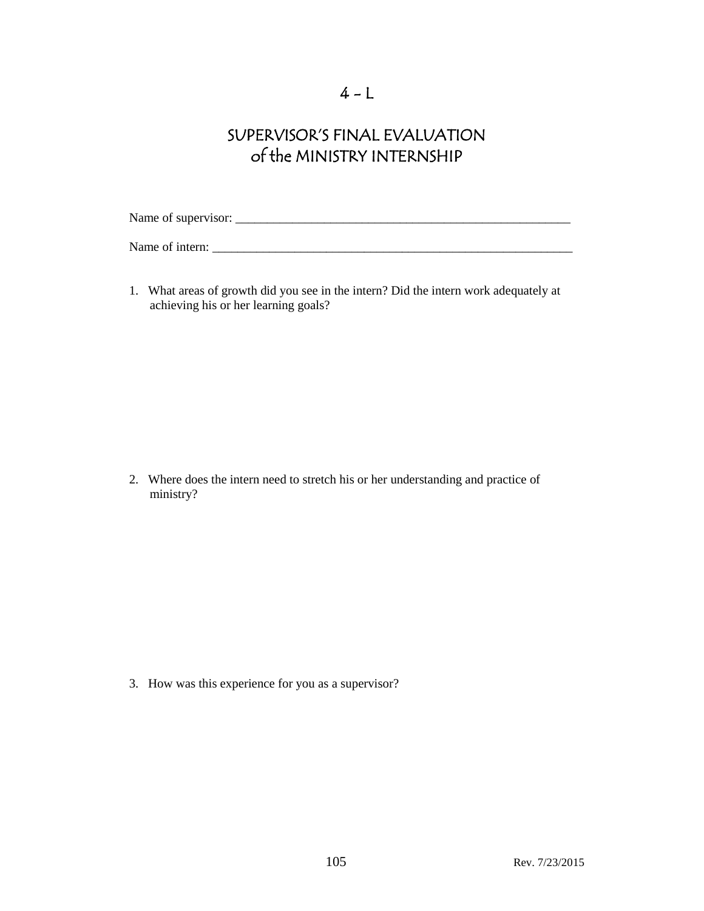# 4 – L

## SUPERVISOR'S FINAL EVALUATION of the MINISTRY INTERNSHIP

Name of supervisor: ________________________________________________________

Name of intern: ____________________________________________________________

1. What areas of growth did you see in the intern? Did the intern work adequately at achieving his or her learning goals?

2. Where does the intern need to stretch his or her understanding and practice of ministry?

3. How was this experience for you as a supervisor?

Rev. 7/23/2015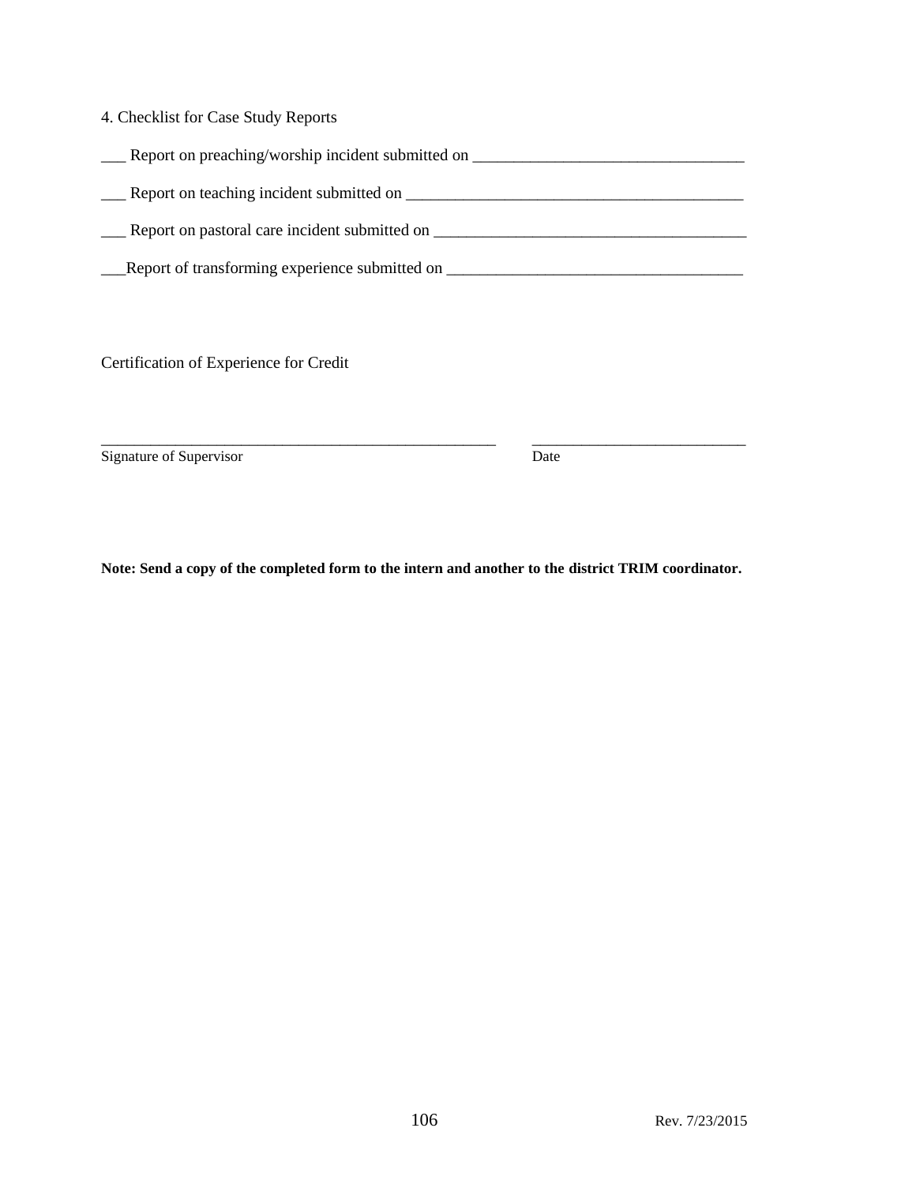4. Checklist for Case Study Reports

___ Report on preaching/worship incident submitted on ________________________________

___ Report on teaching incident submitted on ________________________________________

___ Report on pastoral care incident submitted on _____________________________________

___Report of transforming experience submitted on ___________________________________

Certification of Experience for Credit

___________________________________________________ ___________________________

Signature of Supervisor Date

**Note: Send a copy of the completed form to the intern and another to the district TRIM coordinator.**

Rev. 7/23/2015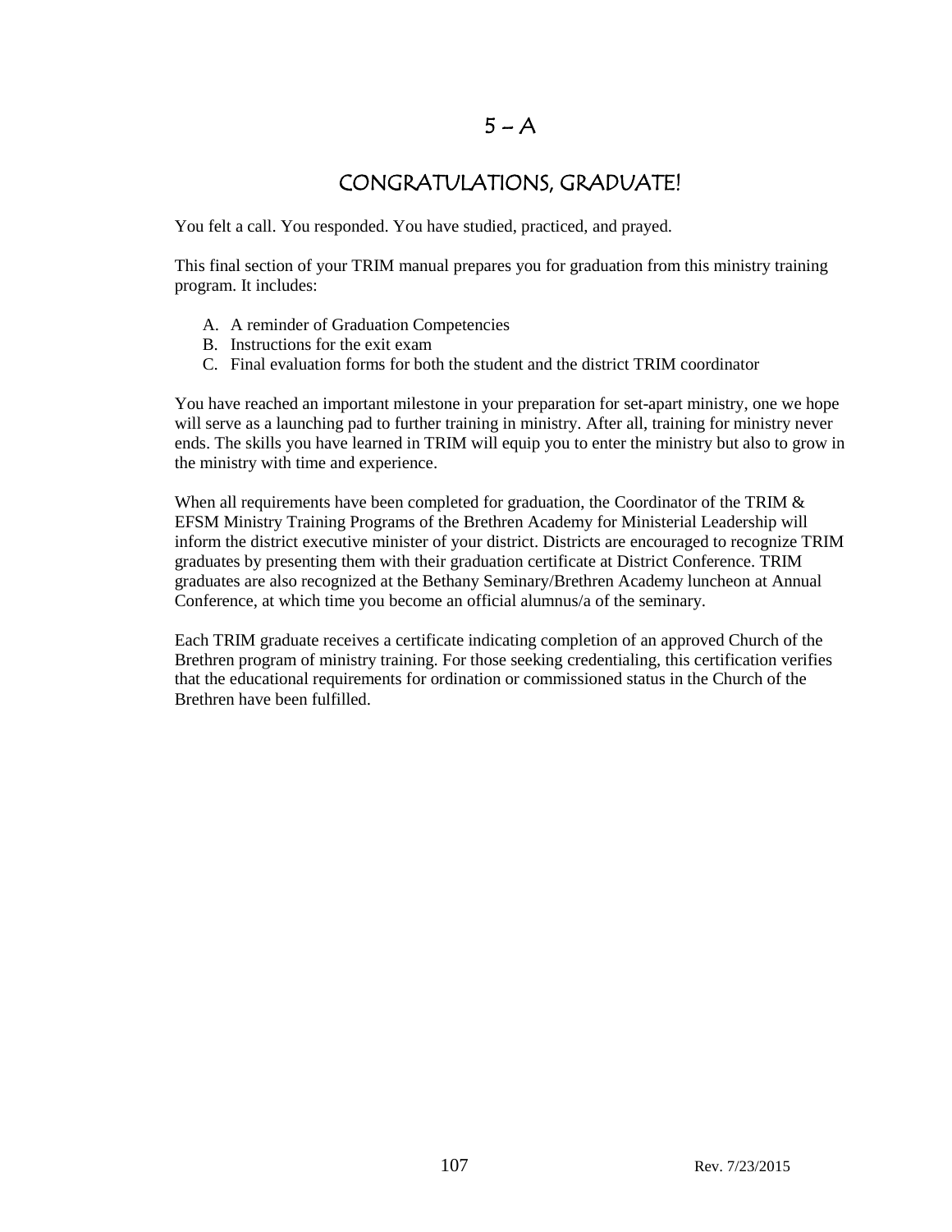# 5 – A

## CONGRATULATIONS, GRADUATE!

You felt a call. You responded. You have studied, practiced, and prayed.

This final section of your TRIM manual prepares you for graduation from this ministry training program. It includes:

A. A reminder of Graduation Competencies
B. Instructions for the exit exam
C. Final evaluation forms for both the student and the district TRIM coordinator

You have reached an important milestone in your preparation for set-apart ministry, one we hope will serve as a launching pad to further training in ministry. After all, training for ministry never ends. The skills you have learned in TRIM will equip you to enter the ministry but also to grow in the ministry with time and experience.

When all requirements have been completed for graduation, the Coordinator of the TRIM & EFSM Ministry Training Programs of the Brethren Academy for Ministerial Leadership will inform the district executive minister of your district. Districts are encouraged to recognize TRIM graduates by presenting them with their graduation certificate at District Conference. TRIM graduates are also recognized at the Bethany Seminary/Brethren Academy luncheon at Annual Conference, at which time you become an official alumnus/a of the seminary.

Each TRIM graduate receives a certificate indicating completion of an approved Church of the Brethren program of ministry training. For those seeking credentialing, this certification verifies that the educational requirements for ordination or commissioned status in the Church of the Brethren have been fulfilled.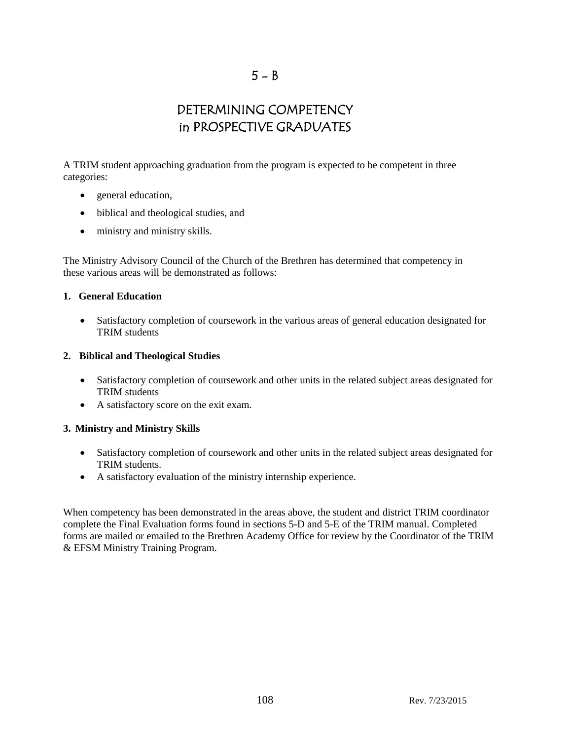# 5 – B

# DETERMINING COMPETENCY in PROSPECTIVE GRADUATES

A TRIM student approaching graduation from the program is expected to be competent in three categories:

- general education,
- biblical and theological studies, and
- ministry and ministry skills.

The Ministry Advisory Council of the Church of the Brethren has determined that competency in these various areas will be demonstrated as follows:

**1. General Education**

- Satisfactory completion of coursework in the various areas of general education designated for TRIM students

**2. Biblical and Theological Studies**

- Satisfactory completion of coursework and other units in the related subject areas designated for TRIM students
- A satisfactory score on the exit exam.

**3. Ministry and Ministry Skills**

- Satisfactory completion of coursework and other units in the related subject areas designated for TRIM students.
- A satisfactory evaluation of the ministry internship experience.

When competency has been demonstrated in the areas above, the student and district TRIM coordinator complete the Final Evaluation forms found in sections 5-D and 5-E of the TRIM manual. Completed forms are mailed or emailed to the Brethren Academy Office for review by the Coordinator of the TRIM & EFSM Ministry Training Program.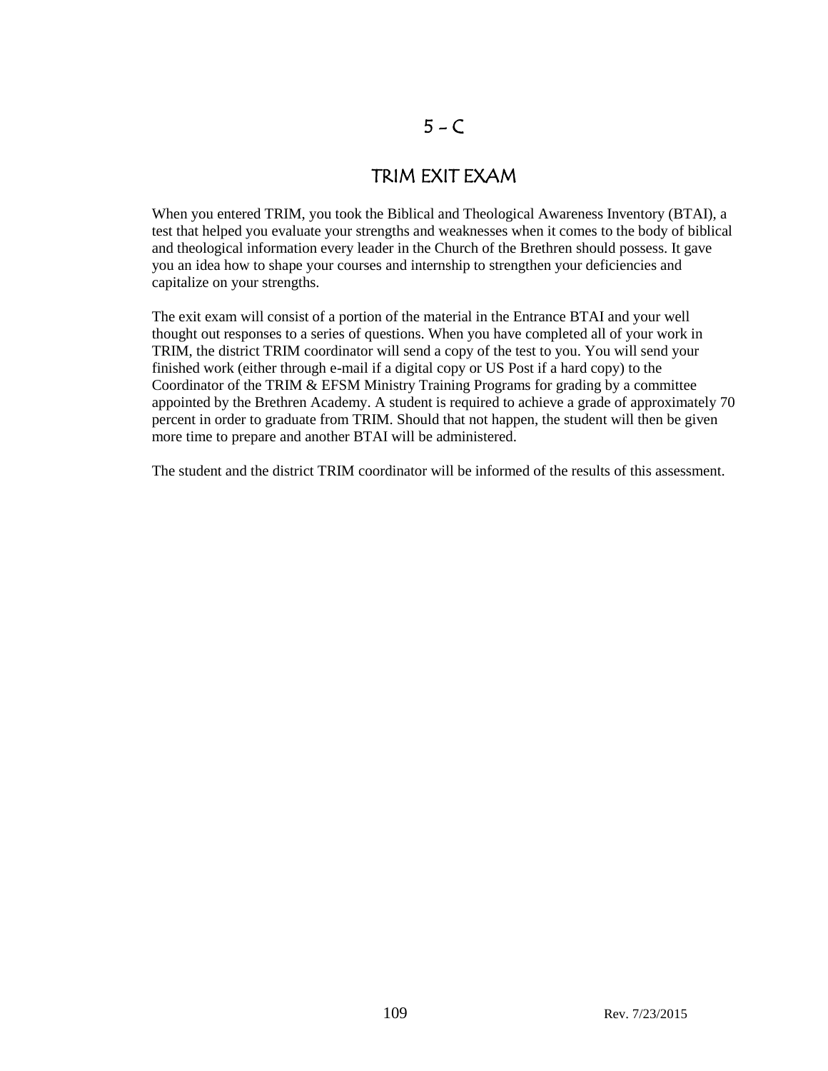# 5 – C

## TRIM EXIT EXAM

When you entered TRIM, you took the Biblical and Theological Awareness Inventory (BTAI), a test that helped you evaluate your strengths and weaknesses when it comes to the body of biblical and theological information every leader in the Church of the Brethren should possess. It gave you an idea how to shape your courses and internship to strengthen your deficiencies and capitalize on your strengths.

The exit exam will consist of a portion of the material in the Entrance BTAI and your well thought out responses to a series of questions. When you have completed all of your work in TRIM, the district TRIM coordinator will send a copy of the test to you. You will send your finished work (either through e-mail if a digital copy or US Post if a hard copy) to the Coordinator of the TRIM & EFSM Ministry Training Programs for grading by a committee appointed by the Brethren Academy. A student is required to achieve a grade of approximately 70 percent in order to graduate from TRIM. Should that not happen, the student will then be given more time to prepare and another BTAI will be administered.

The student and the district TRIM coordinator will be informed of the results of this assessment.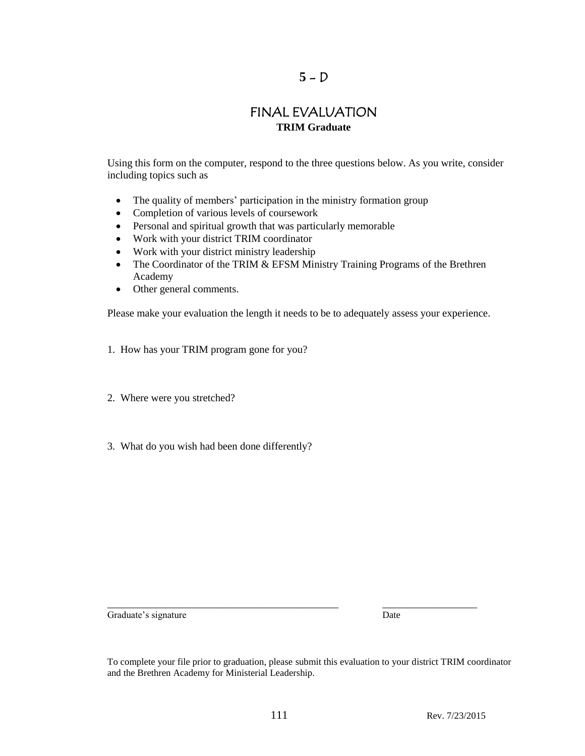# 5 – D

## FINAL EVALUATION

**TRIM Graduate**

Using this form on the computer, respond to the three questions below. As you write, consider including topics such as

- The quality of members' participation in the ministry formation group
- Completion of various levels of coursework
- Personal and spiritual growth that was particularly memorable
- Work with your district TRIM coordinator
- Work with your district ministry leadership
- The Coordinator of the TRIM & EFSM Ministry Training Programs of the Brethren Academy
- Other general comments.

Please make your evaluation the length it needs to be to adequately assess your experience.

1. How has your TRIM program gone for you?

2. Where were you stretched?

3. What do you wish had been done differently?

_______________________________________________ ___________________

Graduate's signature Date

To complete your file prior to graduation, please submit this evaluation to your district TRIM coordinator and the Brethren Academy for Ministerial Leadership.

Rev. 7/23/2015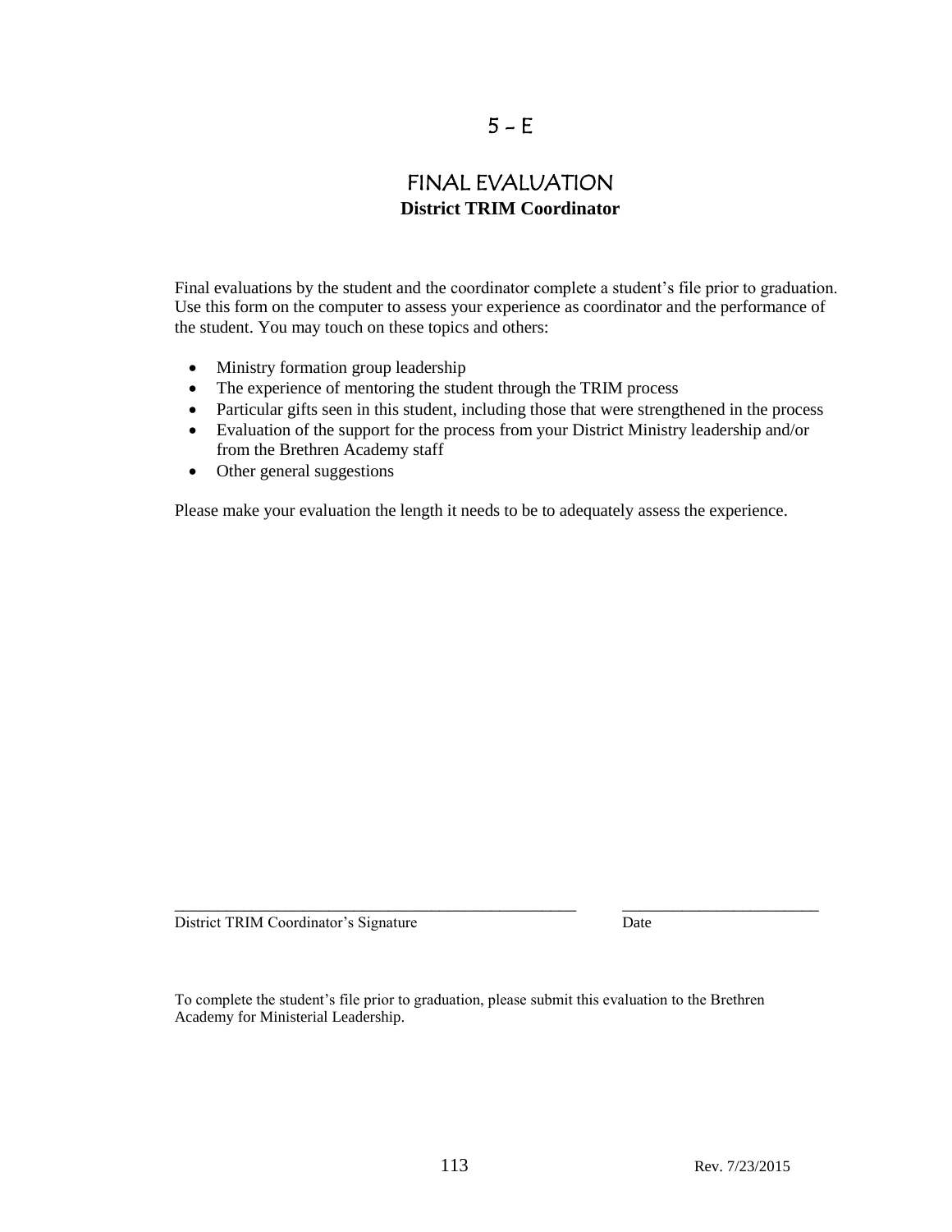# 5 – E

## FINAL EVALUATION

**District TRIM Coordinator**

Final evaluations by the student and the coordinator complete a student's file prior to graduation. Use this form on the computer to assess your experience as coordinator and the performance of the student. You may touch on these topics and others:

- Ministry formation group leadership
- The experience of mentoring the student through the TRIM process
- Particular gifts seen in this student, including those that were strengthened in the process
- Evaluation of the support for the process from your District Ministry leadership and/or from the Brethren Academy staff
- Other general suggestions

Please make your evaluation the length it needs to be to adequately assess the experience.

\_\_\_\_\_\_\_\_\_\_\_\_\_\_\_\_\_\_\_\_\_\_\_\_\_\_\_\_\_\_\_\_\_\_\_\_\_\_\_\_\_\_\_\_\_\_\_\_ \_\_\_\_\_\_\_\_\_\_\_\_\_\_\_\_\_\_\_\_\_\_\_\_\_
District TRIM Coordinator's Signature Date

To complete the student's file prior to graduation, please submit this evaluation to the Brethren Academy for Ministerial Leadership.

Rev. 7/23/2015